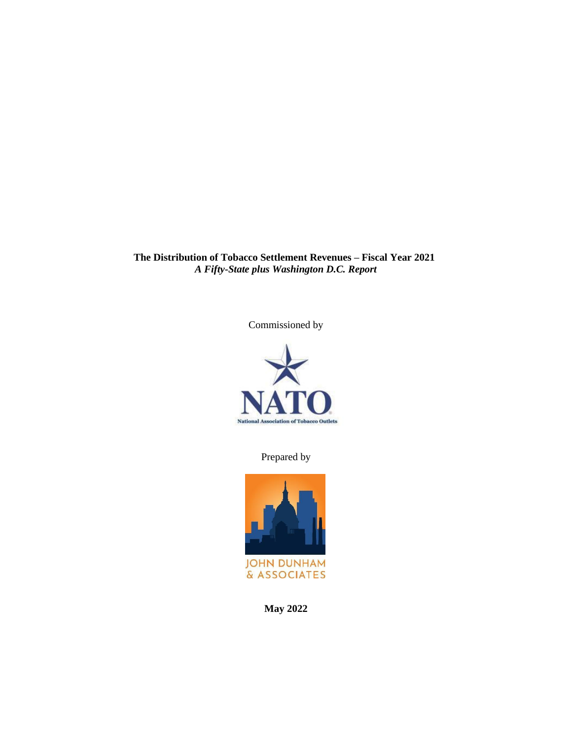**The Distribution of Tobacco Settlement Revenues – Fiscal Year 2021**
***A Fifty-State plus Washington D.C. Report***

Commissioned by

NATO

National Association of Tobacco Outlets

Prepared by

JOHN DUNHAM & ASSOCIATES

**May 2022**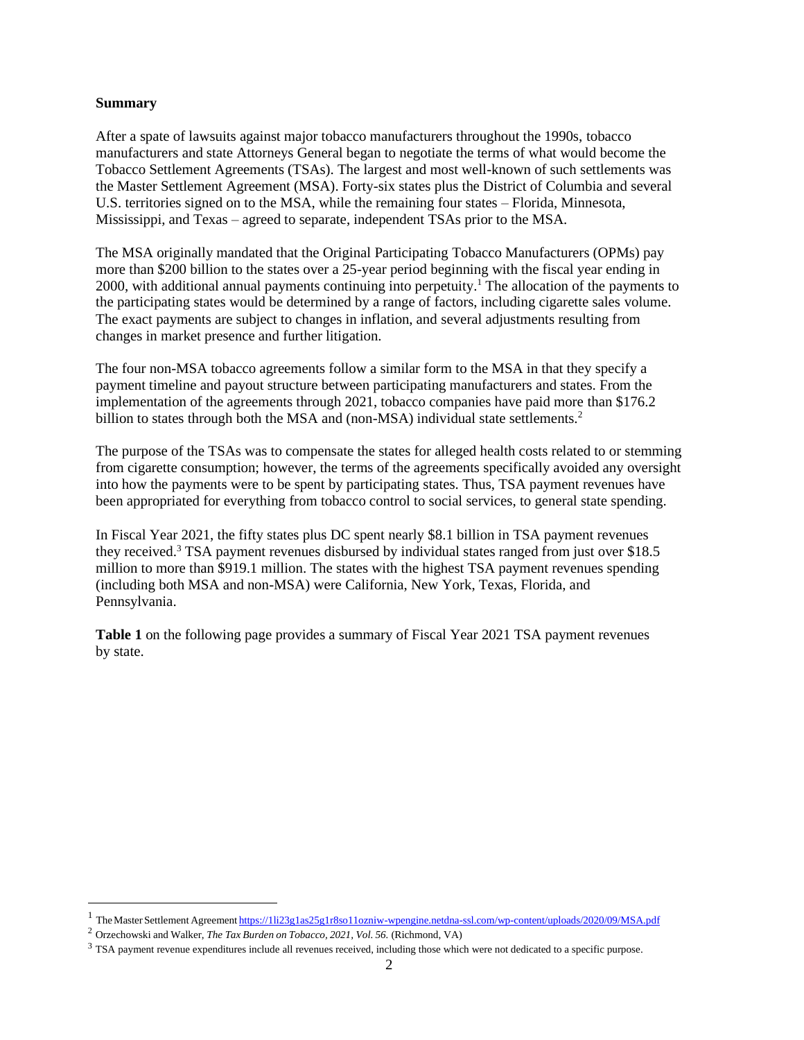**Summary**

After a spate of lawsuits against major tobacco manufacturers throughout the 1990s, tobacco manufacturers and state Attorneys General began to negotiate the terms of what would become the Tobacco Settlement Agreements (TSAs). The largest and most well-known of such settlements was the Master Settlement Agreement (MSA). Forty-six states plus the District of Columbia and several U.S. territories signed on to the MSA, while the remaining four states – Florida, Minnesota, Mississippi, and Texas – agreed to separate, independent TSAs prior to the MSA.

The MSA originally mandated that the Original Participating Tobacco Manufacturers (OPMs) pay more than $200 billion to the states over a 25-year period beginning with the fiscal year ending in 2000, with additional annual payments continuing into perpetuity.[1] The allocation of the payments to the participating states would be determined by a range of factors, including cigarette sales volume. The exact payments are subject to changes in inflation, and several adjustments resulting from changes in market presence and further litigation.

The four non-MSA tobacco agreements follow a similar form to the MSA in that they specify a payment timeline and payout structure between participating manufacturers and states. From the implementation of the agreements through 2021, tobacco companies have paid more than $176.2 billion to states through both the MSA and (non-MSA) individual state settlements.[2]

The purpose of the TSAs was to compensate the states for alleged health costs related to or stemming from cigarette consumption; however, the terms of the agreements specifically avoided any oversight into how the payments were to be spent by participating states. Thus, TSA payment revenues have been appropriated for everything from tobacco control to social services, to general state spending.

In Fiscal Year 2021, the fifty states plus DC spent nearly $8.1 billion in TSA payment revenues they received.[3] TSA payment revenues disbursed by individual states ranged from just over $18.5 million to more than $919.1 million. The states with the highest TSA payment revenues spending (including both MSA and non-MSA) were California, New York, Texas, Florida, and Pennsylvania.

**Table 1** on the following page provides a summary of Fiscal Year 2021 TSA payment revenues by state.

---

[1] The Master Settlement Agreement https://1li23g1as25g1r8so11ozniw-wpengine.netdna-ssl.com/wp-content/uploads/2020/09/MSA.pdf

[2] Orzechowski and Walker, *The Tax Burden on Tobacco, 2021, Vol. 56.* (Richmond, VA)

[3] TSA payment revenue expenditures include all revenues received, including those which were not dedicated to a specific purpose.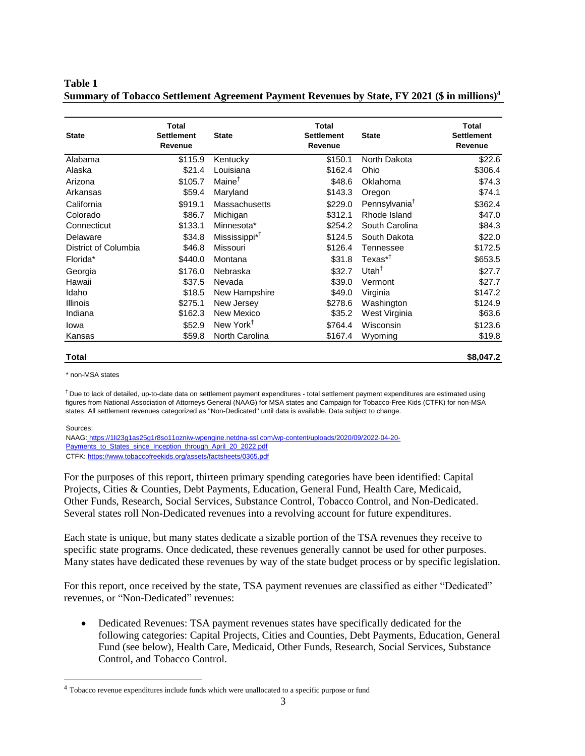**Table 1**
**Summary of Tobacco Settlement Agreement Payment Revenues by State, FY 2021 ($ in millions)[4]**

| State | Total Settlement Revenue | State | Total Settlement Revenue | State | Total Settlement Revenue |
|---|---|---|---|---|---|
| Alabama | $115.9 | Kentucky | $150.1 | North Dakota | $22.6 |
| Alaska | $21.4 | Louisiana | $162.4 | Ohio | $306.4 |
| Arizona | $105.7 | Maine† | $48.6 | Oklahoma | $74.3 |
| Arkansas | $59.4 | Maryland | $143.3 | Oregon | $74.1 |
| California | $919.1 | Massachusetts | $229.0 | Pennsylvania† | $362.4 |
| Colorado | $86.7 | Michigan | $312.1 | Rhode Island | $47.0 |
| Connecticut | $133.1 | Minnesota* | $254.2 | South Carolina | $84.3 |
| Delaware | $34.8 | Mississippi*† | $124.5 | South Dakota | $22.0 |
| District of Columbia | $46.8 | Missouri | $126.4 | Tennessee | $172.5 |
| Florida* | $440.0 | Montana | $31.8 | Texas*† | $653.5 |
| Georgia | $176.0 | Nebraska | $32.7 | Utah† | $27.7 |
| Hawaii | $37.5 | Nevada | $39.0 | Vermont | $27.7 |
| Idaho | $18.5 | New Hampshire | $49.0 | Virginia | $147.2 |
| Illinois | $275.1 | New Jersey | $278.6 | Washington | $124.9 |
| Indiana | $162.3 | New Mexico | $35.2 | West Virginia | $63.6 |
| Iowa | $52.9 | New York† | $764.4 | Wisconsin | $123.6 |
| Kansas | $59.8 | North Carolina | $167.4 | Wyoming | $19.8 |
| **Total** | | | | | **$8,047.2** |

\* non-MSA states

† Due to lack of detailed, up-to-date data on settlement payment expenditures - total settlement payment expenditures are estimated using figures from National Association of Attorneys General (NAAG) for MSA states and Campaign for Tobacco-Free Kids (CTFK) for non-MSA states. All settlement revenues categorized as "Non-Dedicated" until data is available. Data subject to change.

Sources:
NAAG: https://1li23g1as25g1r8so11ozniw-wpengine.netdna-ssl.com/wp-content/uploads/2020/09/2022-04-20-Payments_to_States_since_Inception_through_April_20_2022.pdf
CTFK: https://www.tobaccofreekids.org/assets/factsheets/0365.pdf

For the purposes of this report, thirteen primary spending categories have been identified: Capital Projects, Cities & Counties, Debt Payments, Education, General Fund, Health Care, Medicaid, Other Funds, Research, Social Services, Substance Control, Tobacco Control, and Non-Dedicated. Several states roll Non-Dedicated revenues into a revolving account for future expenditures.

Each state is unique, but many states dedicate a sizable portion of the TSA revenues they receive to specific state programs. Once dedicated, these revenues generally cannot be used for other purposes. Many states have dedicated these revenues by way of the state budget process or by specific legislation.

For this report, once received by the state, TSA payment revenues are classified as either "Dedicated" revenues, or "Non-Dedicated" revenues:

- Dedicated Revenues: TSA payment revenues states have specifically dedicated for the following categories: Capital Projects, Cities and Counties, Debt Payments, Education, General Fund (see below), Health Care, Medicaid, Other Funds, Research, Social Services, Substance Control, and Tobacco Control.

[4] Tobacco revenue expenditures include funds which were unallocated to a specific purpose or fund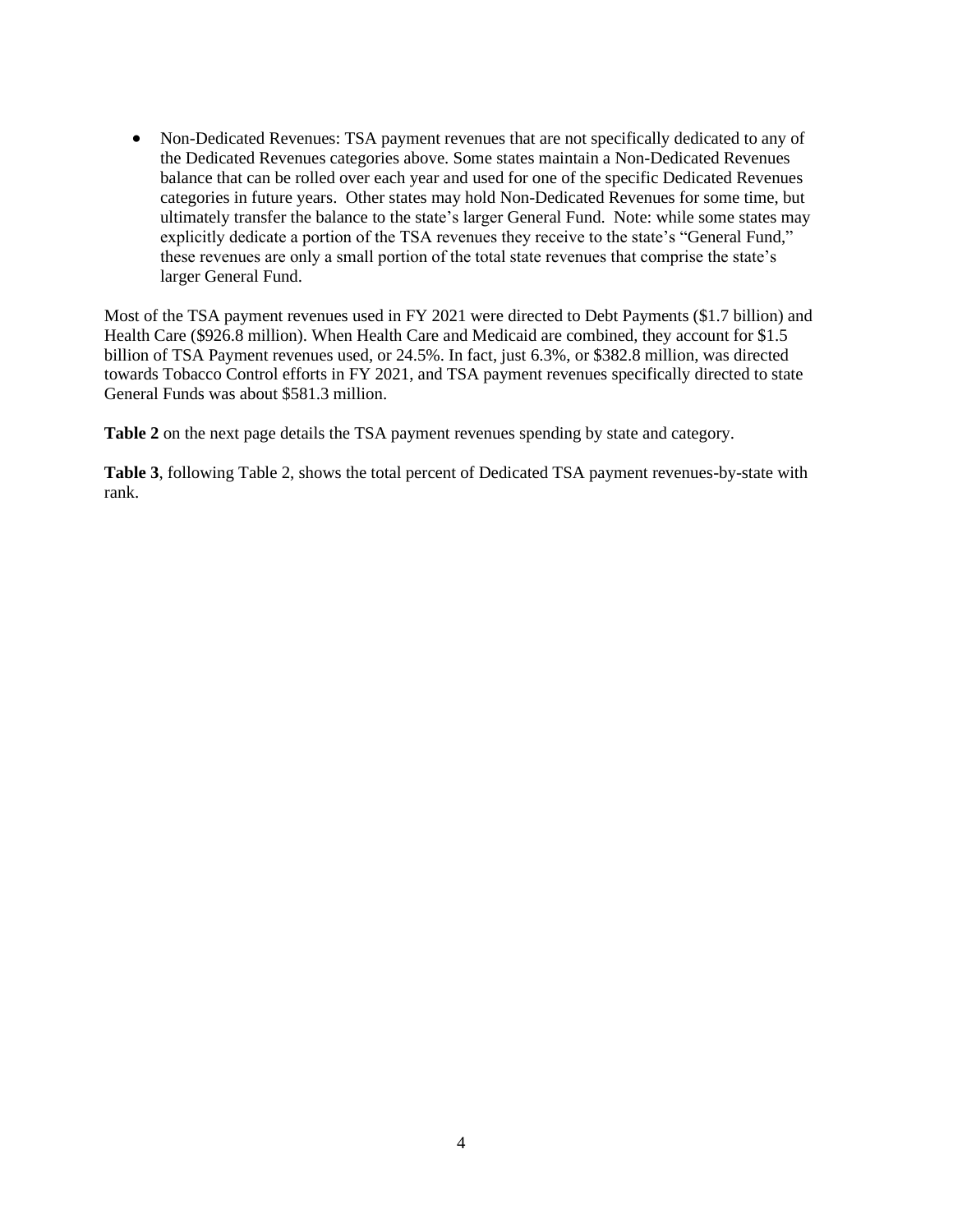- Non-Dedicated Revenues: TSA payment revenues that are not specifically dedicated to any of the Dedicated Revenues categories above. Some states maintain a Non-Dedicated Revenues balance that can be rolled over each year and used for one of the specific Dedicated Revenues categories in future years. Other states may hold Non-Dedicated Revenues for some time, but ultimately transfer the balance to the state's larger General Fund. Note: while some states may explicitly dedicate a portion of the TSA revenues they receive to the state's "General Fund," these revenues are only a small portion of the total state revenues that comprise the state's larger General Fund.

Most of the TSA payment revenues used in FY 2021 were directed to Debt Payments ($1.7 billion) and Health Care ($926.8 million). When Health Care and Medicaid are combined, they account for $1.5 billion of TSA Payment revenues used, or 24.5%. In fact, just 6.3%, or $382.8 million, was directed towards Tobacco Control efforts in FY 2021, and TSA payment revenues specifically directed to state General Funds was about $581.3 million.

**Table 2** on the next page details the TSA payment revenues spending by state and category.

**Table 3**, following Table 2, shows the total percent of Dedicated TSA payment revenues-by-state with rank.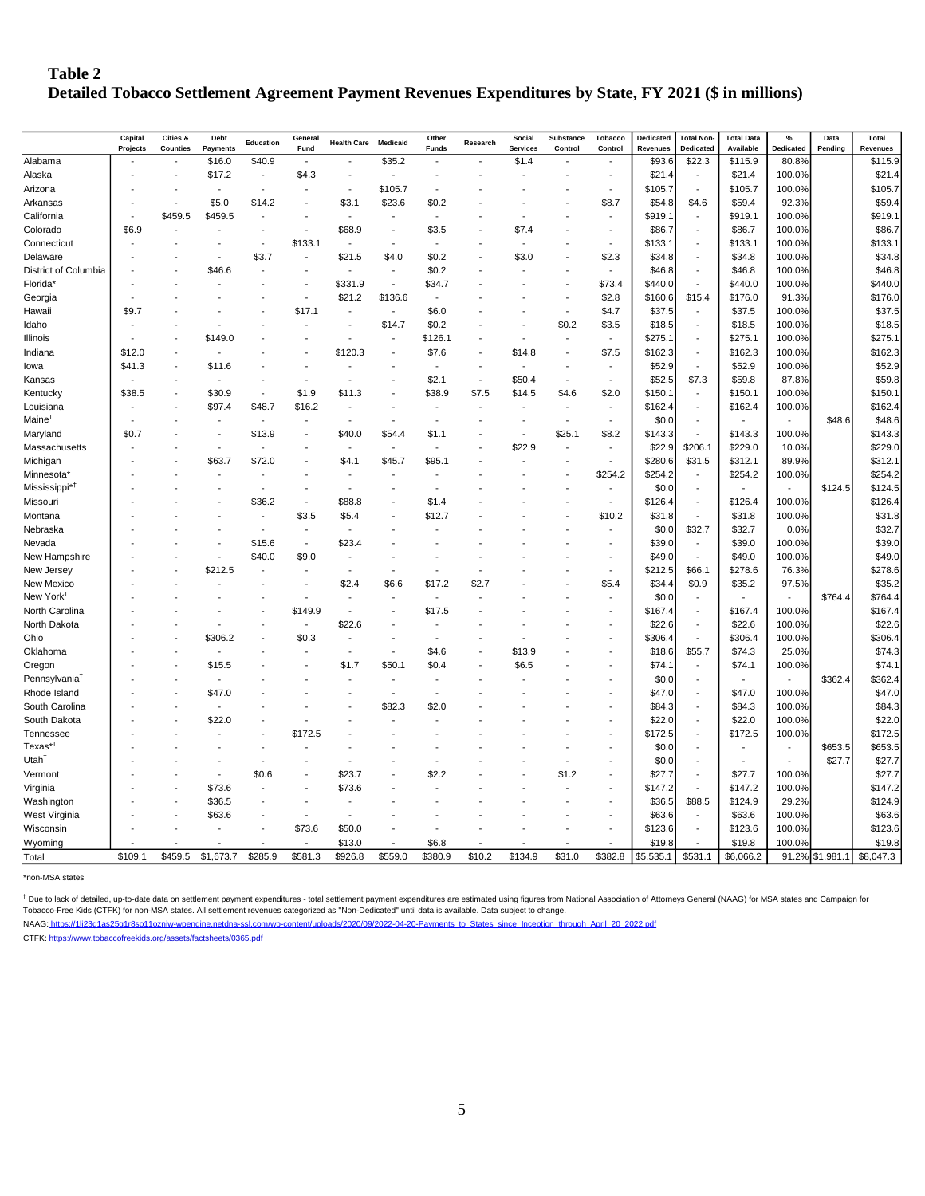## Table 2
## Detailed Tobacco Settlement Agreement Payment Revenues Expenditures by State, FY 2021 ($ in millions)

| | Capital Projects | Cities & Counties | Debt Payments | Education | General Fund | Health Care | Medicaid | Other Funds | Research | Social Services | Substance Control | Tobacco Control | Dedicated Revenues | Total Non-Dedicated | Total Data Available | % Dedicated | Data Pending | Total Revenues |
|---|---|---|---|---|---|---|---|---|---|---|---|---|---|---|---|---|---|---|
| Alabama | - | - | $16.0 | $40.9 | - | - | $35.2 | - | - | $1.4 | - | - | $93.6 | $22.3 | $115.9 | 80.8% | | $115.9 |
| Alaska | - | - | $17.2 | - | $4.3 | - | - | - | - | - | - | - | $21.4 | - | $21.4 | 100.0% | | $21.4 |
| Arizona | - | - | - | - | - | - | $105.7 | - | - | - | - | - | $105.7 | - | $105.7 | 100.0% | | $105.7 |
| Arkansas | - | - | $5.0 | $14.2 | - | $3.1 | $23.6 | $0.2 | - | - | - | $8.7 | $54.8 | $4.6 | $59.4 | 92.3% | | $59.4 |
| California | - | $459.5 | $459.5 | - | - | - | - | - | - | - | - | - | $919.1 | - | $919.1 | 100.0% | | $919.1 |
| Colorado | $6.9 | - | - | - | - | $68.9 | - | $3.5 | - | $7.4 | - | - | $86.7 | - | $86.7 | 100.0% | | $86.7 |
| Connecticut | - | - | - | - | $133.1 | - | - | - | - | - | - | - | $133.1 | - | $133.1 | 100.0% | | $133.1 |
| Delaware | - | - | - | $3.7 | - | $21.5 | $4.0 | $0.2 | - | $3.0 | - | $2.3 | $34.8 | - | $34.8 | 100.0% | | $34.8 |
| District of Columbia | - | - | $46.6 | - | - | - | - | $0.2 | - | - | - | - | $46.8 | - | $46.8 | 100.0% | | $46.8 |
| Florida* | - | - | - | - | - | $331.9 | - | $34.7 | - | - | - | $73.4 | $440.0 | - | $440.0 | 100.0% | | $440.0 |
| Georgia | - | - | - | - | - | $21.2 | $136.6 | - | - | - | - | $2.8 | $160.6 | $15.4 | $176.0 | 91.3% | | $176.0 |
| Hawaii | $9.7 | - | - | - | $17.1 | - | - | $6.0 | - | - | - | $4.7 | $37.5 | - | $37.5 | 100.0% | | $37.5 |
| Idaho | - | - | - | - | - | - | $14.7 | $0.2 | - | - | $0.2 | $3.5 | $18.5 | - | $18.5 | 100.0% | | $18.5 |
| Illinois | - | - | $149.0 | - | - | - | - | $126.1 | - | - | - | - | $275.1 | - | $275.1 | 100.0% | | $275.1 |
| Indiana | $12.0 | - | - | - | - | $120.3 | - | $7.6 | - | $14.8 | - | $7.5 | $162.3 | - | $162.3 | 100.0% | | $162.3 |
| Iowa | $41.3 | - | $11.6 | - | - | - | - | - | - | - | - | - | $52.9 | - | $52.9 | 100.0% | | $52.9 |
| Kansas | - | - | - | - | - | - | - | $2.1 | - | $50.4 | - | - | $52.5 | $7.3 | $59.8 | 87.8% | | $59.8 |
| Kentucky | $38.5 | - | $30.9 | - | $1.9 | $11.3 | - | $38.9 | $7.5 | $14.5 | $4.6 | $2.0 | $150.1 | - | $150.1 | 100.0% | | $150.1 |
| Louisiana | - | - | $97.4 | $48.7 | $16.2 | - | - | - | - | - | - | - | $162.4 | - | $162.4 | 100.0% | | $162.4 |
| Maine† | - | - | - | - | - | - | - | - | - | - | - | - | $0.0 | - | - | - | $48.6 | $48.6 |
| Maryland | $0.7 | - | - | $13.9 | - | $40.0 | $54.4 | $1.1 | - | - | $25.1 | $8.2 | $143.3 | - | $143.3 | 100.0% | | $143.3 |
| Massachusetts | - | - | - | - | - | - | - | - | - | $22.9 | - | - | $22.9 | $206.1 | $229.0 | 10.0% | | $229.0 |
| Michigan | - | - | $63.7 | $72.0 | - | $4.1 | $45.7 | $95.1 | - | - | - | - | $280.6 | $31.5 | $312.1 | 89.9% | | $312.1 |
| Minnesota* | - | - | - | - | - | - | - | - | - | - | - | $254.2 | $254.2 | - | $254.2 | 100.0% | | $254.2 |
| Mississippi*† | - | - | - | - | - | - | - | - | - | - | - | - | $0.0 | - | - | - | $124.5 | $124.5 |
| Missouri | - | - | - | $36.2 | - | $88.8 | - | $1.4 | - | - | - | - | $126.4 | - | $126.4 | 100.0% | | $126.4 |
| Montana | - | - | - | - | $3.5 | $5.4 | - | $12.7 | - | - | - | $10.2 | $31.8 | - | $31.8 | 100.0% | | $31.8 |
| Nebraska | - | - | - | - | - | - | - | - | - | - | - | - | $0.0 | $32.7 | $32.7 | 0.0% | | $32.7 |
| Nevada | - | - | - | $15.6 | - | $23.4 | - | - | - | - | - | - | $39.0 | - | $39.0 | 100.0% | | $39.0 |
| New Hampshire | - | - | - | $40.0 | $9.0 | - | - | - | - | - | - | - | $49.0 | - | $49.0 | 100.0% | | $49.0 |
| New Jersey | - | - | $212.5 | - | - | - | - | - | - | - | - | - | $212.5 | $66.1 | $278.6 | 76.3% | | $278.6 |
| New Mexico | - | - | - | - | - | $2.4 | $6.6 | $17.2 | $2.7 | - | - | $5.4 | $34.4 | $0.9 | $35.2 | 97.5% | | $35.2 |
| New York† | - | - | - | - | - | - | - | - | - | - | - | - | $0.0 | - | - | - | $764.4 | $764.4 |
| North Carolina | - | - | - | - | $149.9 | - | - | $17.5 | - | - | - | - | $167.4 | - | $167.4 | 100.0% | | $167.4 |
| North Dakota | - | - | - | - | - | $22.6 | - | - | - | - | - | - | $22.6 | - | $22.6 | 100.0% | | $22.6 |
| Ohio | - | - | $306.2 | - | $0.3 | - | - | - | - | - | - | - | $306.4 | - | $306.4 | 100.0% | | $306.4 |
| Oklahoma | - | - | - | - | - | - | - | $4.6 | - | $13.9 | - | - | $18.6 | $55.7 | $74.3 | 25.0% | | $74.3 |
| Oregon | - | - | $15.5 | - | - | $1.7 | $50.1 | $0.4 | - | $6.5 | - | - | $74.1 | - | $74.1 | 100.0% | | $74.1 |
| Pennsylvania† | - | - | - | - | - | - | - | - | - | - | - | - | $0.0 | - | - | - | $362.4 | $362.4 |
| Rhode Island | - | - | $47.0 | - | - | - | - | - | - | - | - | - | $47.0 | - | $47.0 | 100.0% | | $47.0 |
| South Carolina | - | - | - | - | - | - | $82.3 | $2.0 | - | - | - | - | $84.3 | - | $84.3 | 100.0% | | $84.3 |
| South Dakota | - | - | $22.0 | - | - | - | - | - | - | - | - | - | $22.0 | - | $22.0 | 100.0% | | $22.0 |
| Tennessee | - | - | - | - | $172.5 | - | - | - | - | - | - | - | $172.5 | - | $172.5 | 100.0% | | $172.5 |
| Texas*† | - | - | - | - | - | - | - | - | - | - | - | - | $0.0 | - | - | - | $653.5 | $653.5 |
| Utah† | - | - | - | - | - | - | - | - | - | - | - | - | $0.0 | - | - | - | $27.7 | $27.7 |
| Vermont | - | - | - | $0.6 | - | $23.7 | - | $2.2 | - | - | $1.2 | - | $27.7 | - | $27.7 | 100.0% | | $27.7 |
| Virginia | - | - | $73.6 | - | - | $73.6 | - | - | - | - | - | - | $147.2 | - | $147.2 | 100.0% | | $147.2 |
| Washington | - | - | $36.5 | - | - | - | - | - | - | - | - | - | $36.5 | $88.5 | $124.9 | 29.2% | | $124.9 |
| West Virginia | - | - | $63.6 | - | - | - | - | - | - | - | - | - | $63.6 | - | $63.6 | 100.0% | | $63.6 |
| Wisconsin | - | - | - | - | $73.6 | $50.0 | - | - | - | - | - | - | $123.6 | - | $123.6 | 100.0% | | $123.6 |
| Wyoming | - | - | - | - | - | $13.0 | - | $6.8 | - | - | - | - | $19.8 | - | $19.8 | 100.0% | | $19.8 |
| Total | $109.1 | $459.5 | $1,673.7 | $285.9 | $581.3 | $926.8 | $559.0 | $380.9 | $10.2 | $134.9 | $31.0 | $382.8 | $5,535.1 | $531.1 | $6,066.2 | 91.2% | $1,981.1 | $8,047.3 |

*non-MSA states

† Due to lack of detailed, up-to-date data on settlement payment expenditures - total settlement payment expenditures are estimated using figures from National Association of Attorneys General (NAAG) for MSA states and Campaign for Tobacco-Free Kids (CTFK) for non-MSA states. All settlement revenues categorized as "Non-Dedicated" until data is available. Data subject to change.

NAAG: https://1li23g1as25g1r8so11ozniw-wpengine.netdna-ssl.com/wp-content/uploads/2020/09/2022-04-20-Payments_to_States_since_Inception_through_April_20_2022.pdf

CTFK: https://www.tobaccofreekids.org/assets/factsheets/0365.pdf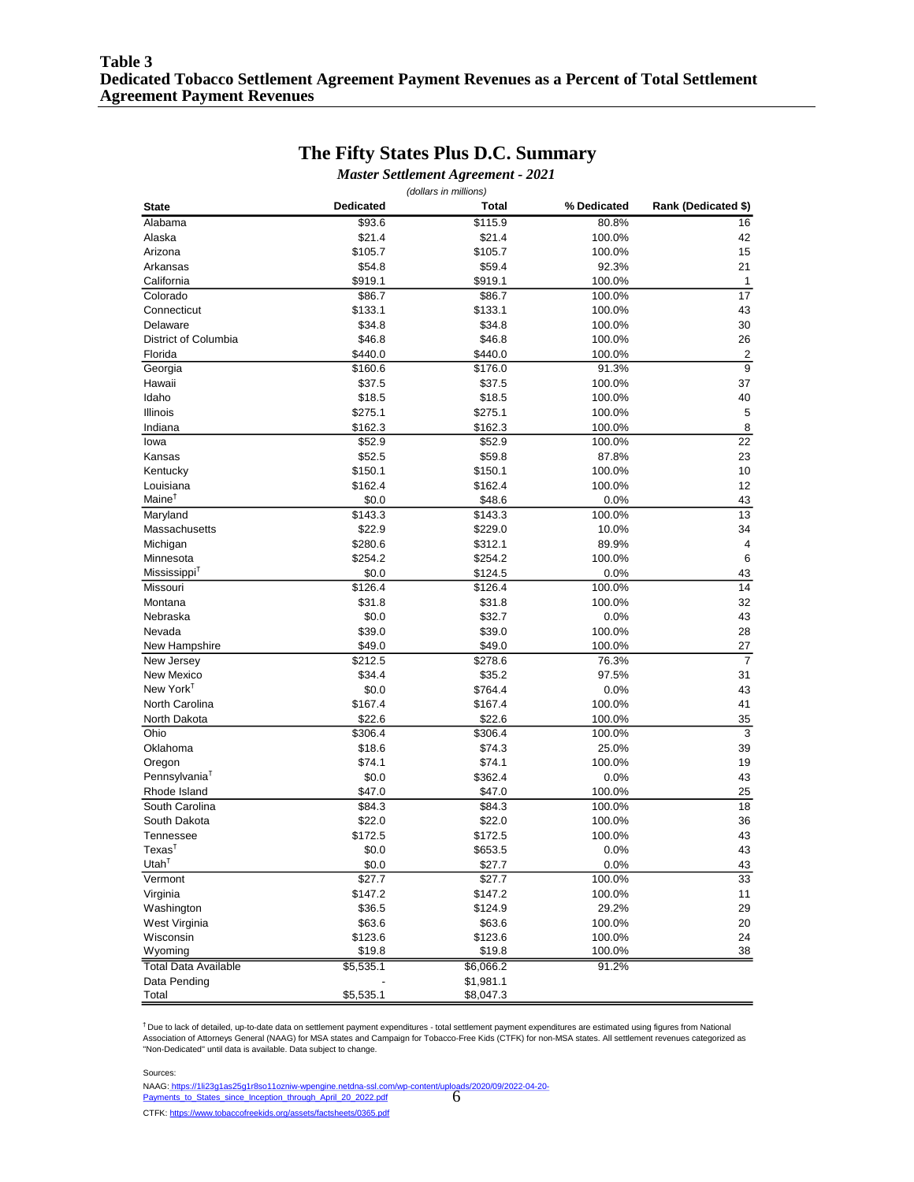**Table 3**
**Dedicated Tobacco Settlement Agreement Payment Revenues as a Percent of Total Settlement Agreement Payment Revenues**

## The Fifty States Plus D.C. Summary

***Master Settlement Agreement - 2021***

*(dollars in millions)*

| State | Dedicated | Total | % Dedicated | Rank (Dedicated $) |
|---|---|---|---|---|
| Alabama | $93.6 | $115.9 | 80.8% | 16 |
| Alaska | $21.4 | $21.4 | 100.0% | 42 |
| Arizona | $105.7 | $105.7 | 100.0% | 15 |
| Arkansas | $54.8 | $59.4 | 92.3% | 21 |
| California | $919.1 | $919.1 | 100.0% | 1 |
| Colorado | $86.7 | $86.7 | 100.0% | 17 |
| Connecticut | $133.1 | $133.1 | 100.0% | 43 |
| Delaware | $34.8 | $34.8 | 100.0% | 30 |
| District of Columbia | $46.8 | $46.8 | 100.0% | 26 |
| Florida | $440.0 | $440.0 | 100.0% | 2 |
| Georgia | $160.6 | $176.0 | 91.3% | 9 |
| Hawaii | $37.5 | $37.5 | 100.0% | 37 |
| Idaho | $18.5 | $18.5 | 100.0% | 40 |
| Illinois | $275.1 | $275.1 | 100.0% | 5 |
| Indiana | $162.3 | $162.3 | 100.0% | 8 |
| Iowa | $52.9 | $52.9 | 100.0% | 22 |
| Kansas | $52.5 | $59.8 | 87.8% | 23 |
| Kentucky | $150.1 | $150.1 | 100.0% | 10 |
| Louisiana | $162.4 | $162.4 | 100.0% | 12 |
| Maine† | $0.0 | $48.6 | 0.0% | 43 |
| Maryland | $143.3 | $143.3 | 100.0% | 13 |
| Massachusetts | $22.9 | $229.0 | 10.0% | 34 |
| Michigan | $280.6 | $312.1 | 89.9% | 4 |
| Minnesota | $254.2 | $254.2 | 100.0% | 6 |
| Mississippi† | $0.0 | $124.5 | 0.0% | 43 |
| Missouri | $126.4 | $126.4 | 100.0% | 14 |
| Montana | $31.8 | $31.8 | 100.0% | 32 |
| Nebraska | $0.0 | $32.7 | 0.0% | 43 |
| Nevada | $39.0 | $39.0 | 100.0% | 28 |
| New Hampshire | $49.0 | $49.0 | 100.0% | 27 |
| New Jersey | $212.5 | $278.6 | 76.3% | 7 |
| New Mexico | $34.4 | $35.2 | 97.5% | 31 |
| New York† | $0.0 | $764.4 | 0.0% | 43 |
| North Carolina | $167.4 | $167.4 | 100.0% | 41 |
| North Dakota | $22.6 | $22.6 | 100.0% | 35 |
| Ohio | $306.4 | $306.4 | 100.0% | 3 |
| Oklahoma | $18.6 | $74.3 | 25.0% | 39 |
| Oregon | $74.1 | $74.1 | 100.0% | 19 |
| Pennsylvania† | $0.0 | $362.4 | 0.0% | 43 |
| Rhode Island | $47.0 | $47.0 | 100.0% | 25 |
| South Carolina | $84.3 | $84.3 | 100.0% | 18 |
| South Dakota | $22.0 | $22.0 | 100.0% | 36 |
| Tennessee | $172.5 | $172.5 | 100.0% | 43 |
| Texas† | $0.0 | $653.5 | 0.0% | 43 |
| Utah† | $0.0 | $27.7 | 0.0% | 43 |
| Vermont | $27.7 | $27.7 | 100.0% | 33 |
| Virginia | $147.2 | $147.2 | 100.0% | 11 |
| Washington | $36.5 | $124.9 | 29.2% | 29 |
| West Virginia | $63.6 | $63.6 | 100.0% | 20 |
| Wisconsin | $123.6 | $123.6 | 100.0% | 24 |
| Wyoming | $19.8 | $19.8 | 100.0% | 38 |
| Total Data Available | $5,535.1 | $6,066.2 | 91.2% | |
| Data Pending | - | $1,981.1 | | |
| Total | $5,535.1 | $8,047.3 | | |

† Due to lack of detailed, up-to-date data on settlement payment expenditures - total settlement payment expenditures are estimated using figures from National Association of Attorneys General (NAAG) for MSA states and Campaign for Tobacco-Free Kids (CTFK) for non-MSA states. All settlement revenues categorized as "Non-Dedicated" until data is available. Data subject to change.

Sources:

NAAG: https://1li23g1as25g1r8so11ozniw-wpengine.netdna-ssl.com/wp-content/uploads/2020/09/2022-04-20-Payments_to_States_since_Inception_through_April_20_2022.pdf

CTFK: https://www.tobaccofreekids.org/assets/factsheets/0365.pdf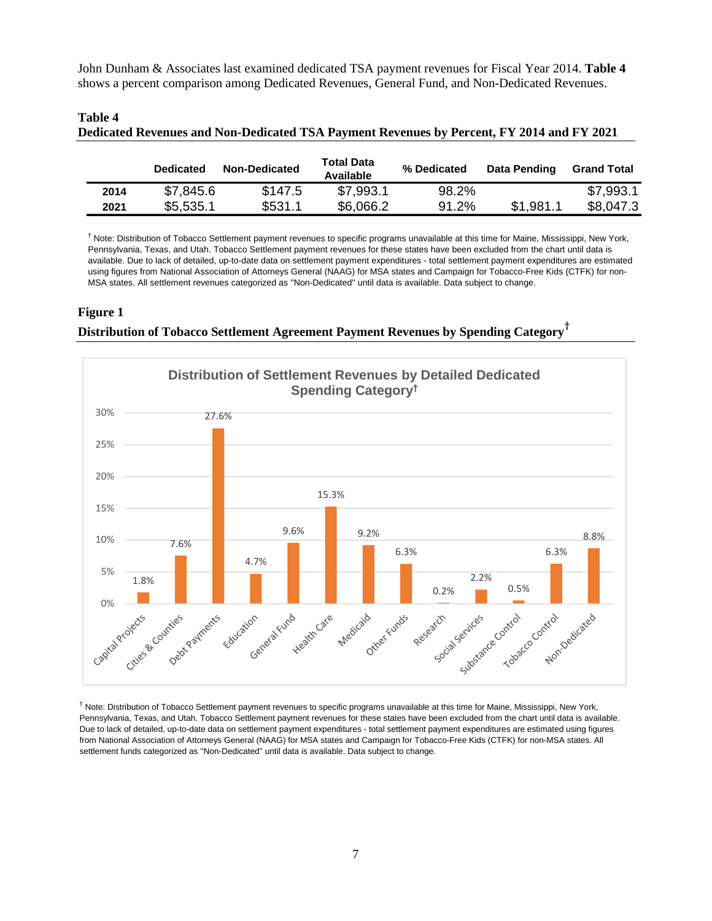John Dunham & Associates last examined dedicated TSA payment revenues for Fiscal Year 2014. **Table 4** shows a percent comparison among Dedicated Revenues, General Fund, and Non-Dedicated Revenues.

**Table 4**
**Dedicated Revenues and Non-Dedicated TSA Payment Revenues by Percent, FY 2014 and FY 2021**

| | Dedicated | Non-Dedicated | Total Data Available | % Dedicated | Data Pending | Grand Total |
|---|---|---|---|---|---|---|
| 2014 | $7,845.6 | $147.5 | $7,993.1 | 98.2% | | $7,993.1 |
| 2021 | $5,535.1 | $531.1 | $6,066.2 | 91.2% | $1,981.1 | $8,047.3 |

† Note: Distribution of Tobacco Settlement payment revenues to specific programs unavailable at this time for Maine, Mississippi, New York, Pennsylvania, Texas, and Utah. Tobacco Settlement payment revenues for these states have been excluded from the chart until data is available. Due to lack of detailed, up-to-date data on settlement payment expenditures - total settlement payment expenditures are estimated using figures from National Association of Attorneys General (NAAG) for MSA states and Campaign for Tobacco-Free Kids (CTFK) for non-MSA states. All settlement revenues categorized as "Non-Dedicated" until data is available. Data subject to change.

**Figure 1**
**Distribution of Tobacco Settlement Agreement Payment Revenues by Spending Category†**

Distribution of Settlement Revenues by Detailed Dedicated Spending Category†

| Category | Percent |
|---|---|
| Capital Projects | 1.8% |
| Cities & Counties | 7.6% |
| Debt Payments | 27.6% |
| Education | 4.7% |
| General Fund | 9.6% |
| Health Care | 15.3% |
| Medicaid | 9.2% |
| Other Funds | 6.3% |
| Research | 0.2% |
| Social Services | 2.2% |
| Substance Control | 0.5% |
| Tobacco Control | 6.3% |
| Non-Dedicated | 8.8% |

† Note: Distribution of Tobacco Settlement payment revenues to specific programs unavailable at this time for Maine, Mississippi, New York, Pennsylvania, Texas, and Utah. Tobacco Settlement payment revenues for these states have been excluded from the chart until data is available. Due to lack of detailed, up-to-date data on settlement payment expenditures - total settlement payment expenditures are estimated using figures from National Association of Attorneys General (NAAG) for MSA states and Campaign for Tobacco-Free Kids (CTFK) for non-MSA states. All settlement funds categorized as "Non-Dedicated" until data is available. Data subject to change.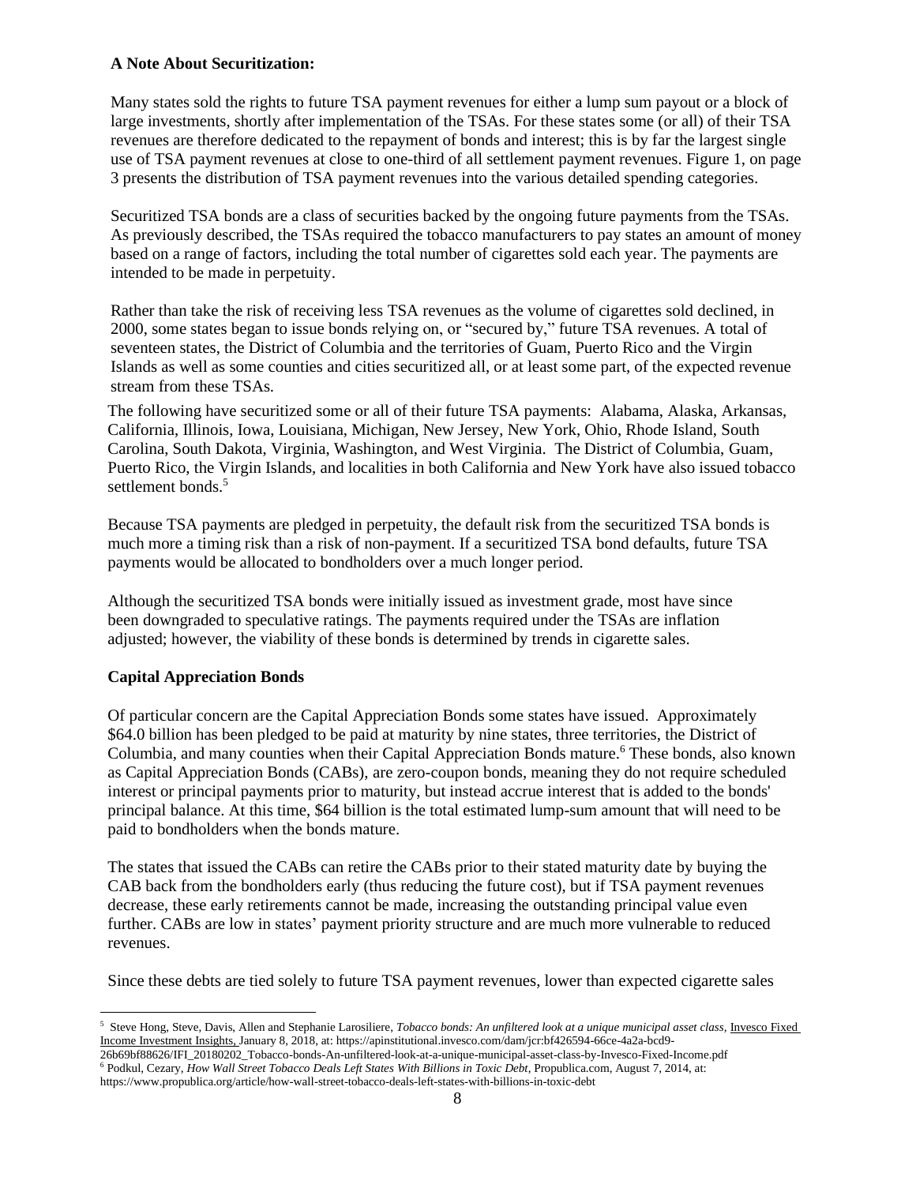**A Note About Securitization:**

Many states sold the rights to future TSA payment revenues for either a lump sum payout or a block of large investments, shortly after implementation of the TSAs. For these states some (or all) of their TSA revenues are therefore dedicated to the repayment of bonds and interest; this is by far the largest single use of TSA payment revenues at close to one-third of all settlement payment revenues. Figure 1, on page 3 presents the distribution of TSA payment revenues into the various detailed spending categories.

Securitized TSA bonds are a class of securities backed by the ongoing future payments from the TSAs. As previously described, the TSAs required the tobacco manufacturers to pay states an amount of money based on a range of factors, including the total number of cigarettes sold each year. The payments are intended to be made in perpetuity.

Rather than take the risk of receiving less TSA revenues as the volume of cigarettes sold declined, in 2000, some states began to issue bonds relying on, or "secured by," future TSA revenues. A total of seventeen states, the District of Columbia and the territories of Guam, Puerto Rico and the Virgin Islands as well as some counties and cities securitized all, or at least some part, of the expected revenue stream from these TSAs.

The following have securitized some or all of their future TSA payments: Alabama, Alaska, Arkansas, California, Illinois, Iowa, Louisiana, Michigan, New Jersey, New York, Ohio, Rhode Island, South Carolina, South Dakota, Virginia, Washington, and West Virginia. The District of Columbia, Guam, Puerto Rico, the Virgin Islands, and localities in both California and New York have also issued tobacco settlement bonds.[5]

Because TSA payments are pledged in perpetuity, the default risk from the securitized TSA bonds is much more a timing risk than a risk of non-payment. If a securitized TSA bond defaults, future TSA payments would be allocated to bondholders over a much longer period.

Although the securitized TSA bonds were initially issued as investment grade, most have since been downgraded to speculative ratings. The payments required under the TSAs are inflation adjusted; however, the viability of these bonds is determined by trends in cigarette sales.

**Capital Appreciation Bonds**

Of particular concern are the Capital Appreciation Bonds some states have issued. Approximately $64.0 billion has been pledged to be paid at maturity by nine states, three territories, the District of Columbia, and many counties when their Capital Appreciation Bonds mature.[6] These bonds, also known as Capital Appreciation Bonds (CABs), are zero-coupon bonds, meaning they do not require scheduled interest or principal payments prior to maturity, but instead accrue interest that is added to the bonds' principal balance. At this time, $64 billion is the total estimated lump-sum amount that will need to be paid to bondholders when the bonds mature.

The states that issued the CABs can retire the CABs prior to their stated maturity date by buying the CAB back from the bondholders early (thus reducing the future cost), but if TSA payment revenues decrease, these early retirements cannot be made, increasing the outstanding principal value even further. CABs are low in states' payment priority structure and are much more vulnerable to reduced revenues.

Since these debts are tied solely to future TSA payment revenues, lower than expected cigarette sales

---

[5] Steve Hong, Steve, Davis, Allen and Stephanie Larosiliere, *Tobacco bonds: An unfiltered look at a unique municipal asset class,* Invesco Fixed Income Investment Insights, January 8, 2018, at: https://apinstitutional.invesco.com/dam/jcr:bf426594-66ce-4a2a-bcd9-26b69bf88626/IFI_20180202_Tobacco-bonds-An-unfiltered-look-at-a-unique-municipal-asset-class-by-Invesco-Fixed-Income.pdf

[6] Podkul, Cezary, *How Wall Street Tobacco Deals Left States With Billions in Toxic Debt*, Propublica.com, August 7, 2014, at: https://www.propublica.org/article/how-wall-street-tobacco-deals-left-states-with-billions-in-toxic-debt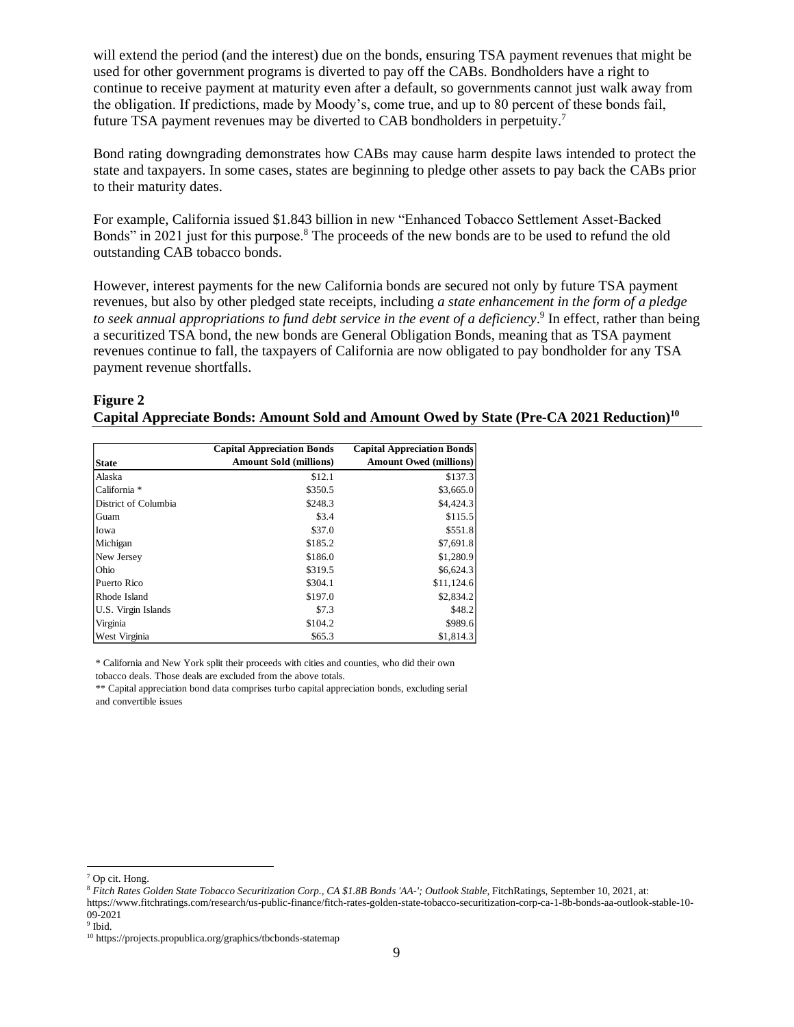will extend the period (and the interest) due on the bonds, ensuring TSA payment revenues that might be used for other government programs is diverted to pay off the CABs. Bondholders have a right to continue to receive payment at maturity even after a default, so governments cannot just walk away from the obligation. If predictions, made by Moody's, come true, and up to 80 percent of these bonds fail, future TSA payment revenues may be diverted to CAB bondholders in perpetuity.[7]

Bond rating downgrading demonstrates how CABs may cause harm despite laws intended to protect the state and taxpayers. In some cases, states are beginning to pledge other assets to pay back the CABs prior to their maturity dates.

For example, California issued $1.843 billion in new "Enhanced Tobacco Settlement Asset-Backed Bonds" in 2021 just for this purpose.[8] The proceeds of the new bonds are to be used to refund the old outstanding CAB tobacco bonds.

However, interest payments for the new California bonds are secured not only by future TSA payment revenues, but also by other pledged state receipts, including *a state enhancement in the form of a pledge to seek annual appropriations to fund debt service in the event of a deficiency*.[9] In effect, rather than being a securitized TSA bond, the new bonds are General Obligation Bonds, meaning that as TSA payment revenues continue to fall, the taxpayers of California are now obligated to pay bondholder for any TSA payment revenue shortfalls.

**Figure 2**
**Capital Appreciate Bonds: Amount Sold and Amount Owed by State (Pre-CA 2021 Reduction)[10]**

| State | Capital Appreciation Bonds Amount Sold (millions) | Capital Appreciation Bonds Amount Owed (millions) |
|---|---|---|
| Alaska | $12.1 | $137.3 |
| California * | $350.5 | $3,665.0 |
| District of Columbia | $248.3 | $4,424.3 |
| Guam | $3.4 | $115.5 |
| Iowa | $37.0 | $551.8 |
| Michigan | $185.2 | $7,691.8 |
| New Jersey | $186.0 | $1,280.9 |
| Ohio | $319.5 | $6,624.3 |
| Puerto Rico | $304.1 | $11,124.6 |
| Rhode Island | $197.0 | $2,834.2 |
| U.S. Virgin Islands | $7.3 | $48.2 |
| Virginia | $104.2 | $989.6 |
| West Virginia | $65.3 | $1,814.3 |

\* California and New York split their proceeds with cities and counties, who did their own tobacco deals. Those deals are excluded from the above totals.

\** Capital appreciation bond data comprises turbo capital appreciation bonds, excluding serial and convertible issues

---

[7] Op cit. Hong.

[8] *Fitch Rates Golden State Tobacco Securitization Corp., CA $1.8B Bonds 'AA-'; Outlook Stable*, FitchRatings, September 10, 2021, at: https://www.fitchratings.com/research/us-public-finance/fitch-rates-golden-state-tobacco-securitization-corp-ca-1-8b-bonds-aa-outlook-stable-10-09-2021

[9] Ibid.

[10] https://projects.propublica.org/graphics/tbcbonds-statemap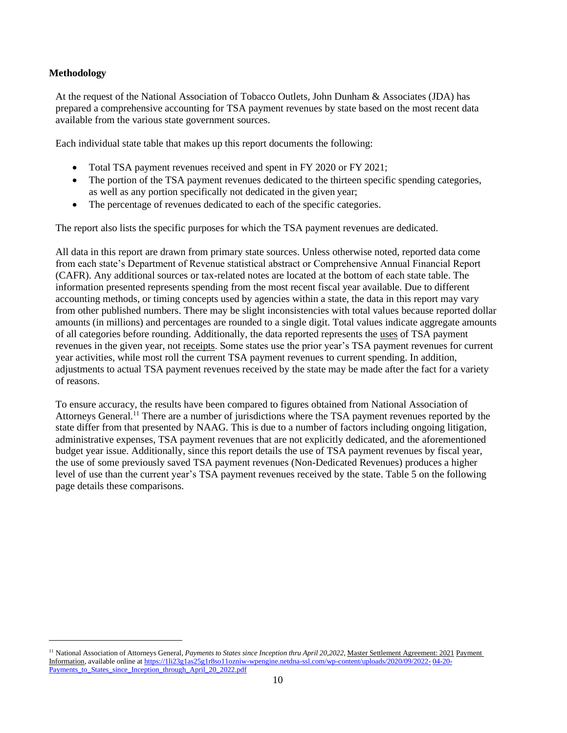## Methodology

At the request of the National Association of Tobacco Outlets, John Dunham & Associates (JDA) has prepared a comprehensive accounting for TSA payment revenues by state based on the most recent data available from the various state government sources.

Each individual state table that makes up this report documents the following:

- Total TSA payment revenues received and spent in FY 2020 or FY 2021;
- The portion of the TSA payment revenues dedicated to the thirteen specific spending categories, as well as any portion specifically not dedicated in the given year;
- The percentage of revenues dedicated to each of the specific categories.

The report also lists the specific purposes for which the TSA payment revenues are dedicated.

All data in this report are drawn from primary state sources. Unless otherwise noted, reported data come from each state's Department of Revenue statistical abstract or Comprehensive Annual Financial Report (CAFR). Any additional sources or tax-related notes are located at the bottom of each state table. The information presented represents spending from the most recent fiscal year available. Due to different accounting methods, or timing concepts used by agencies within a state, the data in this report may vary from other published numbers. There may be slight inconsistencies with total values because reported dollar amounts (in millions) and percentages are rounded to a single digit. Total values indicate aggregate amounts of all categories before rounding. Additionally, the data reported represents the uses of TSA payment revenues in the given year, not receipts. Some states use the prior year's TSA payment revenues for current year activities, while most roll the current TSA payment revenues to current spending. In addition, adjustments to actual TSA payment revenues received by the state may be made after the fact for a variety of reasons.

To ensure accuracy, the results have been compared to figures obtained from National Association of Attorneys General.[11] There are a number of jurisdictions where the TSA payment revenues reported by the state differ from that presented by NAAG. This is due to a number of factors including ongoing litigation, administrative expenses, TSA payment revenues that are not explicitly dedicated, and the aforementioned budget year issue. Additionally, since this report details the use of TSA payment revenues by fiscal year, the use of some previously saved TSA payment revenues (Non-Dedicated Revenues) produces a higher level of use than the current year's TSA payment revenues received by the state. Table 5 on the following page details these comparisons.

---

[11] National Association of Attorneys General, *Payments to States since Inception thru April 20,2022*, Master Settlement Agreement: 2021 Payment Information, available online at https://1li23g1as25g1r8so11ozniw-wpengine.netdna-ssl.com/wp-content/uploads/2020/09/2022-04-20-Payments_to_States_since_Inception_through_April_20_2022.pdf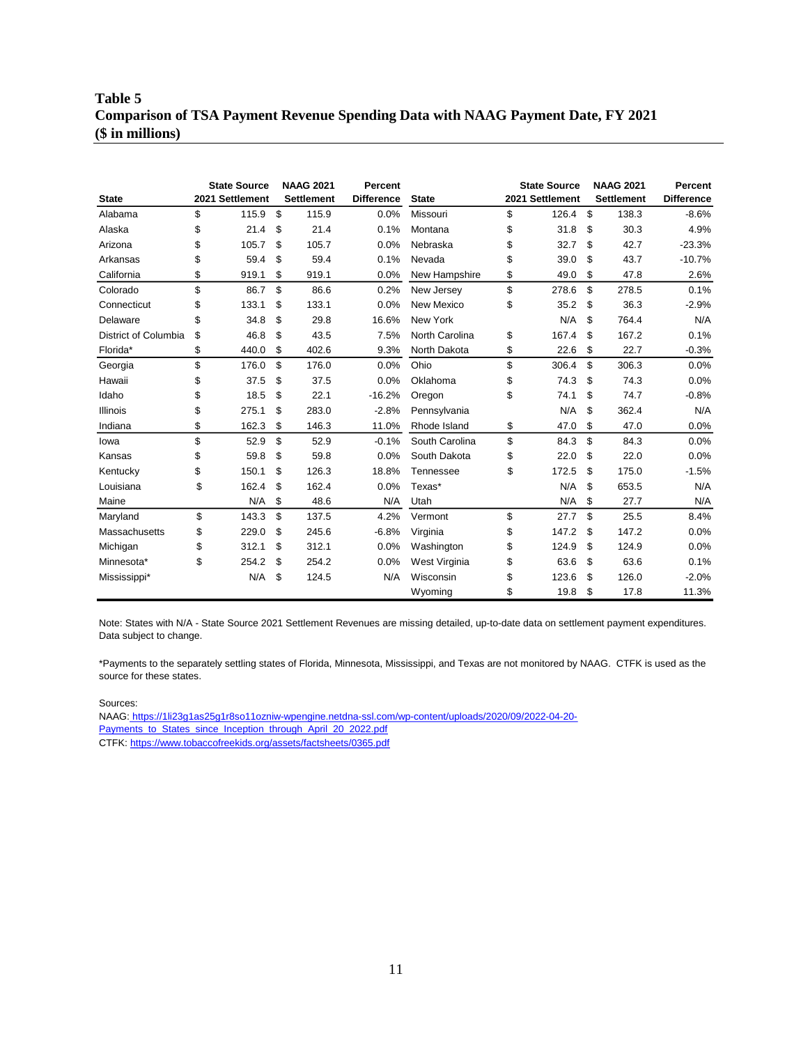**Table 5**
**Comparison of TSA Payment Revenue Spending Data with NAAG Payment Date, FY 2021**
**($ in millions)**

| State | State Source 2021 Settlement | NAAG 2021 Settlement | Percent Difference | State | State Source 2021 Settlement | NAAG 2021 Settlement | Percent Difference |
|---|---|---|---|---|---|---|---|
| Alabama | $ 115.9 | $ 115.9 | 0.0% | Missouri | $ 126.4 | $ 138.3 | -8.6% |
| Alaska | $ 21.4 | $ 21.4 | 0.1% | Montana | $ 31.8 | $ 30.3 | 4.9% |
| Arizona | $ 105.7 | $ 105.7 | 0.0% | Nebraska | $ 32.7 | $ 42.7 | -23.3% |
| Arkansas | $ 59.4 | $ 59.4 | 0.1% | Nevada | $ 39.0 | $ 43.7 | -10.7% |
| California | $ 919.1 | $ 919.1 | 0.0% | New Hampshire | $ 49.0 | $ 47.8 | 2.6% |
| Colorado | $ 86.7 | $ 86.6 | 0.2% | New Jersey | $ 278.6 | $ 278.5 | 0.1% |
| Connecticut | $ 133.1 | $ 133.1 | 0.0% | New Mexico | $ 35.2 | $ 36.3 | -2.9% |
| Delaware | $ 34.8 | $ 29.8 | 16.6% | New York | N/A | $ 764.4 | N/A |
| District of Columbia | $ 46.8 | $ 43.5 | 7.5% | North Carolina | $ 167.4 | $ 167.2 | 0.1% |
| Florida* | $ 440.0 | $ 402.6 | 9.3% | North Dakota | $ 22.6 | $ 22.7 | -0.3% |
| Georgia | $ 176.0 | $ 176.0 | 0.0% | Ohio | $ 306.4 | $ 306.3 | 0.0% |
| Hawaii | $ 37.5 | $ 37.5 | 0.0% | Oklahoma | $ 74.3 | $ 74.3 | 0.0% |
| Idaho | $ 18.5 | $ 22.1 | -16.2% | Oregon | $ 74.1 | $ 74.7 | -0.8% |
| Illinois | $ 275.1 | $ 283.0 | -2.8% | Pennsylvania | N/A | $ 362.4 | N/A |
| Indiana | $ 162.3 | $ 146.3 | 11.0% | Rhode Island | $ 47.0 | $ 47.0 | 0.0% |
| Iowa | $ 52.9 | $ 52.9 | -0.1% | South Carolina | $ 84.3 | $ 84.3 | 0.0% |
| Kansas | $ 59.8 | $ 59.8 | 0.0% | South Dakota | $ 22.0 | $ 22.0 | 0.0% |
| Kentucky | $ 150.1 | $ 126.3 | 18.8% | Tennessee | $ 172.5 | $ 175.0 | -1.5% |
| Louisiana | $ 162.4 | $ 162.4 | 0.0% | Texas* | N/A | $ 653.5 | N/A |
| Maine | N/A | $ 48.6 | N/A | Utah | N/A | $ 27.7 | N/A |
| Maryland | $ 143.3 | $ 137.5 | 4.2% | Vermont | $ 27.7 | $ 25.5 | 8.4% |
| Massachusetts | $ 229.0 | $ 245.6 | -6.8% | Virginia | $ 147.2 | $ 147.2 | 0.0% |
| Michigan | $ 312.1 | $ 312.1 | 0.0% | Washington | $ 124.9 | $ 124.9 | 0.0% |
| Minnesota* | $ 254.2 | $ 254.2 | 0.0% | West Virginia | $ 63.6 | $ 63.6 | 0.1% |
| Mississippi* | N/A | $ 124.5 | N/A | Wisconsin | $ 123.6 | $ 126.0 | -2.0% |
| | | | | Wyoming | $ 19.8 | $ 17.8 | 11.3% |

Note: States with N/A - State Source 2021 Settlement Revenues are missing detailed, up-to-date data on settlement payment expenditures. Data subject to change.

*Payments to the separately settling states of Florida, Minnesota, Mississippi, and Texas are not monitored by NAAG. CTFK is used as the source for these states.

Sources:
NAAG: https://1li23g1as25g1r8so11ozniw-wpengine.netdna-ssl.com/wp-content/uploads/2020/09/2022-04-20-Payments_to_States_since_Inception_through_April_20_2022.pdf
CTFK: https://www.tobaccofreekids.org/assets/factsheets/0365.pdf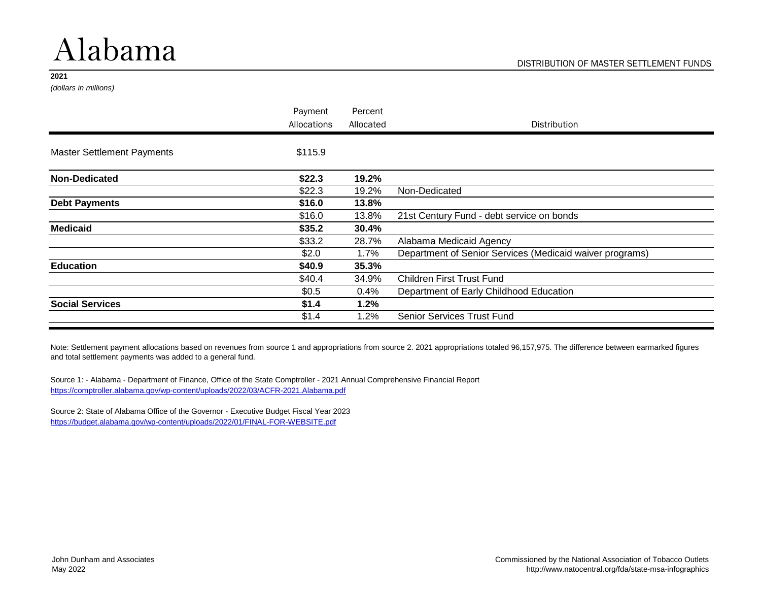# Alabama

DISTRIBUTION OF MASTER SETTLEMENT FUNDS

**2021**

*(dollars in millions)*

| | Payment Allocations | Percent Allocated | Distribution |
|---|---|---|---|
| Master Settlement Payments | $115.9 | | |
| **Non-Dedicated** | **$22.3** | **19.2%** | |
| | $22.3 | 19.2% | Non-Dedicated |
| **Debt Payments** | **$16.0** | **13.8%** | |
| | $16.0 | 13.8% | 21st Century Fund - debt service on bonds |
| **Medicaid** | **$35.2** | **30.4%** | |
| | $33.2 | 28.7% | Alabama Medicaid Agency |
| | $2.0 | 1.7% | Department of Senior Services (Medicaid waiver programs) |
| **Education** | **$40.9** | **35.3%** | |
| | $40.4 | 34.9% | Children First Trust Fund |
| | $0.5 | 0.4% | Department of Early Childhood Education |
| **Social Services** | **$1.4** | **1.2%** | |
| | $1.4 | 1.2% | Senior Services Trust Fund |

Note: Settlement payment allocations based on revenues from source 1 and appropriations from source 2. 2021 appropriations totaled 96,157,975. The difference between earmarked figures and total settlement payments was added to a general fund.

Source 1: - Alabama - Department of Finance, Office of the State Comptroller - 2021 Annual Comprehensive Financial Report
https://comptroller.alabama.gov/wp-content/uploads/2022/03/ACFR-2021.Alabama.pdf

Source 2: State of Alabama Office of the Governor - Executive Budget Fiscal Year 2023
https://budget.alabama.gov/wp-content/uploads/2022/01/FINAL-FOR-WEBSITE.pdf

John Dunham and Associates
May 2022

Commissioned by the National Association of Tobacco Outlets
http://www.natocentral.org/fda/state-msa-infographics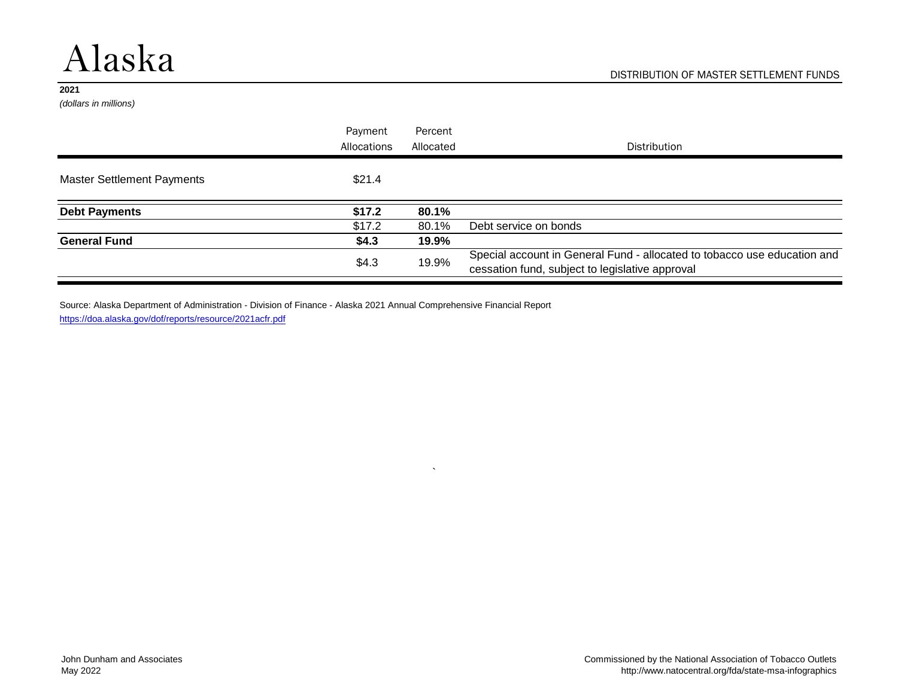# Alaska

DISTRIBUTION OF MASTER SETTLEMENT FUNDS

**2021**

*(dollars in millions)*

| | Payment Allocations | Percent Allocated | Distribution |
|---|---|---|---|
| Master Settlement Payments | $21.4 | | |
| **Debt Payments** | **$17.2** | **80.1%** | |
| | $17.2 | 80.1% | Debt service on bonds |
| **General Fund** | **$4.3** | **19.9%** | |
| | $4.3 | 19.9% | Special account in General Fund - allocated to tobacco use education and cessation fund, subject to legislative approval |

Source: Alaska Department of Administration - Division of Finance - Alaska 2021 Annual Comprehensive Financial Report
https://doa.alaska.gov/dof/reports/resource/2021acfr.pdf

John Dunham and Associates
May 2022

Commissioned by the National Association of Tobacco Outlets
http://www.natocentral.org/fda/state-msa-infographics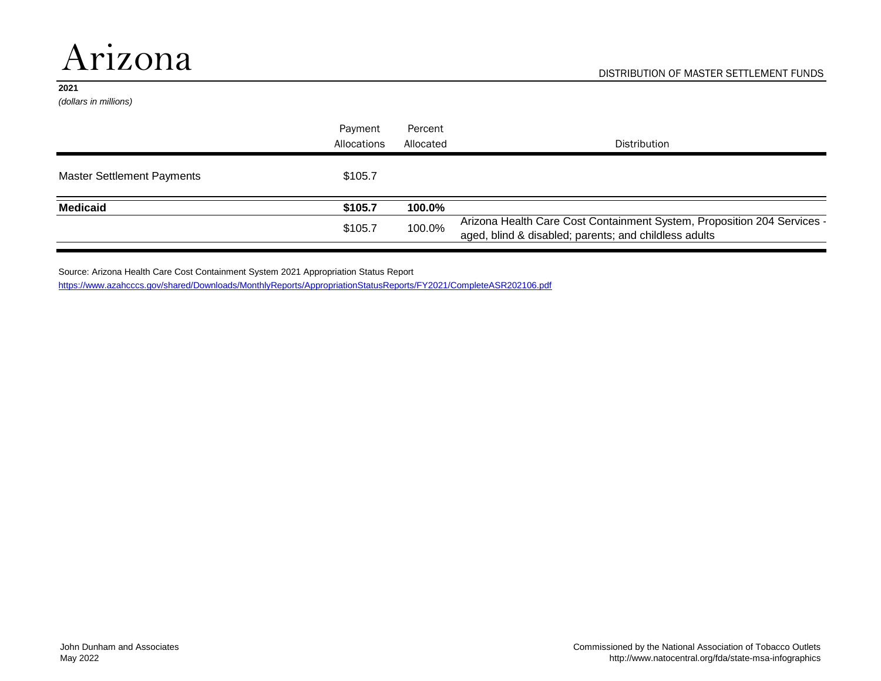# Arizona

DISTRIBUTION OF MASTER SETTLEMENT FUNDS

**2021**

*(dollars in millions)*

| | Payment Allocations | Percent Allocated | Distribution |
|---|---|---|---|
| Master Settlement Payments | $105.7 | | |
| **Medicaid** | **$105.7** | **100.0%** | |
| | $105.7 | 100.0% | Arizona Health Care Cost Containment System, Proposition 204 Services - aged, blind & disabled; parents; and childless adults |

Source: Arizona Health Care Cost Containment System 2021 Appropriation Status Report
https://www.azahcccs.gov/shared/Downloads/MonthlyReports/AppropriationStatusReports/FY2021/CompleteASR202106.pdf

John Dunham and Associates
May 2022

Commissioned by the National Association of Tobacco Outlets
http://www.natocentral.org/fda/state-msa-infographics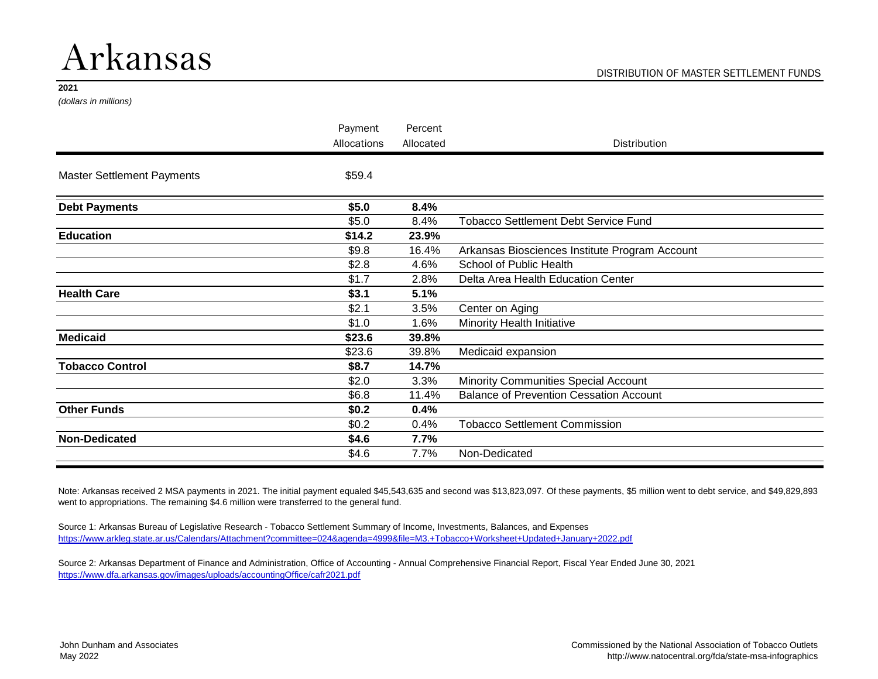# Arkansas

DISTRIBUTION OF MASTER SETTLEMENT FUNDS

**2021**

*(dollars in millions)*

| | Payment Allocations | Percent Allocated | Distribution |
|---|---|---|---|
| Master Settlement Payments | $59.4 | | |
| **Debt Payments** | **$5.0** | **8.4%** | |
| | $5.0 | 8.4% | Tobacco Settlement Debt Service Fund |
| **Education** | **$14.2** | **23.9%** | |
| | $9.8 | 16.4% | Arkansas Biosciences Institute Program Account |
| | $2.8 | 4.6% | School of Public Health |
| | $1.7 | 2.8% | Delta Area Health Education Center |
| **Health Care** | **$3.1** | **5.1%** | |
| | $2.1 | 3.5% | Center on Aging |
| | $1.0 | 1.6% | Minority Health Initiative |
| **Medicaid** | **$23.6** | **39.8%** | |
| | $23.6 | 39.8% | Medicaid expansion |
| **Tobacco Control** | **$8.7** | **14.7%** | |
| | $2.0 | 3.3% | Minority Communities Special Account |
| | $6.8 | 11.4% | Balance of Prevention Cessation Account |
| **Other Funds** | **$0.2** | **0.4%** | |
| | $0.2 | 0.4% | Tobacco Settlement Commission |
| **Non-Dedicated** | **$4.6** | **7.7%** | |
| | $4.6 | 7.7% | Non-Dedicated |

Note: Arkansas received 2 MSA payments in 2021. The initial payment equaled $45,543,635 and second was $13,823,097. Of these payments, $5 million went to debt service, and $49,829,893 went to appropriations. The remaining $4.6 million were transferred to the general fund.

Source 1: Arkansas Bureau of Legislative Research - Tobacco Settlement Summary of Income, Investments, Balances, and Expenses
https://www.arkleg.state.ar.us/Calendars/Attachment?committee=024&agenda=4999&file=M3.+Tobacco+Worksheet+Updated+January+2022.pdf

Source 2: Arkansas Department of Finance and Administration, Office of Accounting - Annual Comprehensive Financial Report, Fiscal Year Ended June 30, 2021
https://www.dfa.arkansas.gov/images/uploads/accountingOffice/cafr2021.pdf

John Dunham and Associates
May 2022

Commissioned by the National Association of Tobacco Outlets
http://www.natocentral.org/fda/state-msa-infographics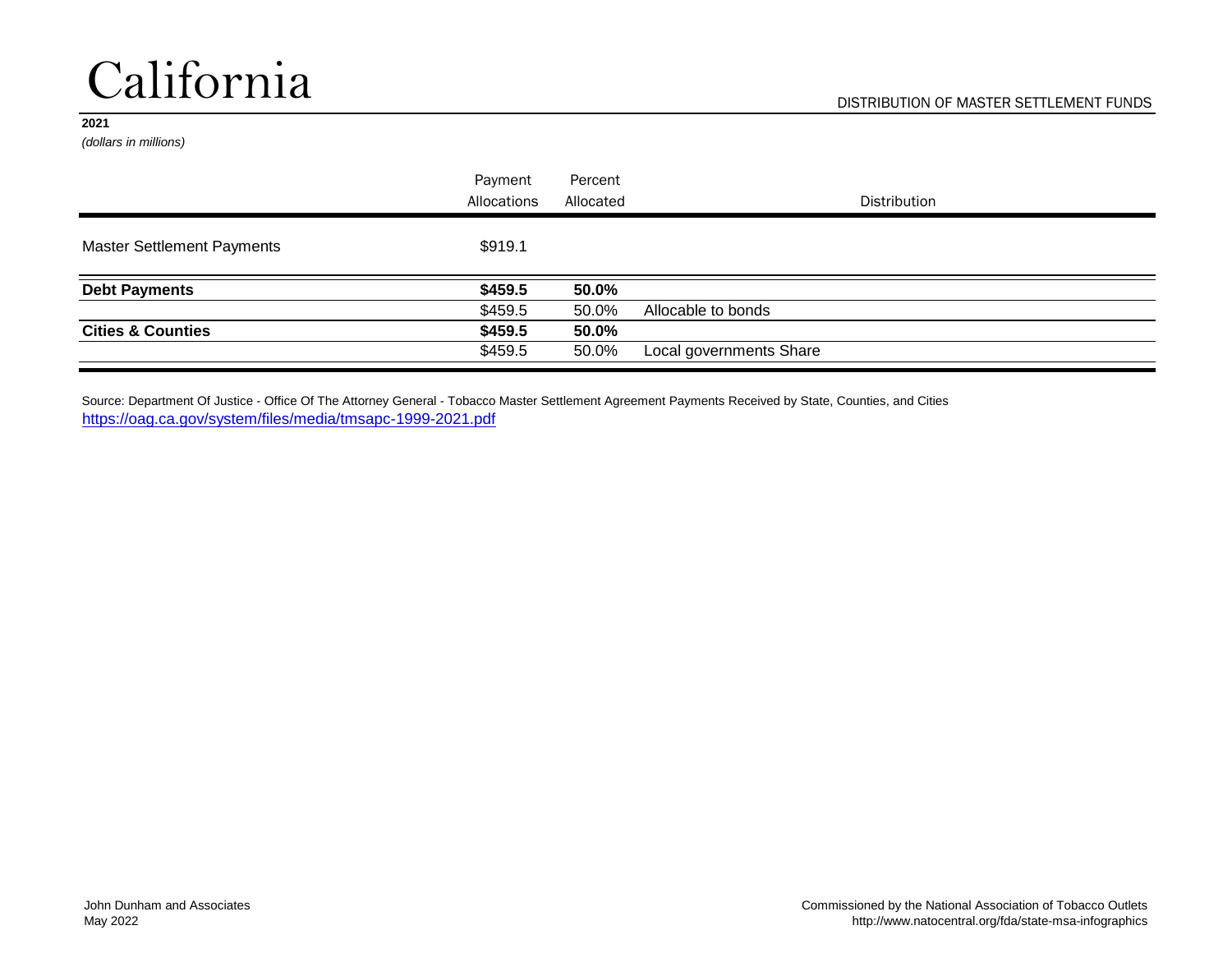# California

DISTRIBUTION OF MASTER SETTLEMENT FUNDS

**2021**

*(dollars in millions)*

| | Payment Allocations | Percent Allocated | Distribution |
|---|---|---|---|
| Master Settlement Payments | $919.1 | | |
| **Debt Payments** | **$459.5** | **50.0%** | |
| | $459.5 | 50.0% | Allocable to bonds |
| **Cities & Counties** | **$459.5** | **50.0%** | |
| | $459.5 | 50.0% | Local governments Share |

Source: Department Of Justice - Office Of The Attorney General - Tobacco Master Settlement Agreement Payments Received by State, Counties, and Cities
https://oag.ca.gov/system/files/media/tmsapc-1999-2021.pdf

John Dunham and Associates
May 2022

Commissioned by the National Association of Tobacco Outlets
http://www.natocentral.org/fda/state-msa-infographics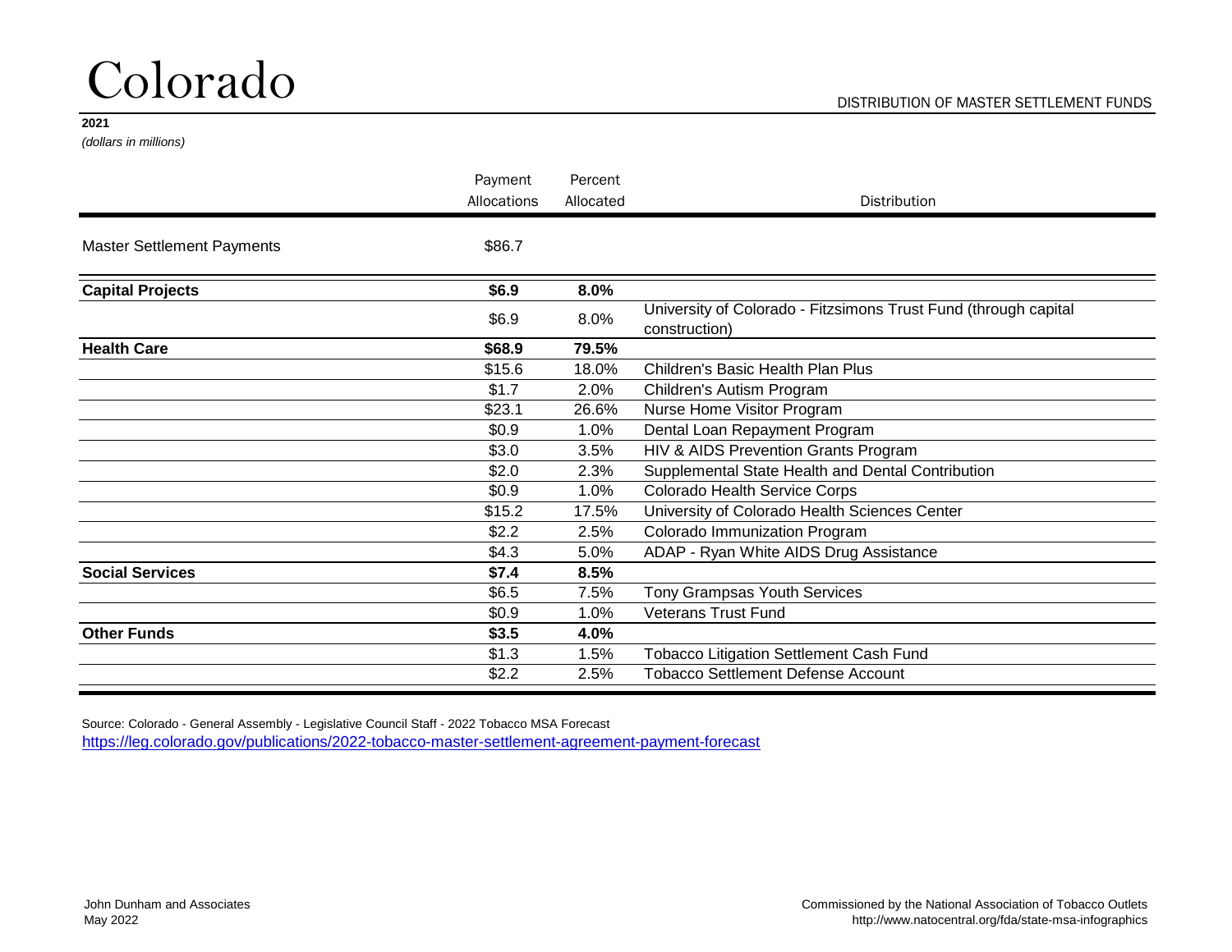# Colorado

DISTRIBUTION OF MASTER SETTLEMENT FUNDS

**2021**

*(dollars in millions)*

| | Payment Allocations | Percent Allocated | Distribution |
|---|---|---|---|
| Master Settlement Payments | $86.7 | | |
| **Capital Projects** | **$6.9** | **8.0%** | |
| | $6.9 | 8.0% | University of Colorado - Fitzsimons Trust Fund (through capital construction) |
| **Health Care** | **$68.9** | **79.5%** | |
| | $15.6 | 18.0% | Children's Basic Health Plan Plus |
| | $1.7 | 2.0% | Children's Autism Program |
| | $23.1 | 26.6% | Nurse Home Visitor Program |
| | $0.9 | 1.0% | Dental Loan Repayment Program |
| | $3.0 | 3.5% | HIV & AIDS Prevention Grants Program |
| | $2.0 | 2.3% | Supplemental State Health and Dental Contribution |
| | $0.9 | 1.0% | Colorado Health Service Corps |
| | $15.2 | 17.5% | University of Colorado Health Sciences Center |
| | $2.2 | 2.5% | Colorado Immunization Program |
| | $4.3 | 5.0% | ADAP - Ryan White AIDS Drug Assistance |
| **Social Services** | **$7.4** | **8.5%** | |
| | $6.5 | 7.5% | Tony Grampsas Youth Services |
| | $0.9 | 1.0% | Veterans Trust Fund |
| **Other Funds** | **$3.5** | **4.0%** | |
| | $1.3 | 1.5% | Tobacco Litigation Settlement Cash Fund |
| | $2.2 | 2.5% | Tobacco Settlement Defense Account |

Source: Colorado - General Assembly - Legislative Council Staff - 2022 Tobacco MSA Forecast
https://leg.colorado.gov/publications/2022-tobacco-master-settlement-agreement-payment-forecast

John Dunham and Associates
May 2022

Commissioned by the National Association of Tobacco Outlets
http://www.natocentral.org/fda/state-msa-infographics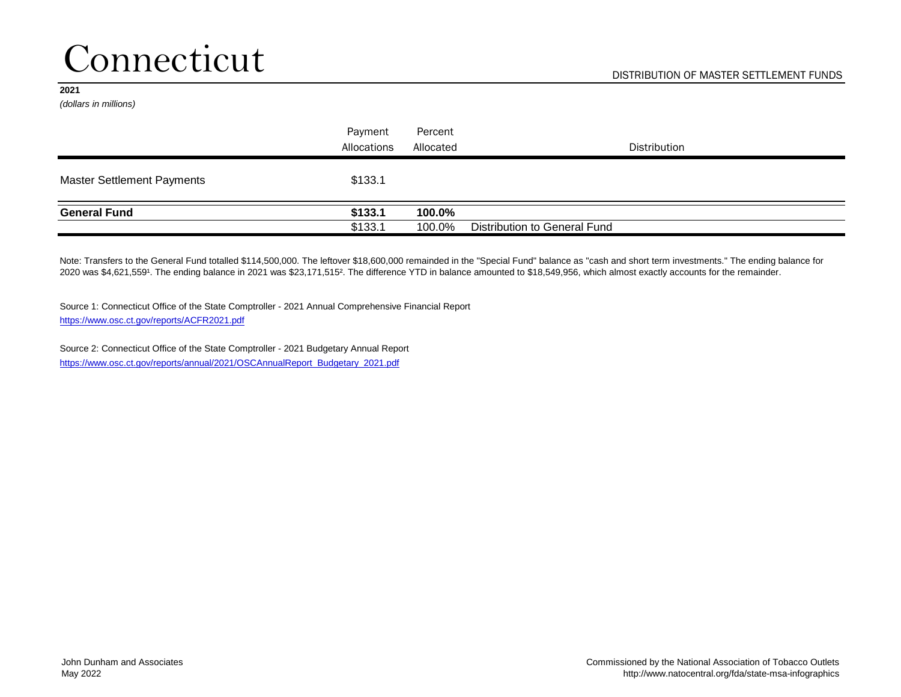# Connecticut

DISTRIBUTION OF MASTER SETTLEMENT FUNDS

**2021**

*(dollars in millions)*

| | Payment Allocations | Percent Allocated | Distribution |
|---|---|---|---|
| Master Settlement Payments | $133.1 | | |
| **General Fund** | **$133.1** | **100.0%** | |
| | $133.1 | 100.0% | Distribution to General Fund |

Note: Transfers to the General Fund totalled $114,500,000. The leftover $18,600,000 remainded in the "Special Fund" balance as "cash and short term investments." The ending balance for 2020 was $4,621,559[1]. The ending balance in 2021 was $23,171,515[2]. The difference YTD in balance amounted to $18,549,956, which almost exactly accounts for the remainder.

Source 1: Connecticut Office of the State Comptroller - 2021 Annual Comprehensive Financial Report
https://www.osc.ct.gov/reports/ACFR2021.pdf

Source 2: Connecticut Office of the State Comptroller - 2021 Budgetary Annual Report
https://www.osc.ct.gov/reports/annual/2021/OSCAnnualReport_Budgetary_2021.pdf

John Dunham and Associates
May 2022

Commissioned by the National Association of Tobacco Outlets
http://www.natocentral.org/fda/state-msa-infographics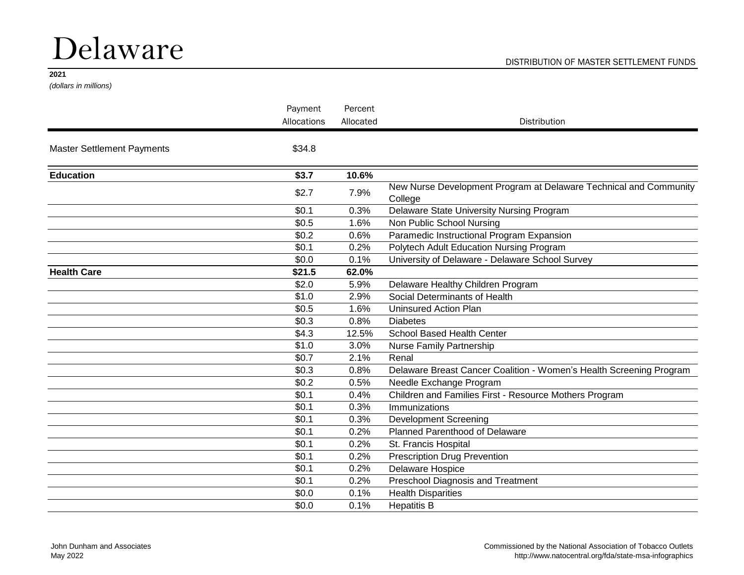# Delaware

DISTRIBUTION OF MASTER SETTLEMENT FUNDS

**2021**

*(dollars in millions)*

| | Payment Allocations | Percent Allocated | Distribution |
|---|---|---|---|
| Master Settlement Payments | $34.8 | | |
| **Education** | **$3.7** | **10.6%** | |
| | $2.7 | 7.9% | New Nurse Development Program at Delaware Technical and Community College |
| | $0.1 | 0.3% | Delaware State University Nursing Program |
| | $0.5 | 1.6% | Non Public School Nursing |
| | $0.2 | 0.6% | Paramedic Instructional Program Expansion |
| | $0.1 | 0.2% | Polytech Adult Education Nursing Program |
| | $0.0 | 0.1% | University of Delaware - Delaware School Survey |
| **Health Care** | **$21.5** | **62.0%** | |
| | $2.0 | 5.9% | Delaware Healthy Children Program |
| | $1.0 | 2.9% | Social Determinants of Health |
| | $0.5 | 1.6% | Uninsured Action Plan |
| | $0.3 | 0.8% | Diabetes |
| | $4.3 | 12.5% | School Based Health Center |
| | $1.0 | 3.0% | Nurse Family Partnership |
| | $0.7 | 2.1% | Renal |
| | $0.3 | 0.8% | Delaware Breast Cancer Coalition - Women's Health Screening Program |
| | $0.2 | 0.5% | Needle Exchange Program |
| | $0.1 | 0.4% | Children and Families First - Resource Mothers Program |
| | $0.1 | 0.3% | Immunizations |
| | $0.1 | 0.3% | Development Screening |
| | $0.1 | 0.2% | Planned Parenthood of Delaware |
| | $0.1 | 0.2% | St. Francis Hospital |
| | $0.1 | 0.2% | Prescription Drug Prevention |
| | $0.1 | 0.2% | Delaware Hospice |
| | $0.1 | 0.2% | Preschool Diagnosis and Treatment |
| | $0.0 | 0.1% | Health Disparities |
| | $0.0 | 0.1% | Hepatitis B |

John Dunham and Associates
May 2022

Commissioned by the National Association of Tobacco Outlets
http://www.natocentral.org/fda/state-msa-infographics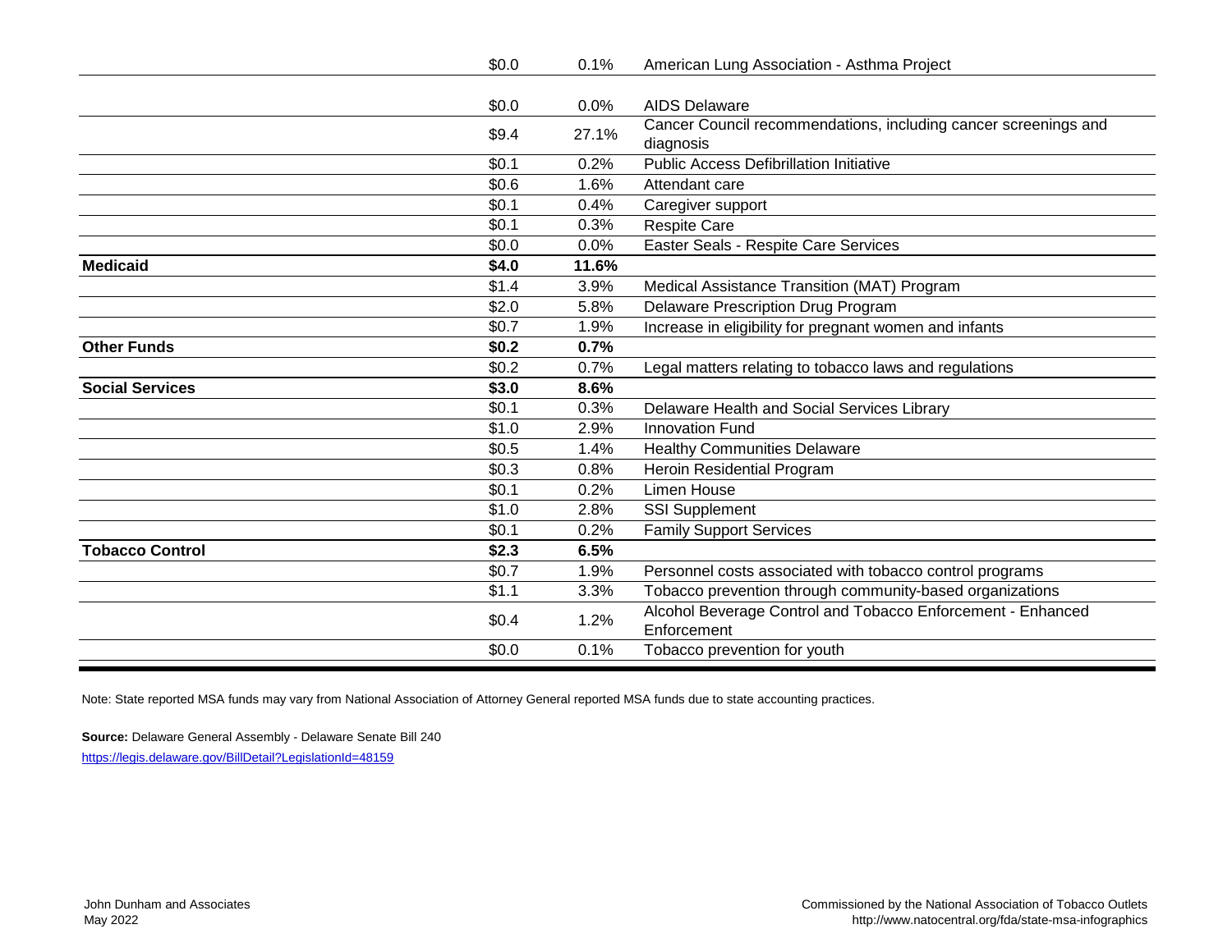| | | | |
|---|---|---|---|
| | $0.0 | 0.1% | American Lung Association - Asthma Project |
| | $0.0 | 0.0% | AIDS Delaware |
| | $9.4 | 27.1% | Cancer Council recommendations, including cancer screenings and diagnosis |
| | $0.1 | 0.2% | Public Access Defibrillation Initiative |
| | $0.6 | 1.6% | Attendant care |
| | $0.1 | 0.4% | Caregiver support |
| | $0.1 | 0.3% | Respite Care |
| | $0.0 | 0.0% | Easter Seals - Respite Care Services |
| **Medicaid** | **$4.0** | **11.6%** | |
| | $1.4 | 3.9% | Medical Assistance Transition (MAT) Program |
| | $2.0 | 5.8% | Delaware Prescription Drug Program |
| | $0.7 | 1.9% | Increase in eligibility for pregnant women and infants |
| **Other Funds** | **$0.2** | **0.7%** | |
| | $0.2 | 0.7% | Legal matters relating to tobacco laws and regulations |
| **Social Services** | **$3.0** | **8.6%** | |
| | $0.1 | 0.3% | Delaware Health and Social Services Library |
| | $1.0 | 2.9% | Innovation Fund |
| | $0.5 | 1.4% | Healthy Communities Delaware |
| | $0.3 | 0.8% | Heroin Residential Program |
| | $0.1 | 0.2% | Limen House |
| | $1.0 | 2.8% | SSI Supplement |
| | $0.1 | 0.2% | Family Support Services |
| **Tobacco Control** | **$2.3** | **6.5%** | |
| | $0.7 | 1.9% | Personnel costs associated with tobacco control programs |
| | $1.1 | 3.3% | Tobacco prevention through community-based organizations |
| | $0.4 | 1.2% | Alcohol Beverage Control and Tobacco Enforcement - Enhanced Enforcement |
| | $0.0 | 0.1% | Tobacco prevention for youth |

Note: State reported MSA funds may vary from National Association of Attorney General reported MSA funds due to state accounting practices.

**Source:** Delaware General Assembly - Delaware Senate Bill 240
https://legis.delaware.gov/BillDetail?LegislationId=48159

John Dunham and Associates
May 2022

Commissioned by the National Association of Tobacco Outlets
http://www.natocentral.org/fda/state-msa-infographics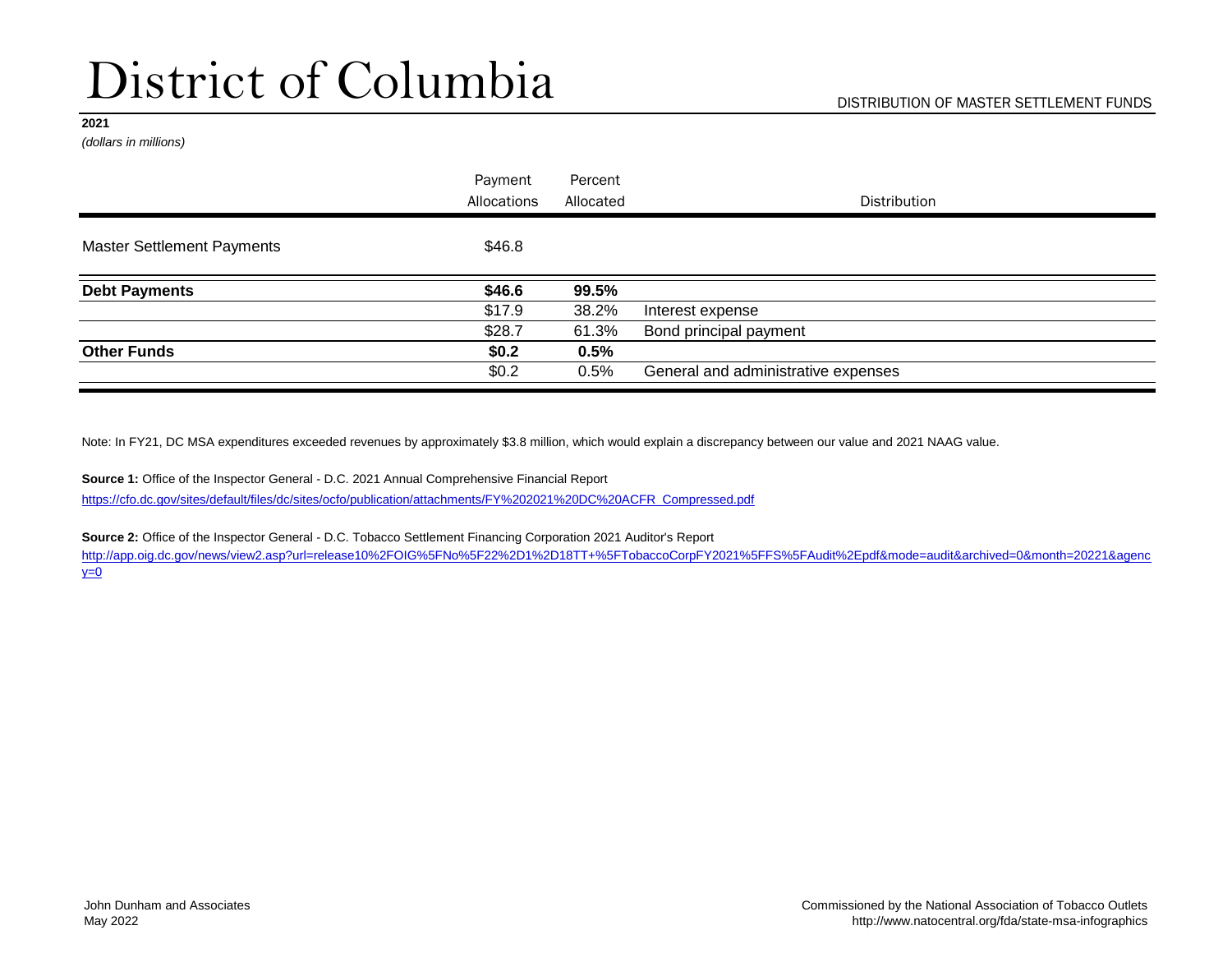# District of Columbia

DISTRIBUTION OF MASTER SETTLEMENT FUNDS

**2021**

*(dollars in millions)*

| | Payment Allocations | Percent Allocated | Distribution |
|---|---|---|---|
| Master Settlement Payments | $46.8 | | |
| **Debt Payments** | **$46.6** | **99.5%** | |
| | $17.9 | 38.2% | Interest expense |
| | $28.7 | 61.3% | Bond principal payment |
| **Other Funds** | **$0.2** | **0.5%** | |
| | $0.2 | 0.5% | General and administrative expenses |

Note: In FY21, DC MSA expenditures exceeded revenues by approximately $3.8 million, which would explain a discrepancy between our value and 2021 NAAG value.

**Source 1:** Office of the Inspector General - D.C. 2021 Annual Comprehensive Financial Report
https://cfo.dc.gov/sites/default/files/dc/sites/ocfo/publication/attachments/FY%202021%20DC%20ACFR_Compressed.pdf

**Source 2:** Office of the Inspector General - D.C. Tobacco Settlement Financing Corporation 2021 Auditor's Report
http://app.oig.dc.gov/news/view2.asp?url=release10%2FOIG%5FNo%5F22%2D1%2D18TT+%5FTobaccoCorpFY2021%5FFS%5FAudit%2Epdf&mode=audit&archived=0&month=20221&agency=0

John Dunham and Associates
May 2022

Commissioned by the National Association of Tobacco Outlets
http://www.natocentral.org/fda/state-msa-infographics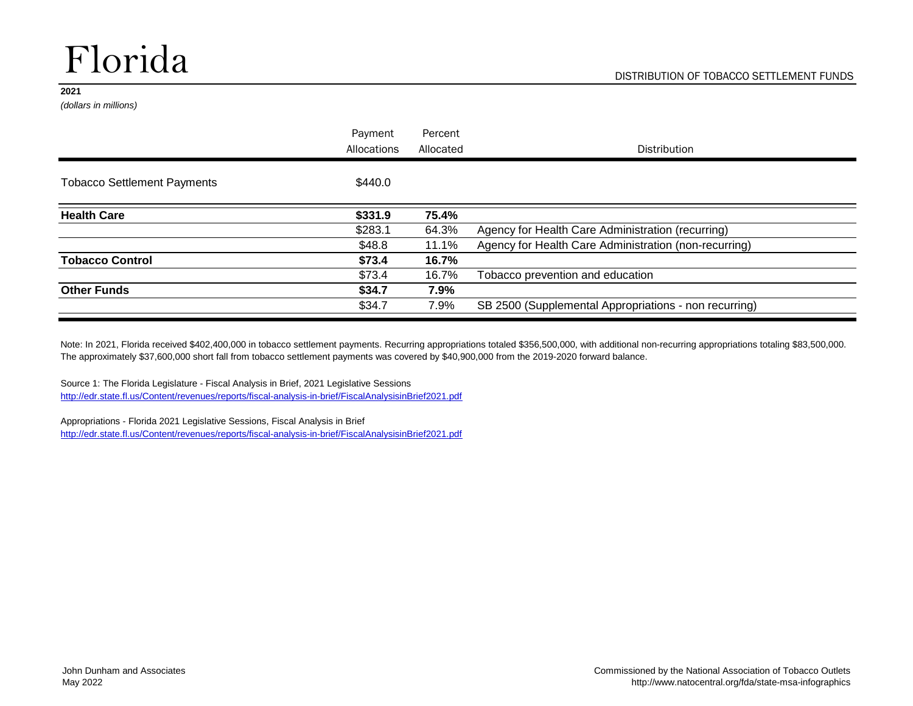# Florida

DISTRIBUTION OF TOBACCO SETTLEMENT FUNDS

**2021**

*(dollars in millions)*

| | Payment Allocations | Percent Allocated | Distribution |
|---|---|---|---|
| Tobacco Settlement Payments | $440.0 | | |
| **Health Care** | **$331.9** | **75.4%** | |
| | $283.1 | 64.3% | Agency for Health Care Administration (recurring) |
| | $48.8 | 11.1% | Agency for Health Care Administration (non-recurring) |
| **Tobacco Control** | **$73.4** | **16.7%** | |
| | $73.4 | 16.7% | Tobacco prevention and education |
| **Other Funds** | **$34.7** | **7.9%** | |
| | $34.7 | 7.9% | SB 2500 (Supplemental Appropriations - non recurring) |

Note: In 2021, Florida received $402,400,000 in tobacco settlement payments. Recurring appropriations totaled $356,500,000, with additional non-recurring appropriations totaling $83,500,000. The approximately $37,600,000 short fall from tobacco settlement payments was covered by $40,900,000 from the 2019-2020 forward balance.

Source 1: The Florida Legislature - Fiscal Analysis in Brief, 2021 Legislative Sessions
http://edr.state.fl.us/Content/revenues/reports/fiscal-analysis-in-brief/FiscalAnalysisinBrief2021.pdf

Appropriations - Florida 2021 Legislative Sessions, Fiscal Analysis in Brief
http://edr.state.fl.us/Content/revenues/reports/fiscal-analysis-in-brief/FiscalAnalysisinBrief2021.pdf

John Dunham and Associates
May 2022

Commissioned by the National Association of Tobacco Outlets
http://www.natocentral.org/fda/state-msa-infographics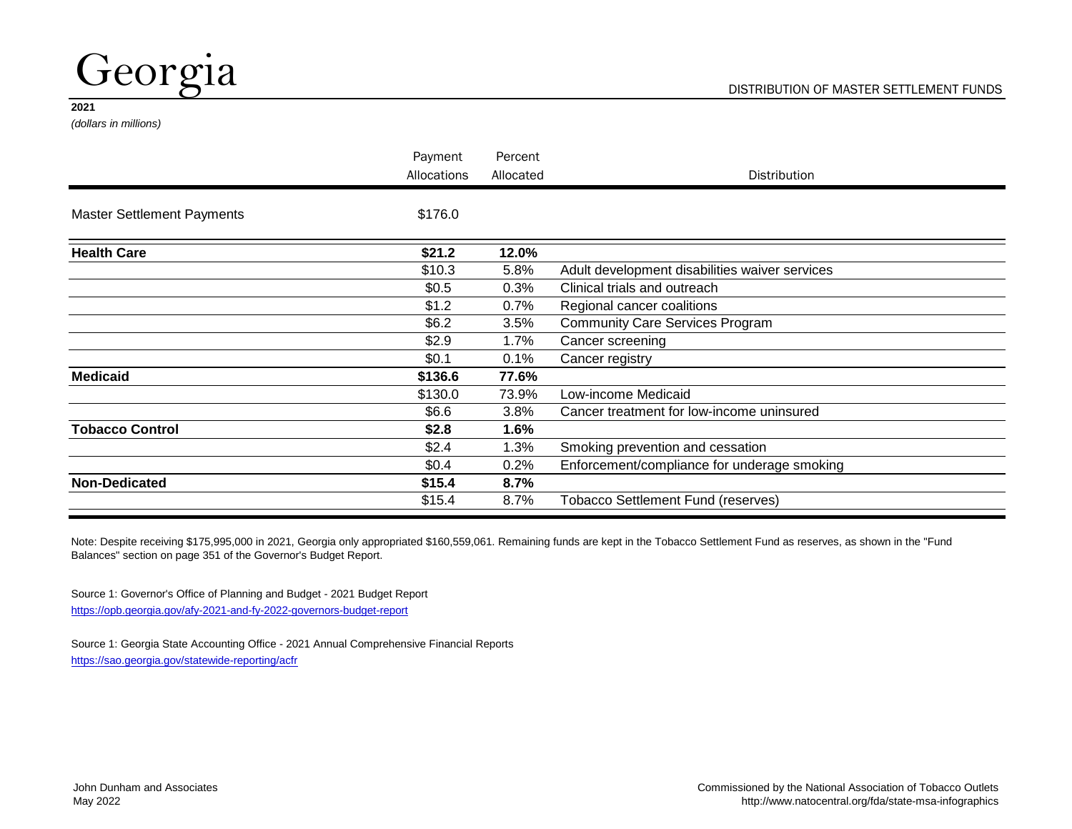# Georgia

DISTRIBUTION OF MASTER SETTLEMENT FUNDS

**2021**

*(dollars in millions)*

| | Payment Allocations | Percent Allocated | Distribution |
|---|---|---|---|
| Master Settlement Payments | $176.0 | | |
| **Health Care** | **$21.2** | **12.0%** | |
| | $10.3 | 5.8% | Adult development disabilities waiver services |
| | $0.5 | 0.3% | Clinical trials and outreach |
| | $1.2 | 0.7% | Regional cancer coalitions |
| | $6.2 | 3.5% | Community Care Services Program |
| | $2.9 | 1.7% | Cancer screening |
| | $0.1 | 0.1% | Cancer registry |
| **Medicaid** | **$136.6** | **77.6%** | |
| | $130.0 | 73.9% | Low-income Medicaid |
| | $6.6 | 3.8% | Cancer treatment for low-income uninsured |
| **Tobacco Control** | **$2.8** | **1.6%** | |
| | $2.4 | 1.3% | Smoking prevention and cessation |
| | $0.4 | 0.2% | Enforcement/compliance for underage smoking |
| **Non-Dedicated** | **$15.4** | **8.7%** | |
| | $15.4 | 8.7% | Tobacco Settlement Fund (reserves) |

Note: Despite receiving $175,995,000 in 2021, Georgia only appropriated $160,559,061. Remaining funds are kept in the Tobacco Settlement Fund as reserves, as shown in the "Fund Balances" section on page 351 of the Governor's Budget Report.

Source 1: Governor's Office of Planning and Budget - 2021 Budget Report
https://opb.georgia.gov/afy-2021-and-fy-2022-governors-budget-report

Source 1: Georgia State Accounting Office - 2021 Annual Comprehensive Financial Reports
https://sao.georgia.gov/statewide-reporting/acfr

John Dunham and Associates
May 2022

Commissioned by the National Association of Tobacco Outlets
http://www.natocentral.org/fda/state-msa-infographics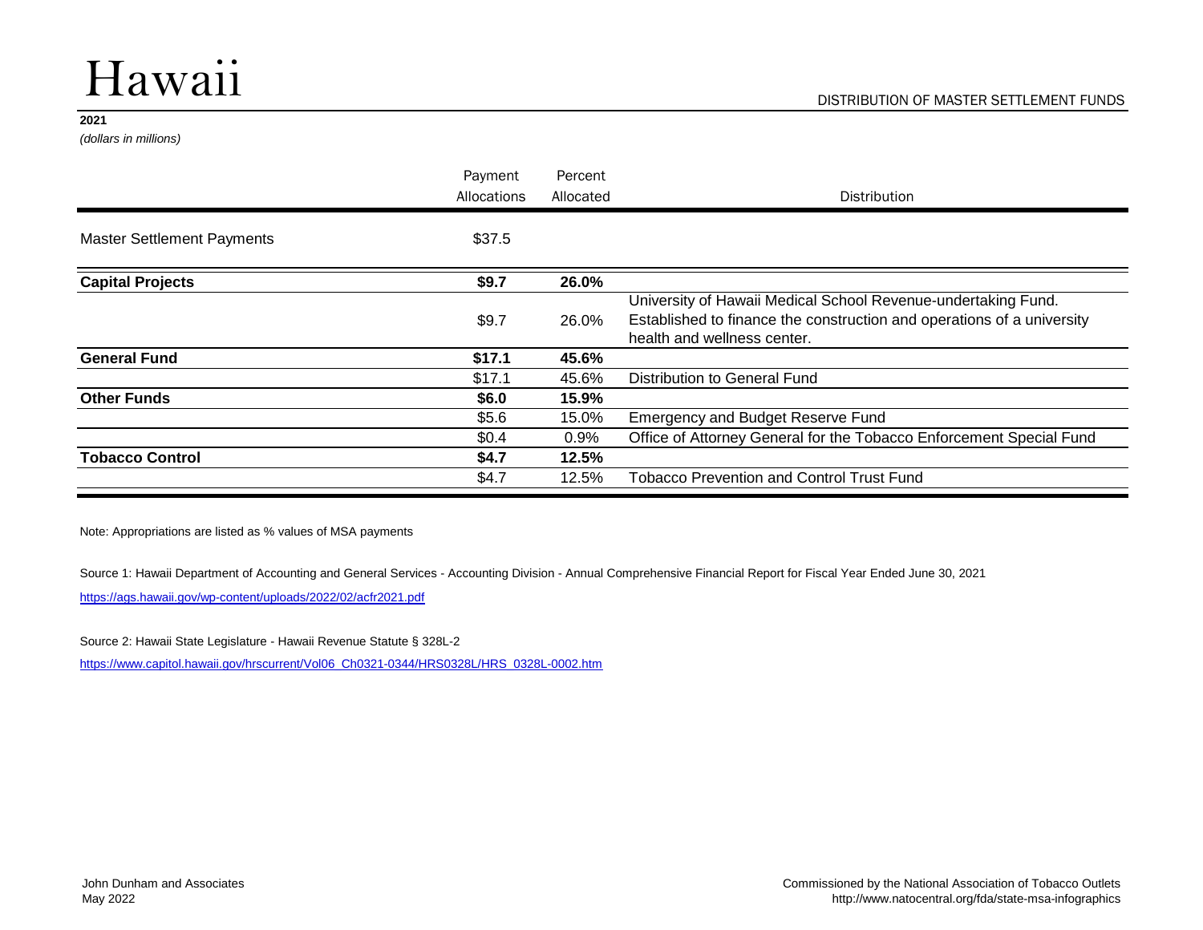# Hawaii

DISTRIBUTION OF MASTER SETTLEMENT FUNDS

**2021**

*(dollars in millions)*

| | Payment Allocations | Percent Allocated | Distribution |
|---|---|---|---|
| Master Settlement Payments | $37.5 | | |
| **Capital Projects** | **$9.7** | **26.0%** | |
| | $9.7 | 26.0% | University of Hawaii Medical School Revenue-undertaking Fund. Established to finance the construction and operations of a university health and wellness center. |
| **General Fund** | **$17.1** | **45.6%** | |
| | $17.1 | 45.6% | Distribution to General Fund |
| **Other Funds** | **$6.0** | **15.9%** | |
| | $5.6 | 15.0% | Emergency and Budget Reserve Fund |
| | $0.4 | 0.9% | Office of Attorney General for the Tobacco Enforcement Special Fund |
| **Tobacco Control** | **$4.7** | **12.5%** | |
| | $4.7 | 12.5% | Tobacco Prevention and Control Trust Fund |

Note: Appropriations are listed as % values of MSA payments

Source 1: Hawaii Department of Accounting and General Services - Accounting Division - Annual Comprehensive Financial Report for Fiscal Year Ended June 30, 2021

https://ags.hawaii.gov/wp-content/uploads/2022/02/acfr2021.pdf

Source 2: Hawaii State Legislature - Hawaii Revenue Statute § 328L-2

https://www.capitol.hawaii.gov/hrscurrent/Vol06_Ch0321-0344/HRS0328L/HRS_0328L-0002.htm

John Dunham and Associates
May 2022

Commissioned by the National Association of Tobacco Outlets
http://www.natocentral.org/fda/state-msa-infographics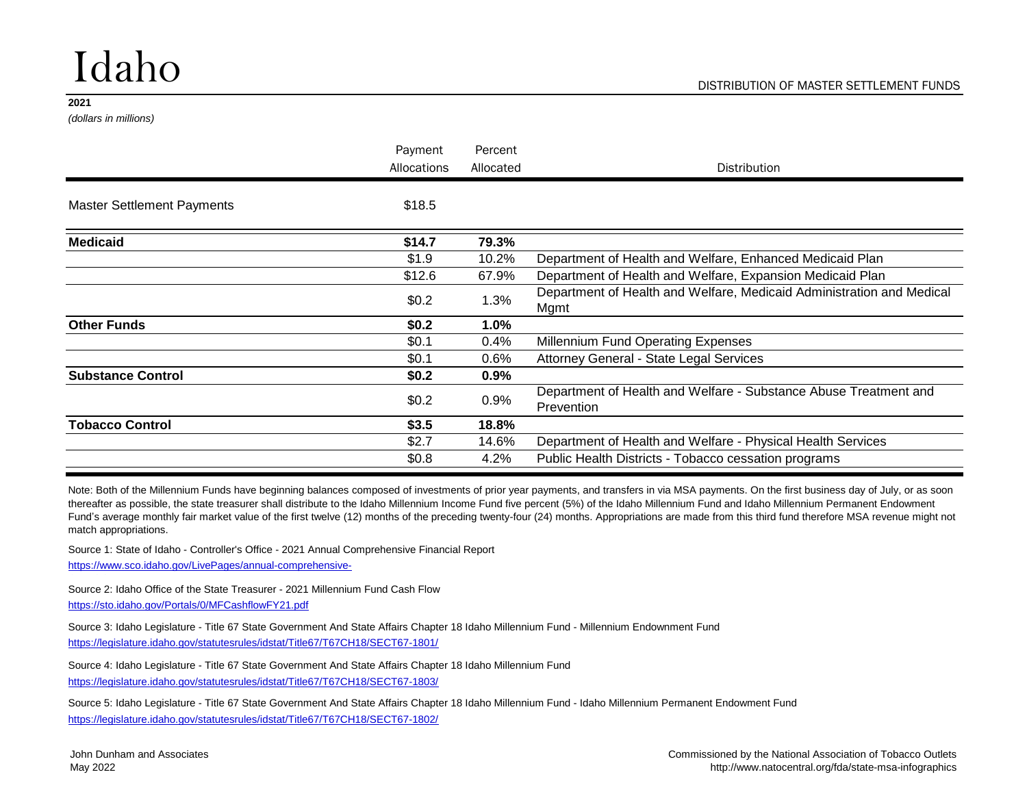# Idaho

DISTRIBUTION OF MASTER SETTLEMENT FUNDS

**2021**

*(dollars in millions)*

| | Payment Allocations | Percent Allocated | Distribution |
|---|---|---|---|
| Master Settlement Payments | $18.5 | | |
| **Medicaid** | **$14.7** | **79.3%** | |
| | $1.9 | 10.2% | Department of Health and Welfare, Enhanced Medicaid Plan |
| | $12.6 | 67.9% | Department of Health and Welfare, Expansion Medicaid Plan |
| | $0.2 | 1.3% | Department of Health and Welfare, Medicaid Administration and Medical Mgmt |
| **Other Funds** | **$0.2** | **1.0%** | |
| | $0.1 | 0.4% | Millennium Fund Operating Expenses |
| | $0.1 | 0.6% | Attorney General - State Legal Services |
| **Substance Control** | **$0.2** | **0.9%** | |
| | $0.2 | 0.9% | Department of Health and Welfare - Substance Abuse Treatment and Prevention |
| **Tobacco Control** | **$3.5** | **18.8%** | |
| | $2.7 | 14.6% | Department of Health and Welfare - Physical Health Services |
| | $0.8 | 4.2% | Public Health Districts - Tobacco cessation programs |

Note: Both of the Millennium Funds have beginning balances composed of investments of prior year payments, and transfers in via MSA payments. On the first business day of July, or as soon thereafter as possible, the state treasurer shall distribute to the Idaho Millennium Income Fund five percent (5%) of the Idaho Millennium Fund and Idaho Millennium Permanent Endowment Fund's average monthly fair market value of the first twelve (12) months of the preceding twenty-four (24) months. Appropriations are made from this third fund therefore MSA revenue might not match appropriations.

Source 1: State of Idaho - Controller's Office - 2021 Annual Comprehensive Financial Report
https://www.sco.idaho.gov/LivePages/annual-comprehensive-

Source 2: Idaho Office of the State Treasurer - 2021 Millennium Fund Cash Flow
https://sto.idaho.gov/Portals/0/MFCashflowFY21.pdf

Source 3: Idaho Legislature - Title 67 State Government And State Affairs Chapter 18 Idaho Millennium Fund - Millennium Endownment Fund
https://legislature.idaho.gov/statutesrules/idstat/Title67/T67CH18/SECT67-1801/

Source 4: Idaho Legislature - Title 67 State Government And State Affairs Chapter 18 Idaho Millennium Fund
https://legislature.idaho.gov/statutesrules/idstat/Title67/T67CH18/SECT67-1803/

Source 5: Idaho Legislature - Title 67 State Government And State Affairs Chapter 18 Idaho Millennium Fund - Idaho Millennium Permanent Endowment Fund
https://legislature.idaho.gov/statutesrules/idstat/Title67/T67CH18/SECT67-1802/

John Dunham and Associates
May 2022

Commissioned by the National Association of Tobacco Outlets
http://www.natocentral.org/fda/state-msa-infographics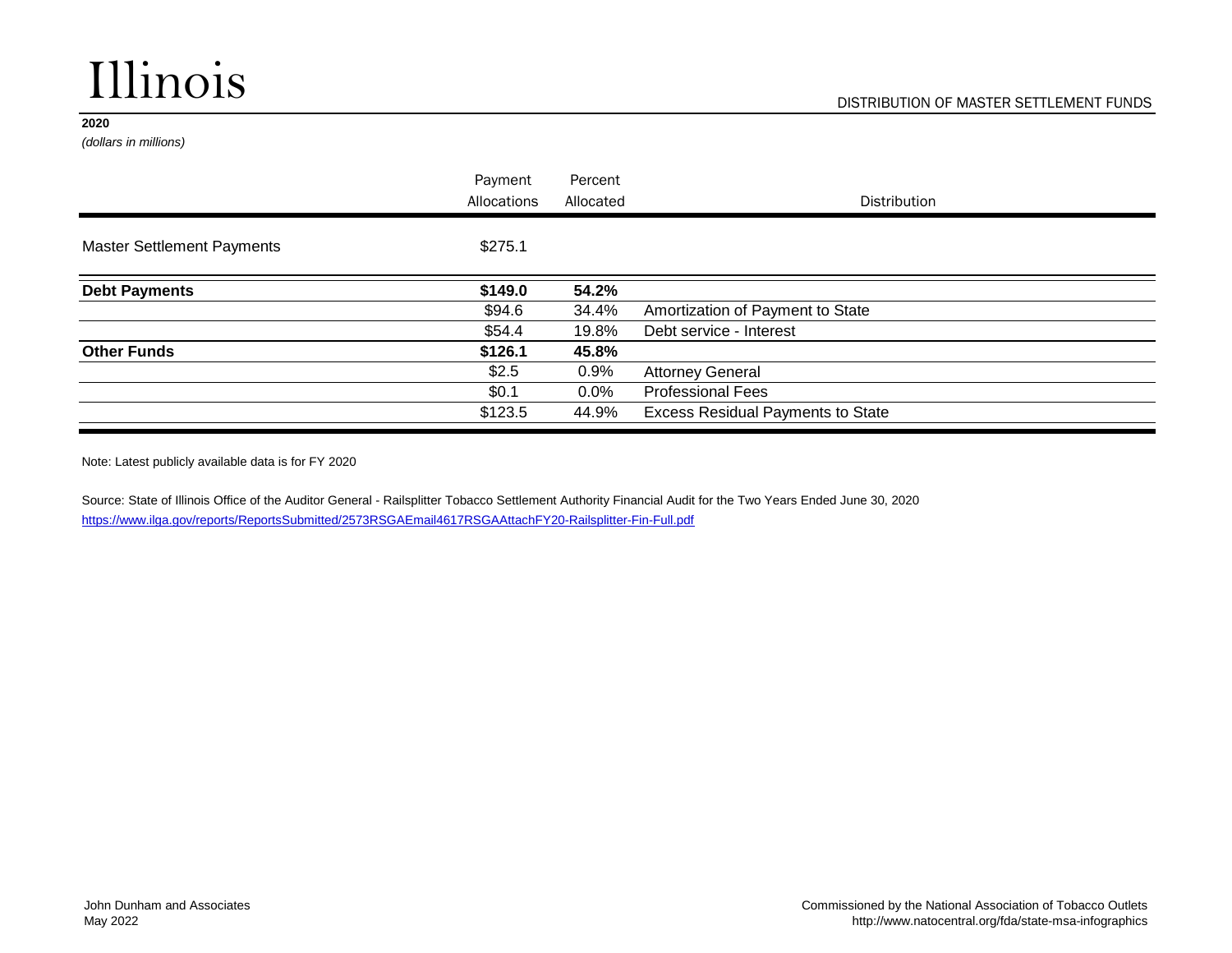# Illinois

DISTRIBUTION OF MASTER SETTLEMENT FUNDS

**2020**

*(dollars in millions)*

| | Payment Allocations | Percent Allocated | Distribution |
|---|---|---|---|
| Master Settlement Payments | $275.1 | | |
| **Debt Payments** | **$149.0** | **54.2%** | |
| | $94.6 | 34.4% | Amortization of Payment to State |
| | $54.4 | 19.8% | Debt service - Interest |
| **Other Funds** | **$126.1** | **45.8%** | |
| | $2.5 | 0.9% | Attorney General |
| | $0.1 | 0.0% | Professional Fees |
| | $123.5 | 44.9% | Excess Residual Payments to State |

Note: Latest publicly available data is for FY 2020

Source: State of Illinois Office of the Auditor General - Railsplitter Tobacco Settlement Authority Financial Audit for the Two Years Ended June 30, 2020
https://www.ilga.gov/reports/ReportsSubmitted/2573RSGAEmail4617RSGAAttachFY20-Railsplitter-Fin-Full.pdf

John Dunham and Associates
May 2022

Commissioned by the National Association of Tobacco Outlets
http://www.natocentral.org/fda/state-msa-infographics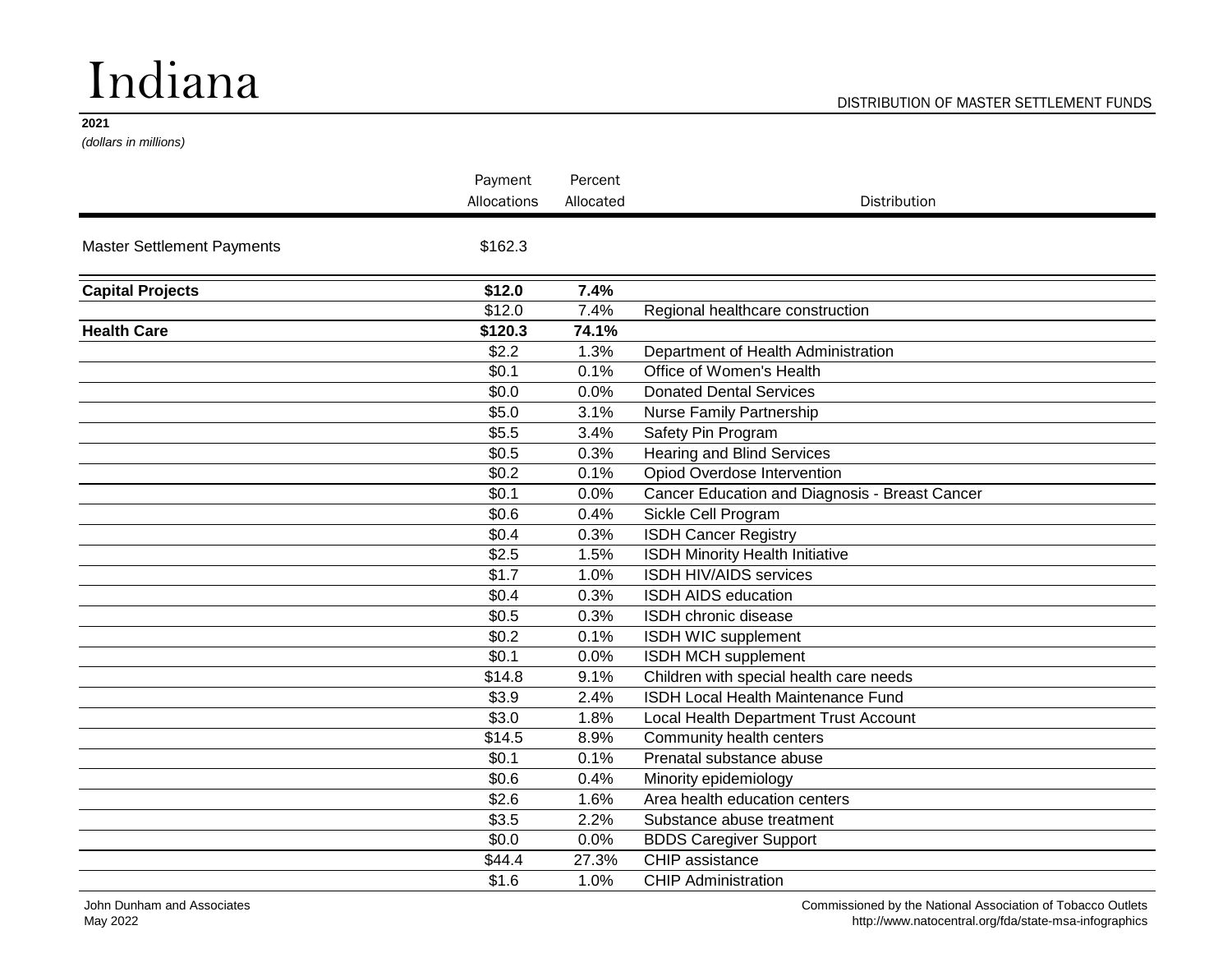# Indiana

DISTRIBUTION OF MASTER SETTLEMENT FUNDS

**2021**

*(dollars in millions)*

| | Payment Allocations | Percent Allocated | Distribution |
|---|---|---|---|
| Master Settlement Payments | $162.3 | | |
| **Capital Projects** | **$12.0** | **7.4%** | |
| | $12.0 | 7.4% | Regional healthcare construction |
| **Health Care** | **$120.3** | **74.1%** | |
| | $2.2 | 1.3% | Department of Health Administration |
| | $0.1 | 0.1% | Office of Women's Health |
| | $0.0 | 0.0% | Donated Dental Services |
| | $5.0 | 3.1% | Nurse Family Partnership |
| | $5.5 | 3.4% | Safety Pin Program |
| | $0.5 | 0.3% | Hearing and Blind Services |
| | $0.2 | 0.1% | Opiod Overdose Intervention |
| | $0.1 | 0.0% | Cancer Education and Diagnosis - Breast Cancer |
| | $0.6 | 0.4% | Sickle Cell Program |
| | $0.4 | 0.3% | ISDH Cancer Registry |
| | $2.5 | 1.5% | ISDH Minority Health Initiative |
| | $1.7 | 1.0% | ISDH HIV/AIDS services |
| | $0.4 | 0.3% | ISDH AIDS education |
| | $0.5 | 0.3% | ISDH chronic disease |
| | $0.2 | 0.1% | ISDH WIC supplement |
| | $0.1 | 0.0% | ISDH MCH supplement |
| | $14.8 | 9.1% | Children with special health care needs |
| | $3.9 | 2.4% | ISDH Local Health Maintenance Fund |
| | $3.0 | 1.8% | Local Health Department Trust Account |
| | $14.5 | 8.9% | Community health centers |
| | $0.1 | 0.1% | Prenatal substance abuse |
| | $0.6 | 0.4% | Minority epidemiology |
| | $2.6 | 1.6% | Area health education centers |
| | $3.5 | 2.2% | Substance abuse treatment |
| | $0.0 | 0.0% | BDDS Caregiver Support |
| | $44.4 | 27.3% | CHIP assistance |
| | $1.6 | 1.0% | CHIP Administration |

John Dunham and Associates
May 2022

Commissioned by the National Association of Tobacco Outlets
http://www.natocentral.org/fda/state-msa-infographics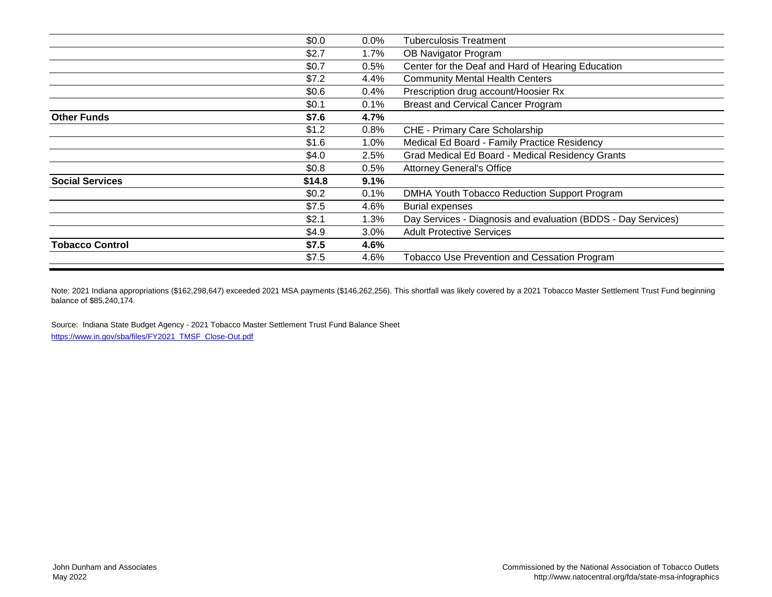| | | | |
|---|---|---|---|
| | $0.0 | 0.0% | Tuberculosis Treatment |
| | $2.7 | 1.7% | OB Navigator Program |
| | $0.7 | 0.5% | Center for the Deaf and Hard of Hearing Education |
| | $7.2 | 4.4% | Community Mental Health Centers |
| | $0.6 | 0.4% | Prescription drug account/Hoosier Rx |
| | $0.1 | 0.1% | Breast and Cervical Cancer Program |
| **Other Funds** | **$7.6** | **4.7%** | |
| | $1.2 | 0.8% | CHE - Primary Care Scholarship |
| | $1.6 | 1.0% | Medical Ed Board - Family Practice Residency |
| | $4.0 | 2.5% | Grad Medical Ed Board - Medical Residency Grants |
| | $0.8 | 0.5% | Attorney General's Office |
| **Social Services** | **$14.8** | **9.1%** | |
| | $0.2 | 0.1% | DMHA Youth Tobacco Reduction Support Program |
| | $7.5 | 4.6% | Burial expenses |
| | $2.1 | 1.3% | Day Services - Diagnosis and evaluation (BDDS - Day Services) |
| | $4.9 | 3.0% | Adult Protective Services |
| **Tobacco Control** | **$7.5** | **4.6%** | |
| | $7.5 | 4.6% | Tobacco Use Prevention and Cessation Program |

Note: 2021 Indiana appropriations ($162,298,647) exceeded 2021 MSA payments ($146,262,256). This shortfall was likely covered by a 2021 Tobacco Master Settlement Trust Fund beginning balance of $85,240,174.

Source: Indiana State Budget Agency - 2021 Tobacco Master Settlement Trust Fund Balance Sheet
https://www.in.gov/sba/files/FY2021_TMSF_Close-Out.pdf

John Dunham and Associates
May 2022

Commissioned by the National Association of Tobacco Outlets
http://www.natocentral.org/fda/state-msa-infographics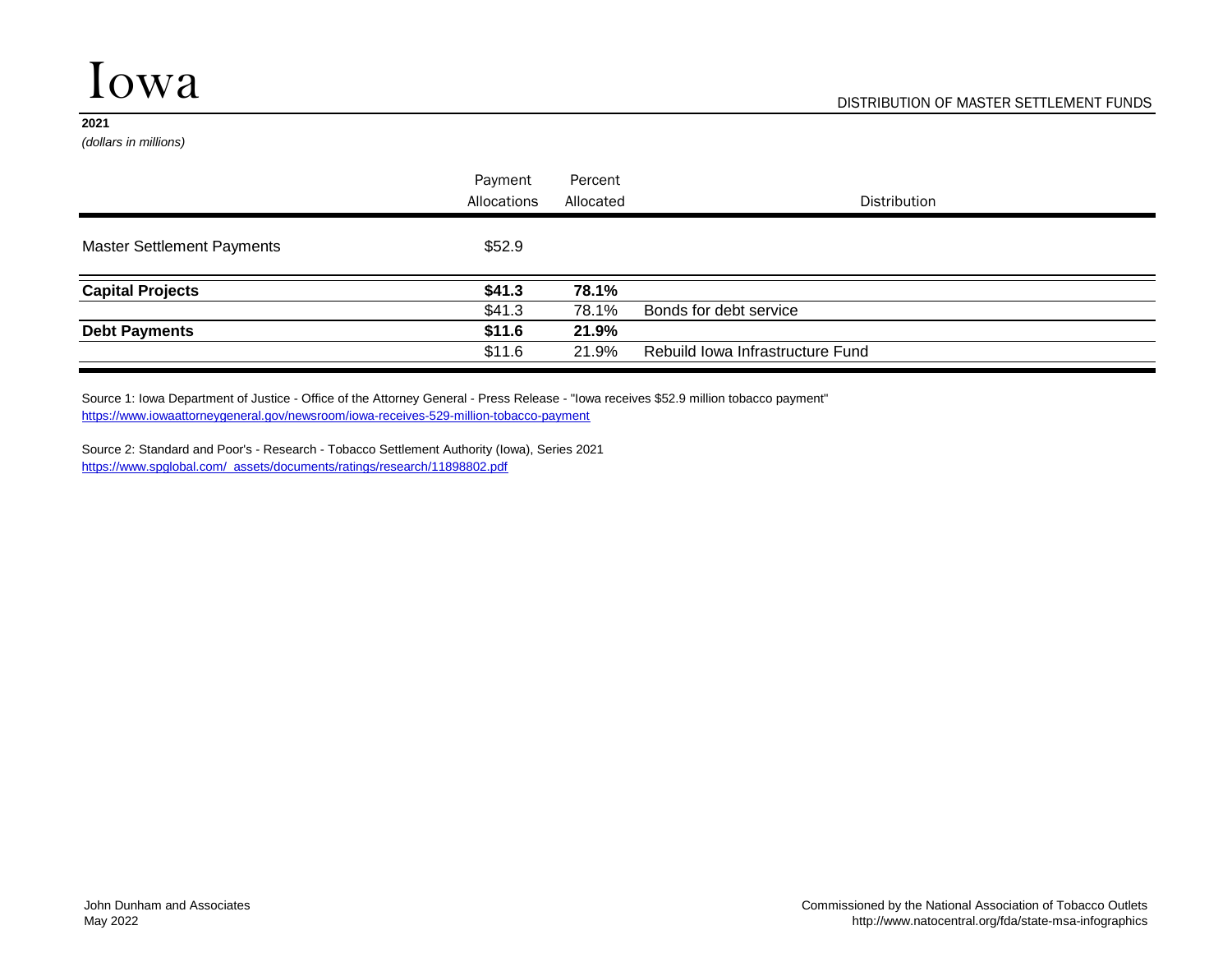# Iowa

DISTRIBUTION OF MASTER SETTLEMENT FUNDS

**2021**

*(dollars in millions)*

| | Payment Allocations | Percent Allocated | Distribution |
|---|---|---|---|
| Master Settlement Payments | $52.9 | | |
| **Capital Projects** | **$41.3** | **78.1%** | |
| | $41.3 | 78.1% | Bonds for debt service |
| **Debt Payments** | **$11.6** | **21.9%** | |
| | $11.6 | 21.9% | Rebuild Iowa Infrastructure Fund |

Source 1: Iowa Department of Justice - Office of the Attorney General - Press Release - "Iowa receives $52.9 million tobacco payment"
https://www.iowaattorneygeneral.gov/newsroom/iowa-receives-529-million-tobacco-payment

Source 2: Standard and Poor's - Research - Tobacco Settlement Authority (Iowa), Series 2021
https://www.spglobal.com/_assets/documents/ratings/research/11898802.pdf

John Dunham and Associates
May 2022

Commissioned by the National Association of Tobacco Outlets
http://www.natocentral.org/fda/state-msa-infographics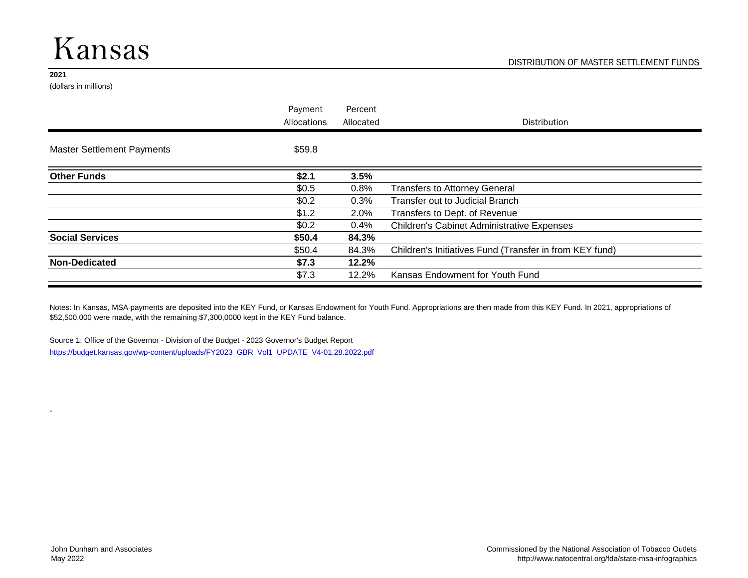# Kansas

DISTRIBUTION OF MASTER SETTLEMENT FUNDS

**2021**
(dollars in millions)

| | Payment Allocations | Percent Allocated | Distribution |
|---|---|---|---|
| Master Settlement Payments | $59.8 | | |
| **Other Funds** | **$2.1** | **3.5%** | |
| | $0.5 | 0.8% | Transfers to Attorney General |
| | $0.2 | 0.3% | Transfer out to Judicial Branch |
| | $1.2 | 2.0% | Transfers to Dept. of Revenue |
| | $0.2 | 0.4% | Children's Cabinet Administrative Expenses |
| **Social Services** | **$50.4** | **84.3%** | |
| | $50.4 | 84.3% | Children's Initiatives Fund (Transfer in from KEY fund) |
| **Non-Dedicated** | **$7.3** | **12.2%** | |
| | $7.3 | 12.2% | Kansas Endowment for Youth Fund |

Notes: In Kansas, MSA payments are deposited into the KEY Fund, or Kansas Endowment for Youth Fund. Appropriations are then made from this KEY Fund. In 2021, appropriations of $52,500,000 were made, with the remaining $7,300,0000 kept in the KEY Fund balance.

Source 1: Office of the Governor - Division of the Budget - 2023 Governor's Budget Report
https://budget.kansas.gov/wp-content/uploads/FY2023_GBR_Vol1_UPDATE_V4-01.28.2022.pdf

-

John Dunham and Associates
May 2022

Commissioned by the National Association of Tobacco Outlets
http://www.natocentral.org/fda/state-msa-infographics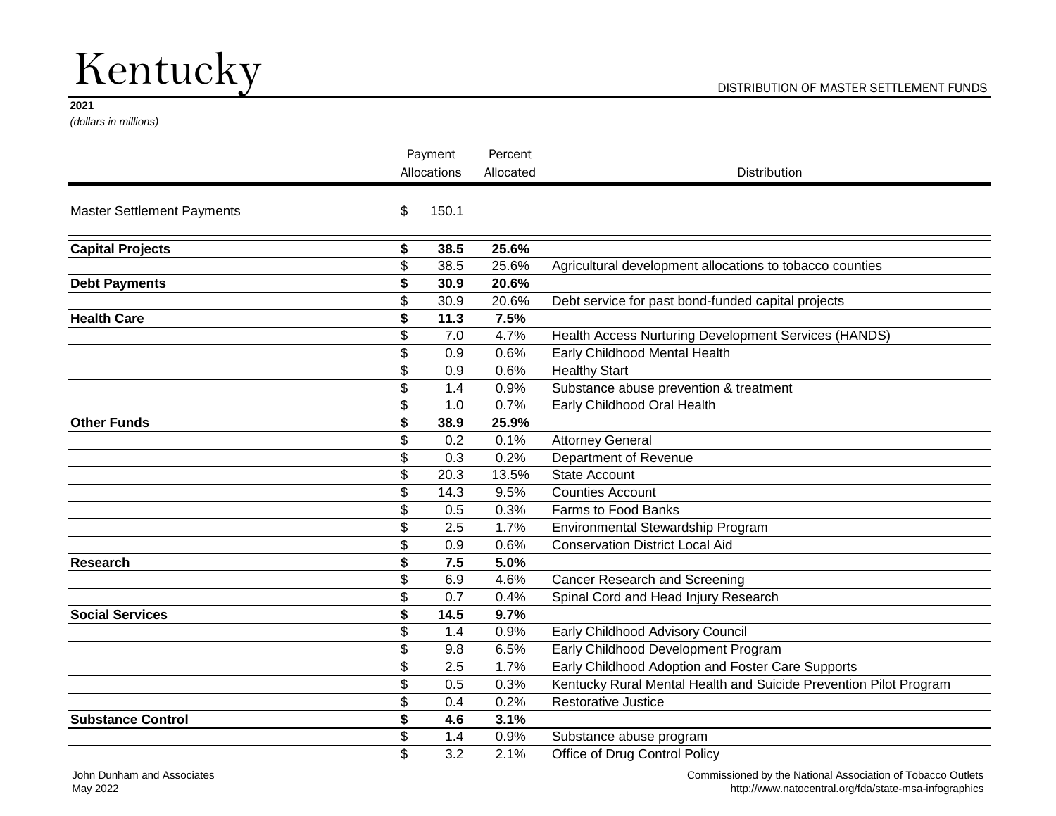# Kentucky

DISTRIBUTION OF MASTER SETTLEMENT FUNDS

**2021**

*(dollars in millions)*

| | Payment Allocations | Percent Allocated | Distribution |
|---|---|---|---|
| Master Settlement Payments | $ 150.1 | | |
| **Capital Projects** | **$ 38.5** | **25.6%** | |
| | $ 38.5 | 25.6% | Agricultural development allocations to tobacco counties |
| **Debt Payments** | **$ 30.9** | **20.6%** | |
| | $ 30.9 | 20.6% | Debt service for past bond-funded capital projects |
| **Health Care** | **$ 11.3** | **7.5%** | |
| | $ 7.0 | 4.7% | Health Access Nurturing Development Services (HANDS) |
| | $ 0.9 | 0.6% | Early Childhood Mental Health |
| | $ 0.9 | 0.6% | Healthy Start |
| | $ 1.4 | 0.9% | Substance abuse prevention & treatment |
| | $ 1.0 | 0.7% | Early Childhood Oral Health |
| **Other Funds** | **$ 38.9** | **25.9%** | |
| | $ 0.2 | 0.1% | Attorney General |
| | $ 0.3 | 0.2% | Department of Revenue |
| | $ 20.3 | 13.5% | State Account |
| | $ 14.3 | 9.5% | Counties Account |
| | $ 0.5 | 0.3% | Farms to Food Banks |
| | $ 2.5 | 1.7% | Environmental Stewardship Program |
| | $ 0.9 | 0.6% | Conservation District Local Aid |
| **Research** | **$ 7.5** | **5.0%** | |
| | $ 6.9 | 4.6% | Cancer Research and Screening |
| | $ 0.7 | 0.4% | Spinal Cord and Head Injury Research |
| **Social Services** | **$ 14.5** | **9.7%** | |
| | $ 1.4 | 0.9% | Early Childhood Advisory Council |
| | $ 9.8 | 6.5% | Early Childhood Development Program |
| | $ 2.5 | 1.7% | Early Childhood Adoption and Foster Care Supports |
| | $ 0.5 | 0.3% | Kentucky Rural Mental Health and Suicide Prevention Pilot Program |
| | $ 0.4 | 0.2% | Restorative Justice |
| **Substance Control** | **$ 4.6** | **3.1%** | |
| | $ 1.4 | 0.9% | Substance abuse program |
| | $ 3.2 | 2.1% | Office of Drug Control Policy |

John Dunham and Associates
May 2022

Commissioned by the National Association of Tobacco Outlets
http://www.natocentral.org/fda/state-msa-infographics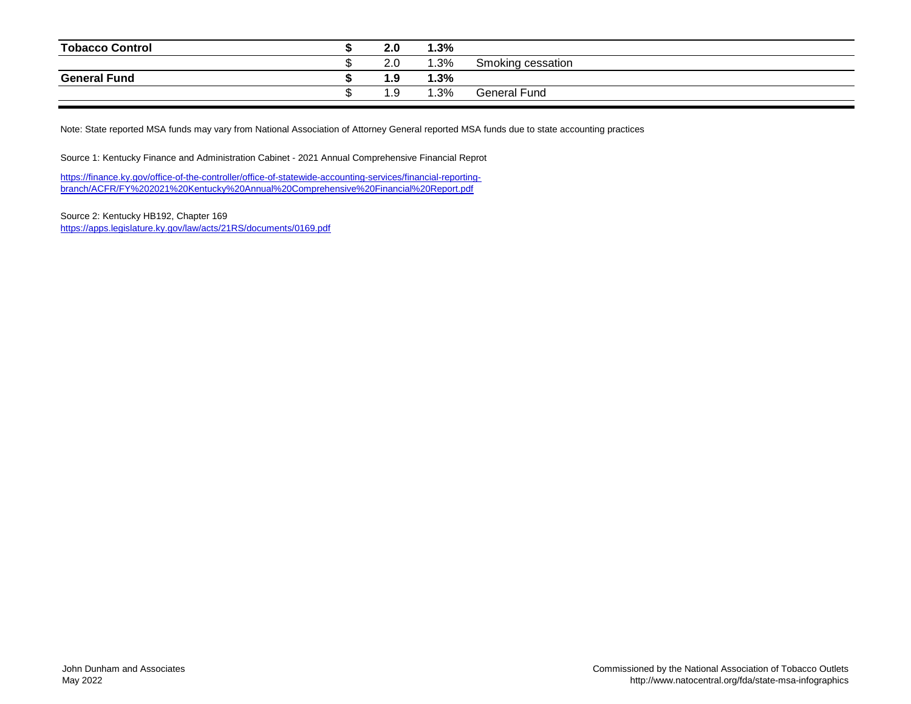| | | | | |
|---|---|---|---|---|
| **Tobacco Control** | **$** | **2.0** | **1.3%** | |
| | $ | 2.0 | 1.3% | Smoking cessation |
| **General Fund** | **$** | **1.9** | **1.3%** | |
| | $ | 1.9 | 1.3% | General Fund |

Note: State reported MSA funds may vary from National Association of Attorney General reported MSA funds due to state accounting practices

Source 1: Kentucky Finance and Administration Cabinet - 2021 Annual Comprehensive Financial Reprot

https://finance.ky.gov/office-of-the-controller/office-of-statewide-accounting-services/financial-reporting-branch/ACFR/FY%202021%20Kentucky%20Annual%20Comprehensive%20Financial%20Report.pdf

Source 2: Kentucky HB192, Chapter 169
https://apps.legislature.ky.gov/law/acts/21RS/documents/0169.pdf

John Dunham and Associates
May 2022

Commissioned by the National Association of Tobacco Outlets
http://www.natocentral.org/fda/state-msa-infographics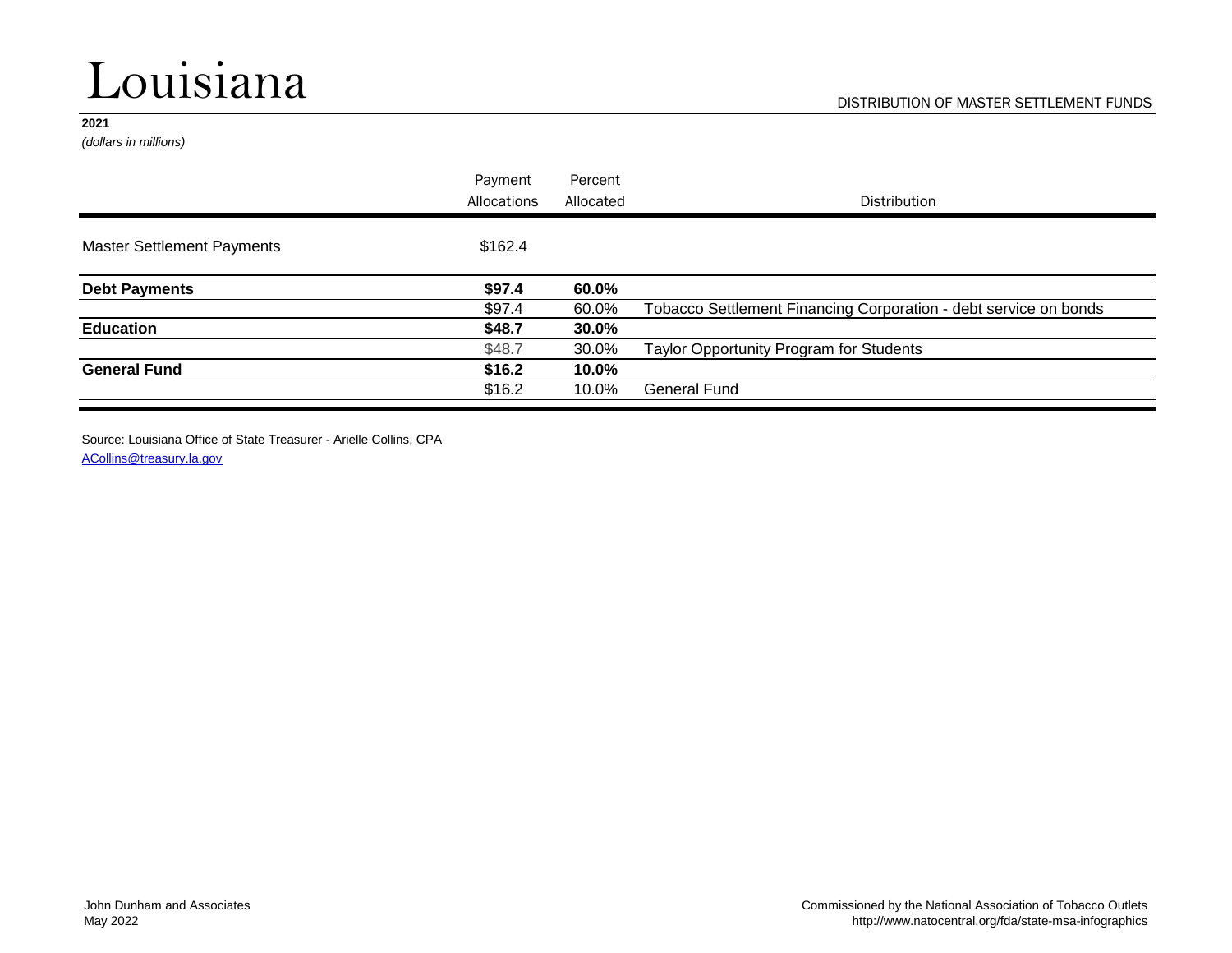# Louisiana

DISTRIBUTION OF MASTER SETTLEMENT FUNDS

**2021**
*(dollars in millions)*

| | Payment Allocations | Percent Allocated | Distribution |
|---|---|---|---|
| Master Settlement Payments | $162.4 | | |
| **Debt Payments** | **$97.4** | **60.0%** | |
| | $97.4 | 60.0% | Tobacco Settlement Financing Corporation - debt service on bonds |
| **Education** | **$48.7** | **30.0%** | |
| | $48.7 | 30.0% | Taylor Opportunity Program for Students |
| **General Fund** | **$16.2** | **10.0%** | |
| | $16.2 | 10.0% | General Fund |

Source: Louisiana Office of State Treasurer - Arielle Collins, CPA
ACollins@treasury.la.gov

John Dunham and Associates
May 2022

Commissioned by the National Association of Tobacco Outlets
http://www.natocentral.org/fda/state-msa-infographics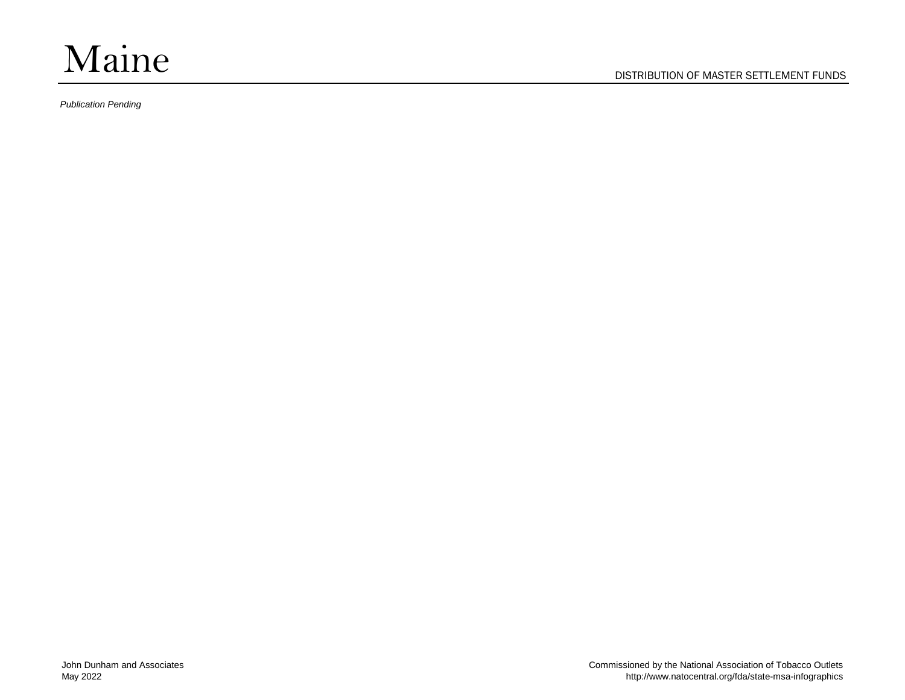# Maine

DISTRIBUTION OF MASTER SETTLEMENT FUNDS

*Publication Pending*

John Dunham and Associates
May 2022

Commissioned by the National Association of Tobacco Outlets
http://www.natocentral.org/fda/state-msa-infographics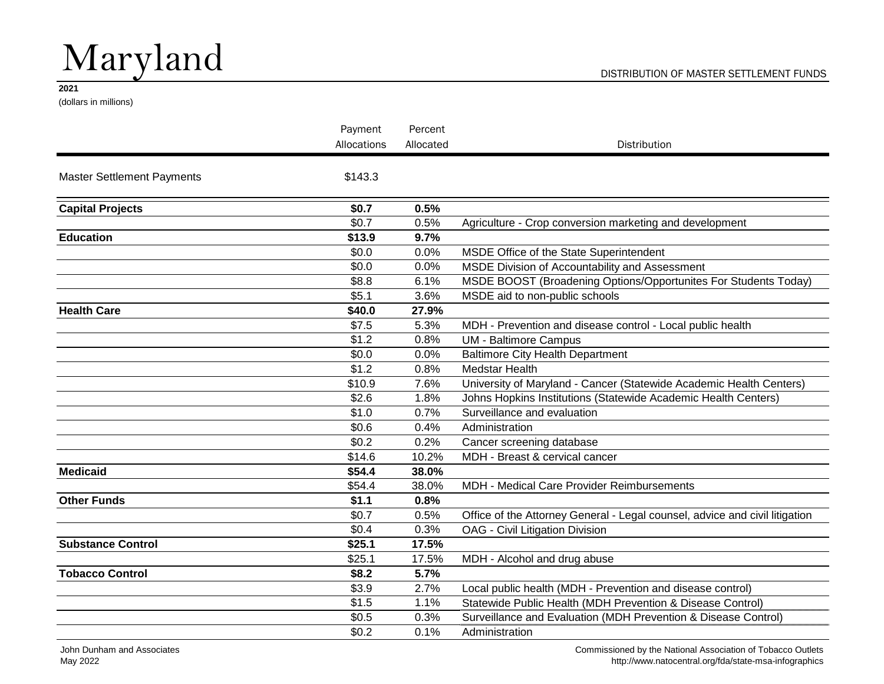# Maryland

DISTRIBUTION OF MASTER SETTLEMENT FUNDS

**2021**
(dollars in millions)

| | Payment Allocations | Percent Allocated | Distribution |
|---|---|---|---|
| Master Settlement Payments | $143.3 | | |
| **Capital Projects** | **$0.7** | **0.5%** | |
| | $0.7 | 0.5% | Agriculture - Crop conversion marketing and development |
| **Education** | **$13.9** | **9.7%** | |
| | $0.0 | 0.0% | MSDE Office of the State Superintendent |
| | $0.0 | 0.0% | MSDE Division of Accountability and Assessment |
| | $8.8 | 6.1% | MSDE BOOST (Broadening Options/Opportunites For Students Today) |
| | $5.1 | 3.6% | MSDE aid to non-public schools |
| **Health Care** | **$40.0** | **27.9%** | |
| | $7.5 | 5.3% | MDH - Prevention and disease control - Local public health |
| | $1.2 | 0.8% | UM - Baltimore Campus |
| | $0.0 | 0.0% | Baltimore City Health Department |
| | $1.2 | 0.8% | Medstar Health |
| | $10.9 | 7.6% | University of Maryland - Cancer (Statewide Academic Health Centers) |
| | $2.6 | 1.8% | Johns Hopkins Institutions (Statewide Academic Health Centers) |
| | $1.0 | 0.7% | Surveillance and evaluation |
| | $0.6 | 0.4% | Administration |
| | $0.2 | 0.2% | Cancer screening database |
| | $14.6 | 10.2% | MDH - Breast & cervical cancer |
| **Medicaid** | **$54.4** | **38.0%** | |
| | $54.4 | 38.0% | MDH - Medical Care Provider Reimbursements |
| **Other Funds** | **$1.1** | **0.8%** | |
| | $0.7 | 0.5% | Office of the Attorney General - Legal counsel, advice and civil litigation |
| | $0.4 | 0.3% | OAG - Civil Litigation Division |
| **Substance Control** | **$25.1** | **17.5%** | |
| | $25.1 | 17.5% | MDH - Alcohol and drug abuse |
| **Tobacco Control** | **$8.2** | **5.7%** | |
| | $3.9 | 2.7% | Local public health (MDH - Prevention and disease control) |
| | $1.5 | 1.1% | Statewide Public Health (MDH Prevention & Disease Control) |
| | $0.5 | 0.3% | Surveillance and Evaluation (MDH Prevention & Disease Control) |
| | $0.2 | 0.1% | Administration |

John Dunham and Associates
May 2022

Commissioned by the National Association of Tobacco Outlets
http://www.natocentral.org/fda/state-msa-infographics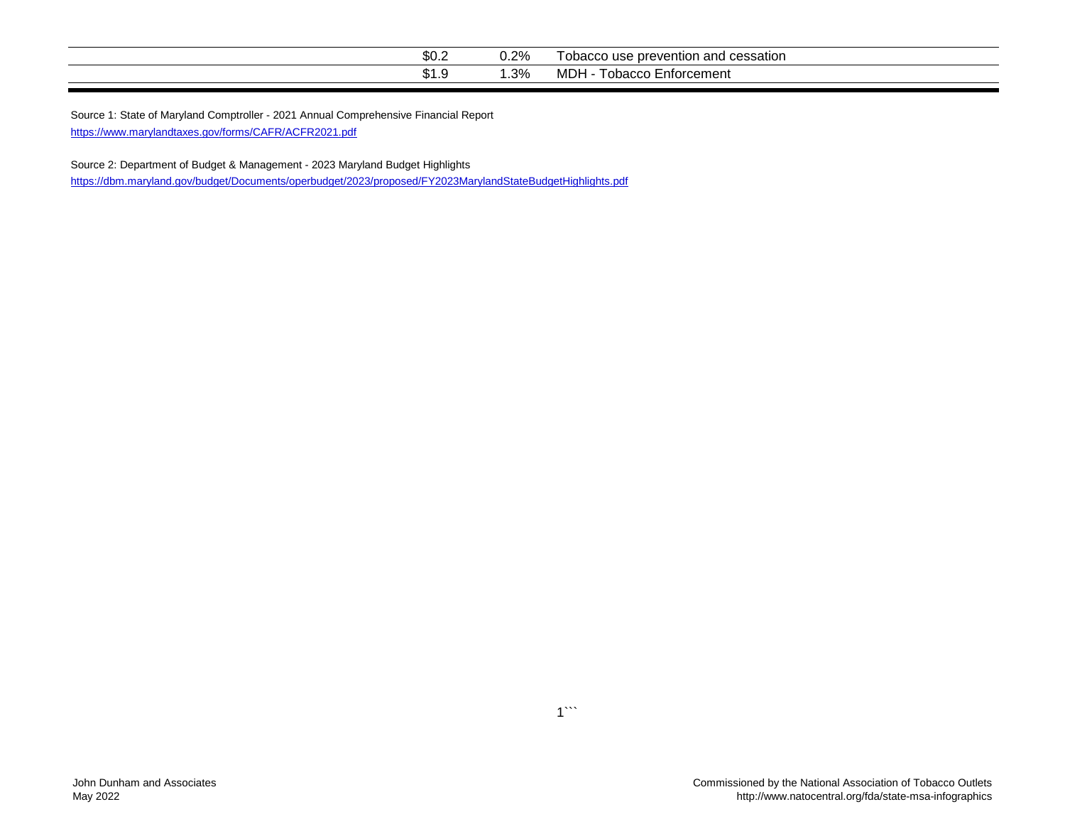| | | | |
|---|---|---|---|
| | $0.2 | 0.2% | Tobacco use prevention and cessation |
| | $1.9 | 1.3% | MDH - Tobacco Enforcement |

Source 1: State of Maryland Comptroller - 2021 Annual Comprehensive Financial Report
https://www.marylandtaxes.gov/forms/CAFR/ACFR2021.pdf

Source 2: Department of Budget & Management - 2023 Maryland Budget Highlights
https://dbm.maryland.gov/budget/Documents/operbudget/2023/proposed/FY2023MarylandStateBudgetHighlights.pdf

John Dunham and Associates
May 2022

Commissioned by the National Association of Tobacco Outlets
http://www.natocentral.org/fda/state-msa-infographics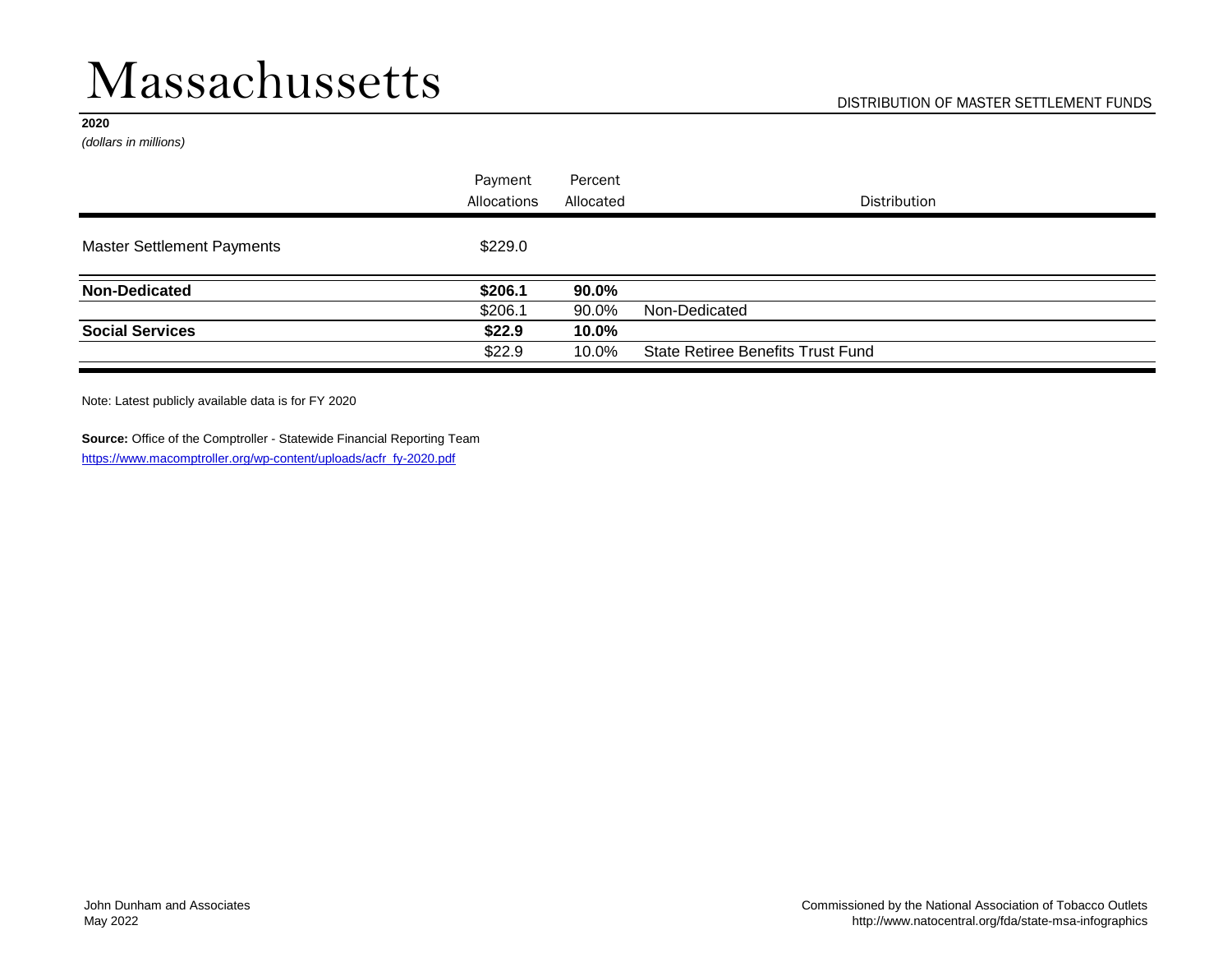# Massachussetts

DISTRIBUTION OF MASTER SETTLEMENT FUNDS

**2020**

*(dollars in millions)*

| | Payment Allocations | Percent Allocated | Distribution |
|---|---|---|---|
| Master Settlement Payments | $229.0 | | |
| **Non-Dedicated** | **$206.1** | **90.0%** | |
| | $206.1 | 90.0% | Non-Dedicated |
| **Social Services** | **$22.9** | **10.0%** | |
| | $22.9 | 10.0% | State Retiree Benefits Trust Fund |

Note: Latest publicly available data is for FY 2020

**Source:** Office of the Comptroller - Statewide Financial Reporting Team
https://www.macomptroller.org/wp-content/uploads/acfr_fy-2020.pdf

John Dunham and Associates
May 2022

Commissioned by the National Association of Tobacco Outlets
http://www.natocentral.org/fda/state-msa-infographics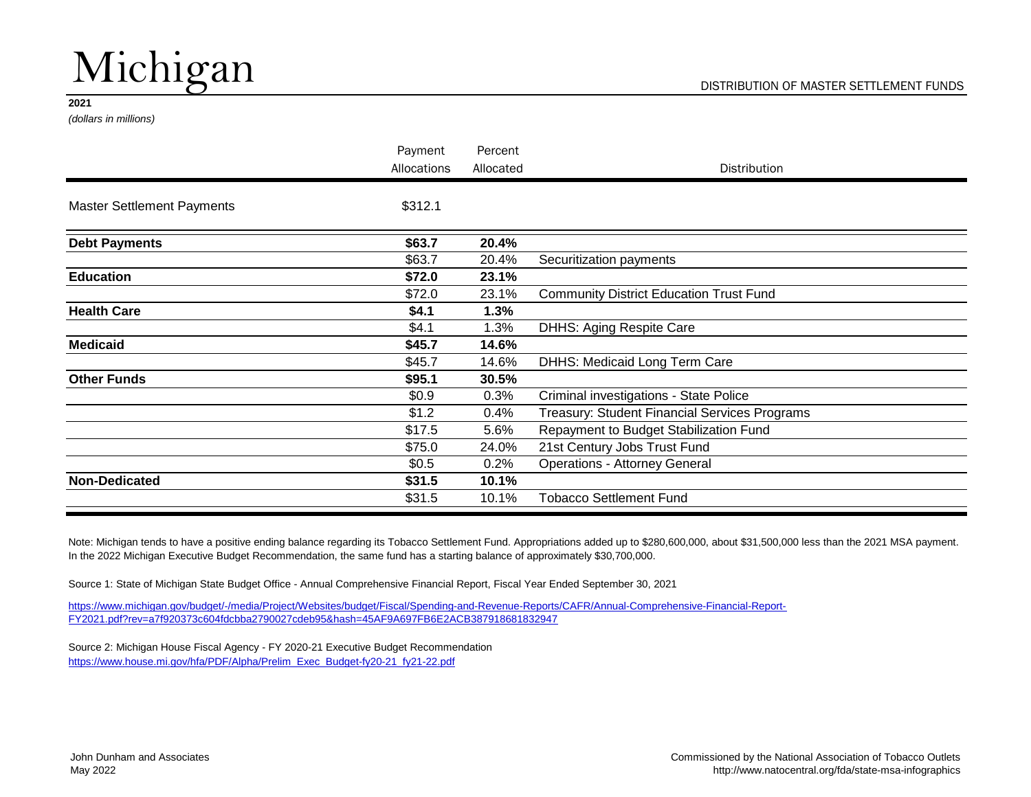# Michigan

DISTRIBUTION OF MASTER SETTLEMENT FUNDS

**2021**

*(dollars in millions)*

| | Payment Allocations | Percent Allocated | Distribution |
|---|---|---|---|
| Master Settlement Payments | $312.1 | | |
| **Debt Payments** | **$63.7** | **20.4%** | |
| | $63.7 | 20.4% | Securitization payments |
| **Education** | **$72.0** | **23.1%** | |
| | $72.0 | 23.1% | Community District Education Trust Fund |
| **Health Care** | **$4.1** | **1.3%** | |
| | $4.1 | 1.3% | DHHS: Aging Respite Care |
| **Medicaid** | **$45.7** | **14.6%** | |
| | $45.7 | 14.6% | DHHS: Medicaid Long Term Care |
| **Other Funds** | **$95.1** | **30.5%** | |
| | $0.9 | 0.3% | Criminal investigations - State Police |
| | $1.2 | 0.4% | Treasury: Student Financial Services Programs |
| | $17.5 | 5.6% | Repayment to Budget Stabilization Fund |
| | $75.0 | 24.0% | 21st Century Jobs Trust Fund |
| | $0.5 | 0.2% | Operations - Attorney General |
| **Non-Dedicated** | **$31.5** | **10.1%** | |
| | $31.5 | 10.1% | Tobacco Settlement Fund |

Note: Michigan tends to have a positive ending balance regarding its Tobacco Settlement Fund. Appropriations added up to $280,600,000, about $31,500,000 less than the 2021 MSA payment. In the 2022 Michigan Executive Budget Recommendation, the same fund has a starting balance of approximately $30,700,000.

Source 1: State of Michigan State Budget Office - Annual Comprehensive Financial Report, Fiscal Year Ended September 30, 2021

https://www.michigan.gov/budget/-/media/Project/Websites/budget/Fiscal/Spending-and-Revenue-Reports/CAFR/Annual-Comprehensive-Financial-Report-FY2021.pdf?rev=a7f920373c604fdcbba2790027cdeb95&hash=45AF9A697FB6E2ACB387918681832947

Source 2: Michigan House Fiscal Agency - FY 2020-21 Executive Budget Recommendation
https://www.house.mi.gov/hfa/PDF/Alpha/Prelim_Exec_Budget-fy20-21_fy21-22.pdf

John Dunham and Associates
May 2022

Commissioned by the National Association of Tobacco Outlets
http://www.natocentral.org/fda/state-msa-infographics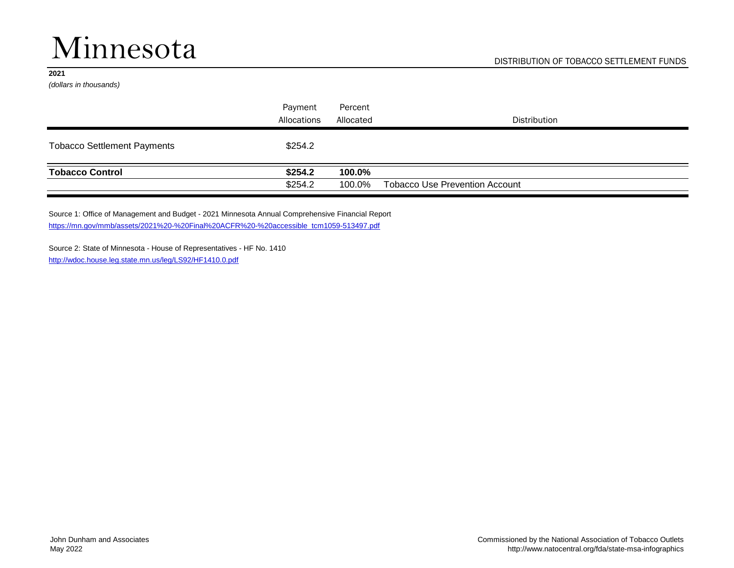# Minnesota

DISTRIBUTION OF TOBACCO SETTLEMENT FUNDS

**2021**

*(dollars in thousands)*

| | Payment Allocations | Percent Allocated | Distribution |
|---|---|---|---|
| Tobacco Settlement Payments | $254.2 | | |
| **Tobacco Control** | **$254.2** | **100.0%** | |
| | $254.2 | 100.0% | Tobacco Use Prevention Account |

Source 1: Office of Management and Budget - 2021 Minnesota Annual Comprehensive Financial Report
https://mn.gov/mmb/assets/2021%20-%20Final%20ACFR%20-%20accessible_tcm1059-513497.pdf

Source 2: State of Minnesota - House of Representatives - HF No. 1410
http://wdoc.house.leg.state.mn.us/leg/LS92/HF1410.0.pdf

John Dunham and Associates
May 2022

Commissioned by the National Association of Tobacco Outlets
http://www.natocentral.org/fda/state-msa-infographics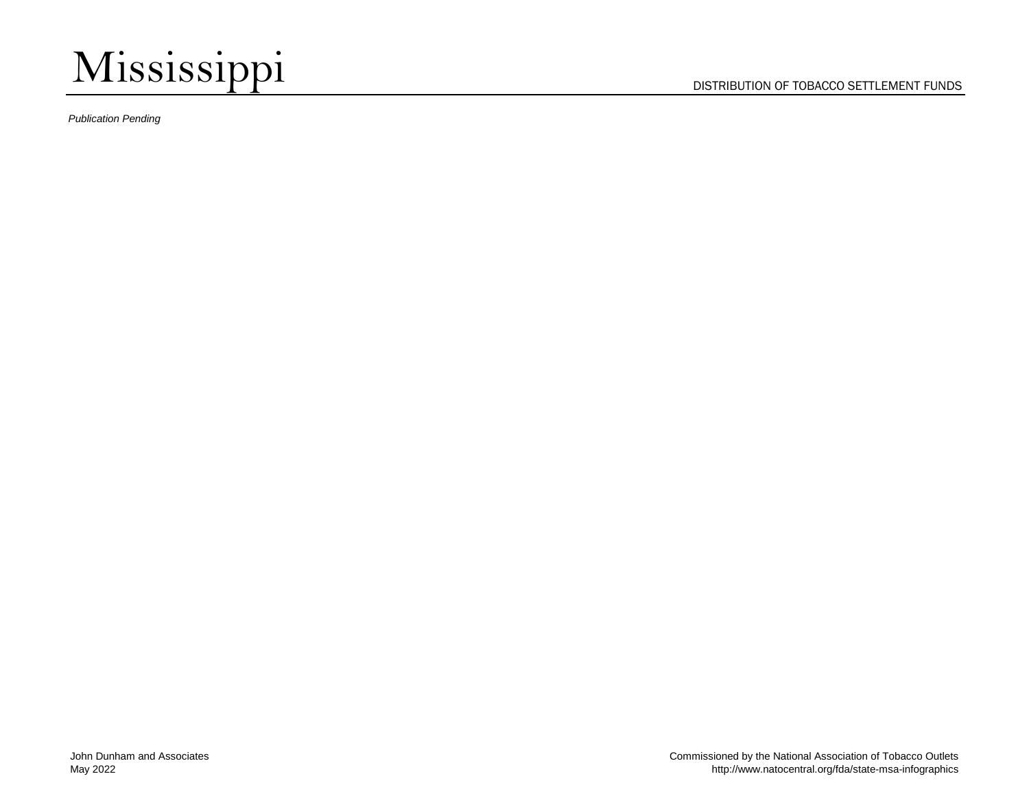# Mississippi

DISTRIBUTION OF TOBACCO SETTLEMENT FUNDS

*Publication Pending*

John Dunham and Associates
May 2022

Commissioned by the National Association of Tobacco Outlets
http://www.natocentral.org/fda/state-msa-infographics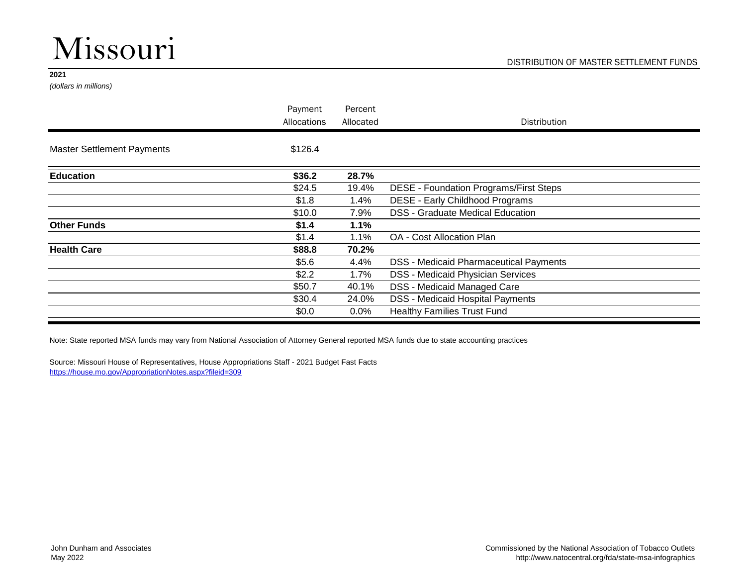# Missouri

DISTRIBUTION OF MASTER SETTLEMENT FUNDS

**2021**

*(dollars in millions)*

| | Payment Allocations | Percent Allocated | Distribution |
|---|---|---|---|
| Master Settlement Payments | $126.4 | | |
| **Education** | **$36.2** | **28.7%** | |
| | $24.5 | 19.4% | DESE - Foundation Programs/First Steps |
| | $1.8 | 1.4% | DESE - Early Childhood Programs |
| | $10.0 | 7.9% | DSS - Graduate Medical Education |
| **Other Funds** | **$1.4** | **1.1%** | |
| | $1.4 | 1.1% | OA - Cost Allocation Plan |
| **Health Care** | **$88.8** | **70.2%** | |
| | $5.6 | 4.4% | DSS - Medicaid Pharmaceutical Payments |
| | $2.2 | 1.7% | DSS - Medicaid Physician Services |
| | $50.7 | 40.1% | DSS - Medicaid Managed Care |
| | $30.4 | 24.0% | DSS - Medicaid Hospital Payments |
| | $0.0 | 0.0% | Healthy Families Trust Fund |

Note: State reported MSA funds may vary from National Association of Attorney General reported MSA funds due to state accounting practices

Source: Missouri House of Representatives, House Appropriations Staff - 2021 Budget Fast Facts
https://house.mo.gov/AppropriationNotes.aspx?fileid=309

John Dunham and Associates
May 2022

Commissioned by the National Association of Tobacco Outlets
http://www.natocentral.org/fda/state-msa-infographics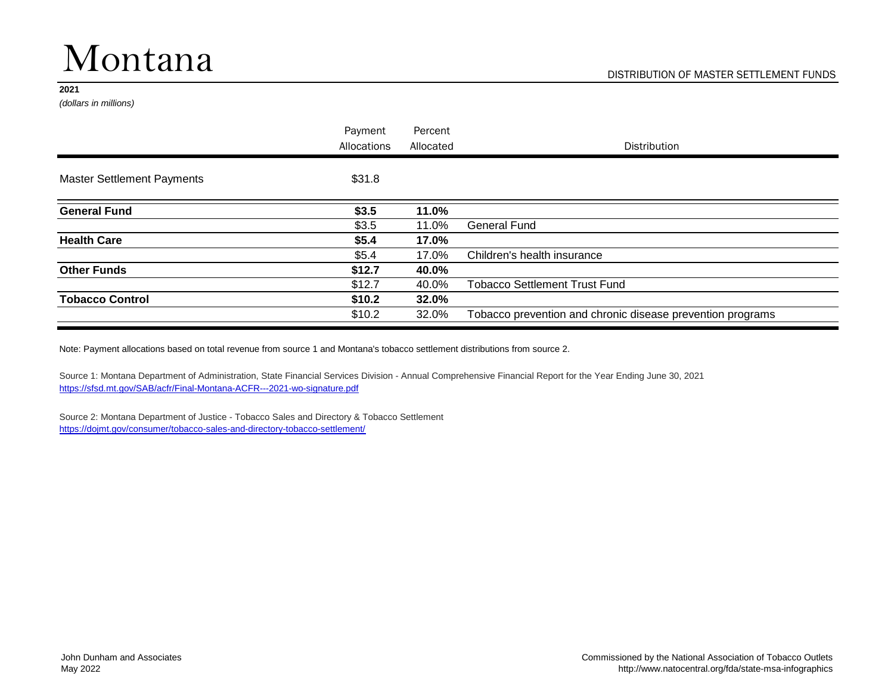# Montana

DISTRIBUTION OF MASTER SETTLEMENT FUNDS

**2021**

*(dollars in millions)*

| | Payment Allocations | Percent Allocated | Distribution |
|---|---|---|---|
| Master Settlement Payments | $31.8 | | |
| **General Fund** | **$3.5** | **11.0%** | |
| | $3.5 | 11.0% | General Fund |
| **Health Care** | **$5.4** | **17.0%** | |
| | $5.4 | 17.0% | Children's health insurance |
| **Other Funds** | **$12.7** | **40.0%** | |
| | $12.7 | 40.0% | Tobacco Settlement Trust Fund |
| **Tobacco Control** | **$10.2** | **32.0%** | |
| | $10.2 | 32.0% | Tobacco prevention and chronic disease prevention programs |

Note: Payment allocations based on total revenue from source 1 and Montana's tobacco settlement distributions from source 2.

Source 1: Montana Department of Administration, State Financial Services Division - Annual Comprehensive Financial Report for the Year Ending June 30, 2021
https://sfsd.mt.gov/SAB/acfr/Final-Montana-ACFR---2021-wo-signature.pdf

Source 2: Montana Department of Justice - Tobacco Sales and Directory & Tobacco Settlement
https://dojmt.gov/consumer/tobacco-sales-and-directory-tobacco-settlement/

John Dunham and Associates
May 2022

Commissioned by the National Association of Tobacco Outlets
http://www.natocentral.org/fda/state-msa-infographics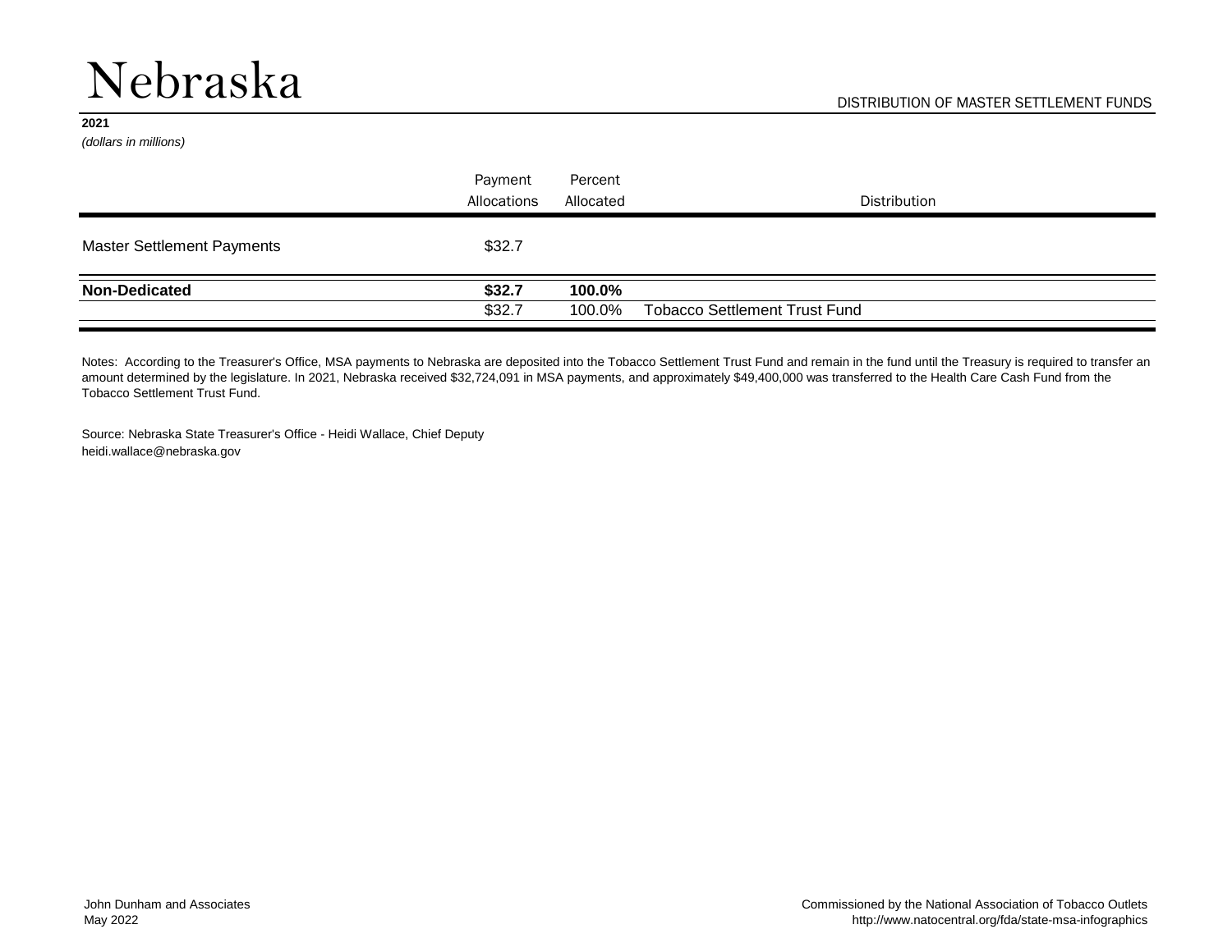# Nebraska

DISTRIBUTION OF MASTER SETTLEMENT FUNDS

**2021**

*(dollars in millions)*

| | Payment Allocations | Percent Allocated | Distribution |
|---|---|---|---|
| Master Settlement Payments | $32.7 | | |
| **Non-Dedicated** | **$32.7** | **100.0%** | |
| | $32.7 | 100.0% | Tobacco Settlement Trust Fund |

Notes: According to the Treasurer's Office, MSA payments to Nebraska are deposited into the Tobacco Settlement Trust Fund and remain in the fund until the Treasury is required to transfer an amount determined by the legislature. In 2021, Nebraska received $32,724,091 in MSA payments, and approximately $49,400,000 was transferred to the Health Care Cash Fund from the Tobacco Settlement Trust Fund.

Source: Nebraska State Treasurer's Office - Heidi Wallace, Chief Deputy
heidi.wallace@nebraska.gov

John Dunham and Associates
May 2022

Commissioned by the National Association of Tobacco Outlets
http://www.natocentral.org/fda/state-msa-infographics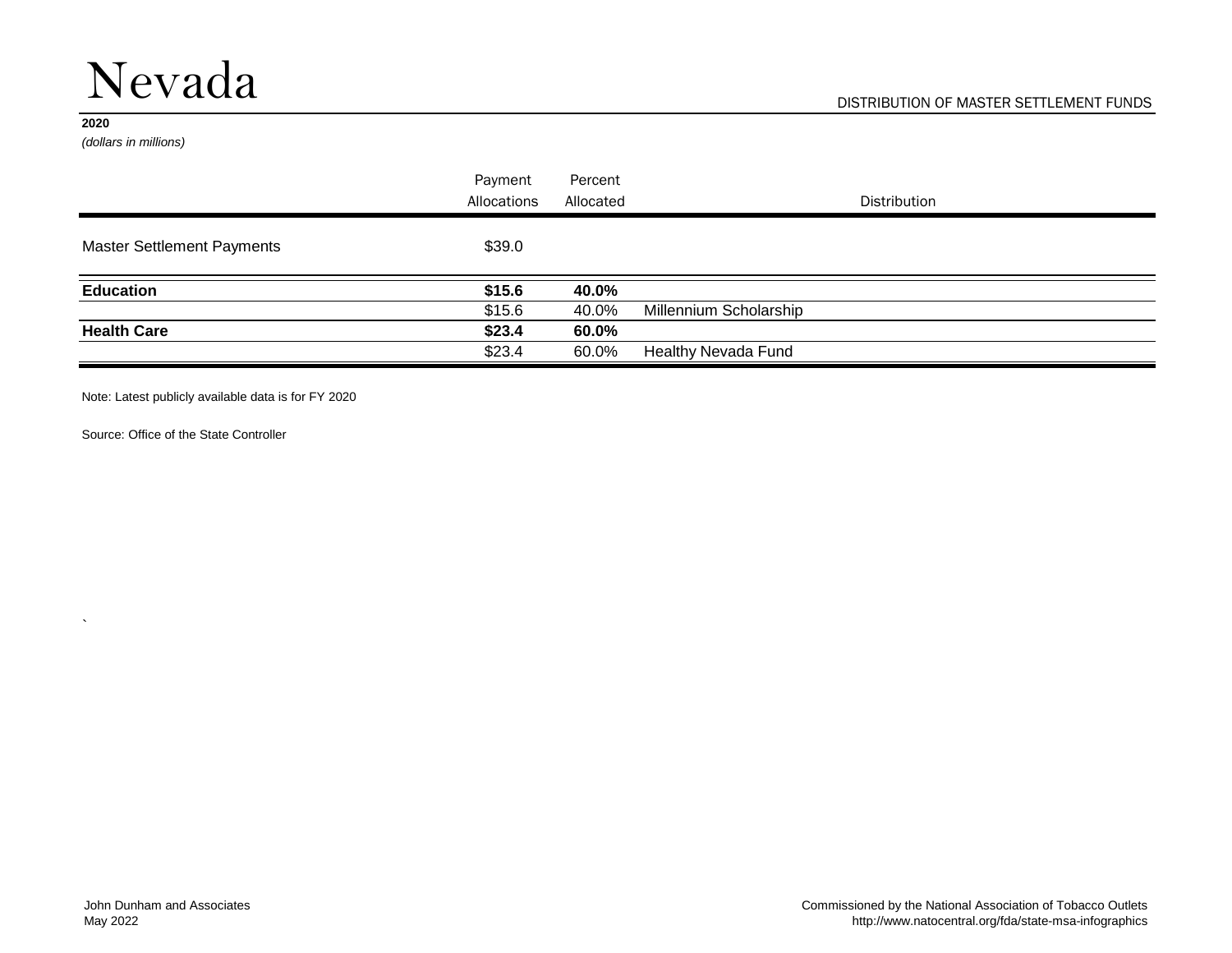# Nevada

DISTRIBUTION OF MASTER SETTLEMENT FUNDS

**2020**

*(dollars in millions)*

| | Payment Allocations | Percent Allocated | Distribution |
|---|---|---|---|
| Master Settlement Payments | $39.0 | | |
| **Education** | **$15.6** | **40.0%** | |
| | $15.6 | 40.0% | Millennium Scholarship |
| **Health Care** | **$23.4** | **60.0%** | |
| | $23.4 | 60.0% | Healthy Nevada Fund |

Note: Latest publicly available data is for FY 2020

Source: Office of the State Controller

`

John Dunham and Associates
May 2022

Commissioned by the National Association of Tobacco Outlets
http://www.natocentral.org/fda/state-msa-infographics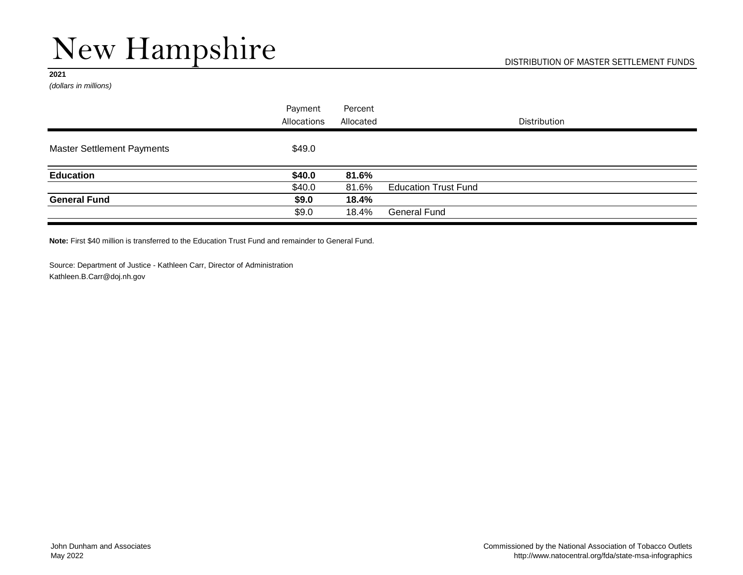# New Hampshire

DISTRIBUTION OF MASTER SETTLEMENT FUNDS

**2021**

*(dollars in millions)*

| | Payment Allocations | Percent Allocated | Distribution |
|---|---|---|---|
| Master Settlement Payments | $49.0 | | |
| **Education** | **$40.0** | **81.6%** | |
| | $40.0 | 81.6% | Education Trust Fund |
| **General Fund** | **$9.0** | **18.4%** | |
| | $9.0 | 18.4% | General Fund |

**Note:** First $40 million is transferred to the Education Trust Fund and remainder to General Fund.

Source: Department of Justice - Kathleen Carr, Director of Administration
Kathleen.B.Carr@doj.nh.gov

John Dunham and Associates
May 2022

Commissioned by the National Association of Tobacco Outlets
http://www.natocentral.org/fda/state-msa-infographics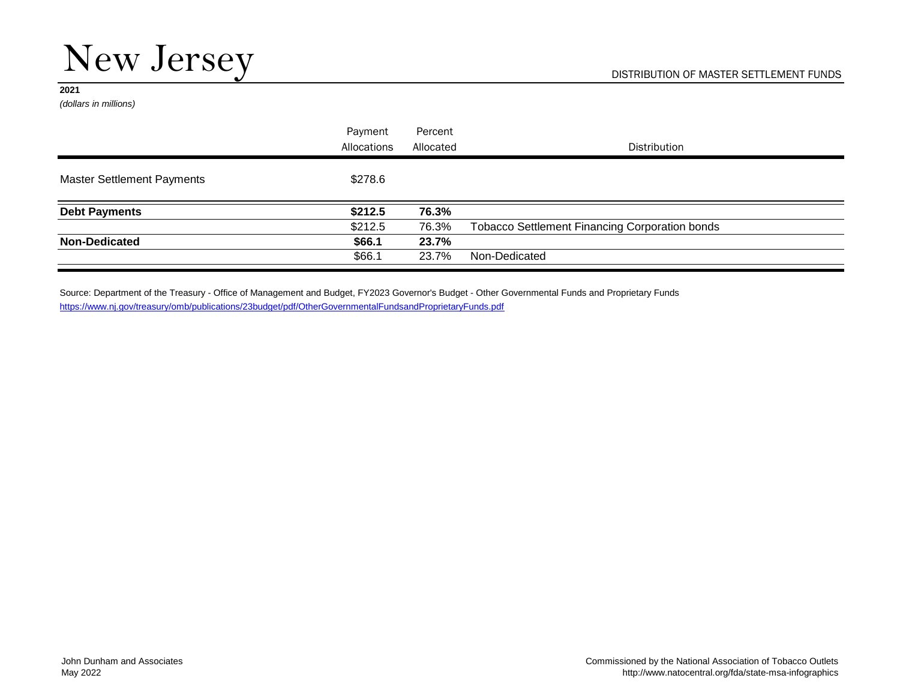# New Jersey

DISTRIBUTION OF MASTER SETTLEMENT FUNDS

**2021**

*(dollars in millions)*

| | Payment Allocations | Percent Allocated | Distribution |
|---|---|---|---|
| Master Settlement Payments | $278.6 | | |
| **Debt Payments** | **$212.5** | **76.3%** | |
| | $212.5 | 76.3% | Tobacco Settlement Financing Corporation bonds |
| **Non-Dedicated** | **$66.1** | **23.7%** | |
| | $66.1 | 23.7% | Non-Dedicated |

Source: Department of the Treasury - Office of Management and Budget, FY2023 Governor's Budget - Other Governmental Funds and Proprietary Funds
https://www.nj.gov/treasury/omb/publications/23budget/pdf/OtherGovernmentalFundsandProprietaryFunds.pdf

John Dunham and Associates
May 2022

Commissioned by the National Association of Tobacco Outlets
http://www.natocentral.org/fda/state-msa-infographics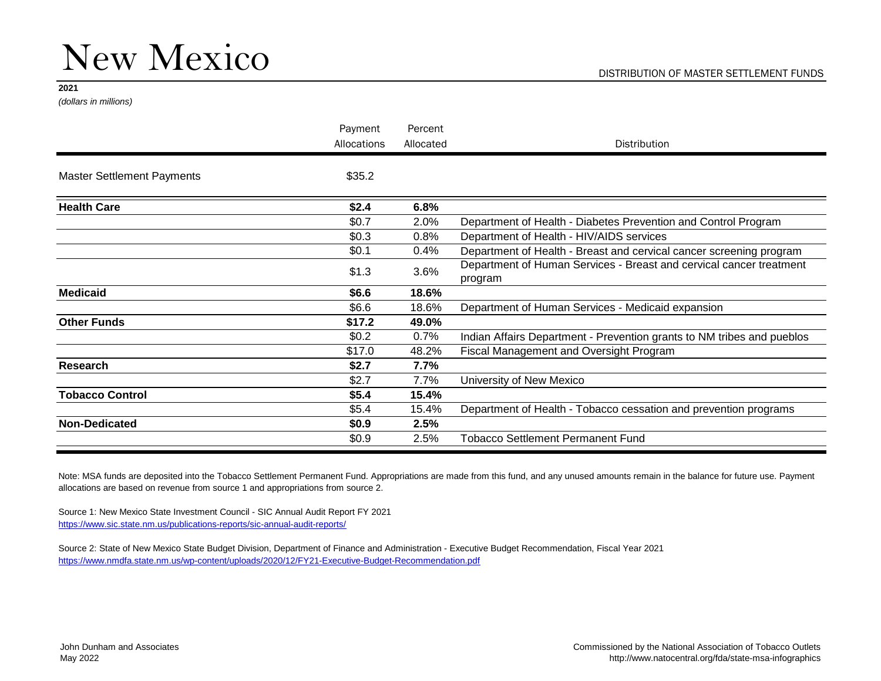# New Mexico

DISTRIBUTION OF MASTER SETTLEMENT FUNDS

**2021**

*(dollars in millions)*

| | Payment Allocations | Percent Allocated | Distribution |
|---|---|---|---|
| Master Settlement Payments | $35.2 | | |
| **Health Care** | **$2.4** | **6.8%** | |
| | $0.7 | 2.0% | Department of Health - Diabetes Prevention and Control Program |
| | $0.3 | 0.8% | Department of Health - HIV/AIDS services |
| | $0.1 | 0.4% | Department of Health - Breast and cervical cancer screening program |
| | $1.3 | 3.6% | Department of Human Services - Breast and cervical cancer treatment program |
| **Medicaid** | **$6.6** | **18.6%** | |
| | $6.6 | 18.6% | Department of Human Services - Medicaid expansion |
| **Other Funds** | **$17.2** | **49.0%** | |
| | $0.2 | 0.7% | Indian Affairs Department - Prevention grants to NM tribes and pueblos |
| | $17.0 | 48.2% | Fiscal Management and Oversight Program |
| **Research** | **$2.7** | **7.7%** | |
| | $2.7 | 7.7% | University of New Mexico |
| **Tobacco Control** | **$5.4** | **15.4%** | |
| | $5.4 | 15.4% | Department of Health - Tobacco cessation and prevention programs |
| **Non-Dedicated** | **$0.9** | **2.5%** | |
| | $0.9 | 2.5% | Tobacco Settlement Permanent Fund |

Note: MSA funds are deposited into the Tobacco Settlement Permanent Fund. Appropriations are made from this fund, and any unused amounts remain in the balance for future use. Payment allocations are based on revenue from source 1 and appropriations from source 2.

Source 1: New Mexico State Investment Council - SIC Annual Audit Report FY 2021
https://www.sic.state.nm.us/publications-reports/sic-annual-audit-reports/

Source 2: State of New Mexico State Budget Division, Department of Finance and Administration - Executive Budget Recommendation, Fiscal Year 2021
https://www.nmdfa.state.nm.us/wp-content/uploads/2020/12/FY21-Executive-Budget-Recommendation.pdf

John Dunham and Associates
May 2022

Commissioned by the National Association of Tobacco Outlets
http://www.natocentral.org/fda/state-msa-infographics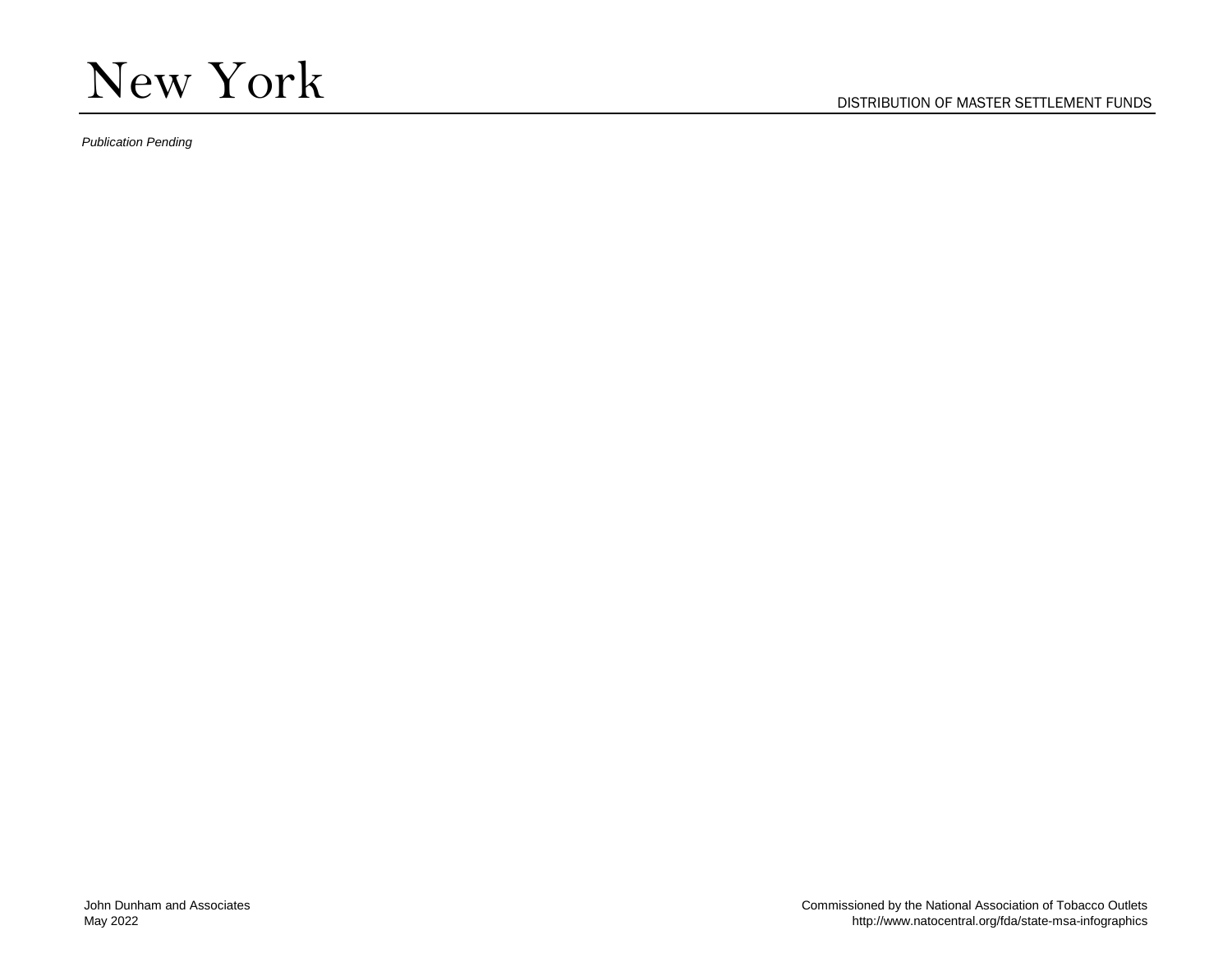# New York

DISTRIBUTION OF MASTER SETTLEMENT FUNDS

*Publication Pending*

John Dunham and Associates
May 2022

Commissioned by the National Association of Tobacco Outlets
http://www.natocentral.org/fda/state-msa-infographics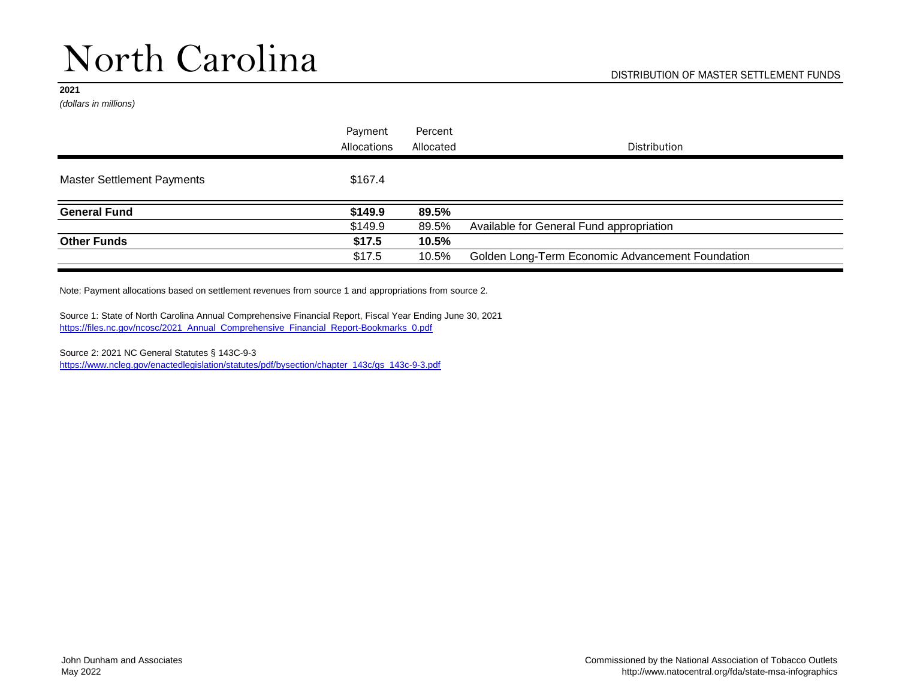# North Carolina

DISTRIBUTION OF MASTER SETTLEMENT FUNDS

**2021**

*(dollars in millions)*

| | Payment Allocations | Percent Allocated | Distribution |
|---|---|---|---|
| Master Settlement Payments | $167.4 | | |
| **General Fund** | **$149.9** | **89.5%** | |
| | $149.9 | 89.5% | Available for General Fund appropriation |
| **Other Funds** | **$17.5** | **10.5%** | |
| | $17.5 | 10.5% | Golden Long-Term Economic Advancement Foundation |

Note: Payment allocations based on settlement revenues from source 1 and appropriations from source 2.

Source 1: State of North Carolina Annual Comprehensive Financial Report, Fiscal Year Ending June 30, 2021
https://files.nc.gov/ncosc/2021_Annual_Comprehensive_Financial_Report-Bookmarks_0.pdf

Source 2: 2021 NC General Statutes § 143C-9-3
https://www.ncleg.gov/enactedlegislation/statutes/pdf/bysection/chapter_143c/gs_143c-9-3.pdf

John Dunham and Associates
May 2022

Commissioned by the National Association of Tobacco Outlets
http://www.natocentral.org/fda/state-msa-infographics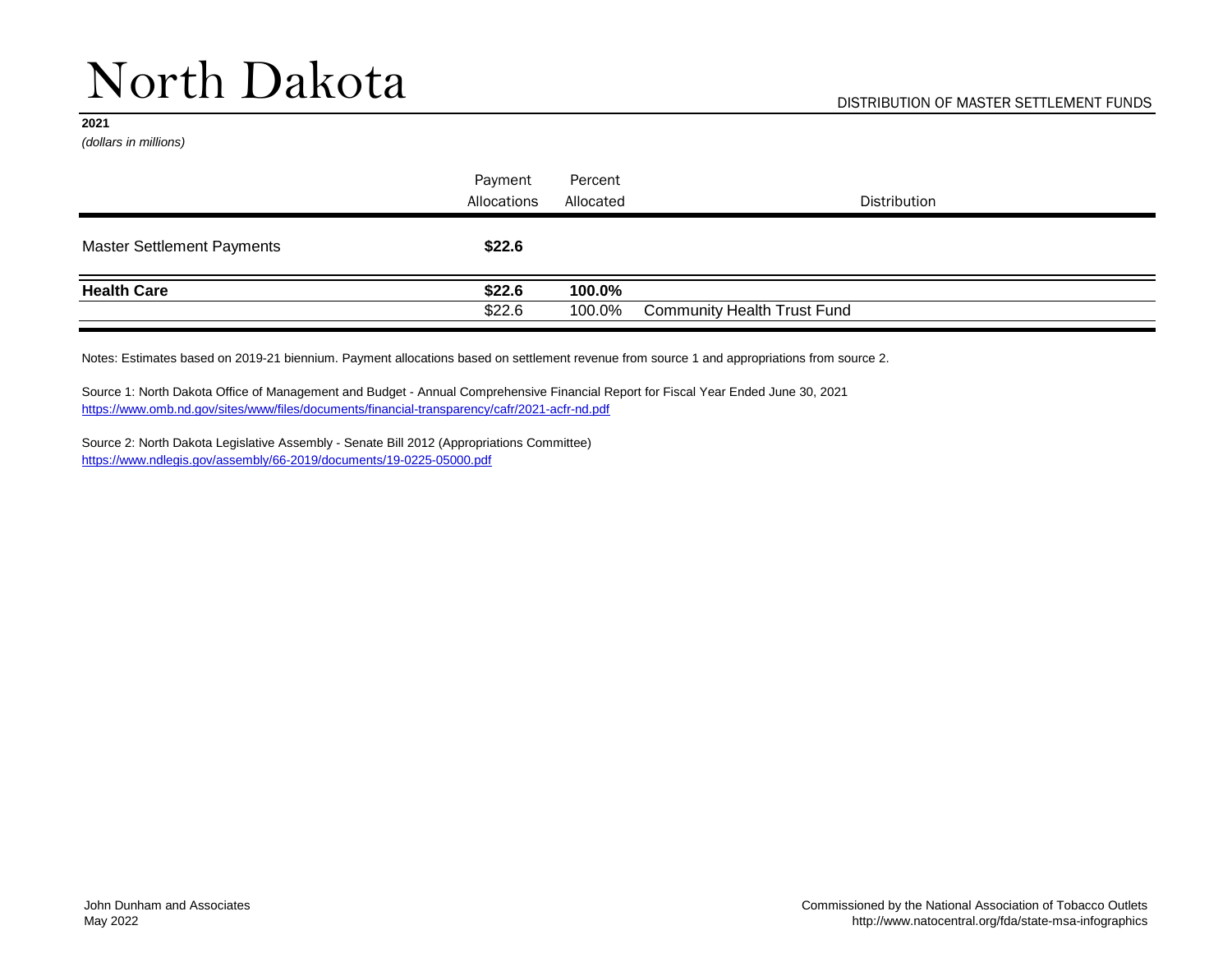# North Dakota

DISTRIBUTION OF MASTER SETTLEMENT FUNDS

**2021**

*(dollars in millions)*

| | Payment Allocations | Percent Allocated | Distribution |
|---|---|---|---|
| Master Settlement Payments | **$22.6** | | |
| **Health Care** | **$22.6** | **100.0%** | |
| | $22.6 | 100.0% | Community Health Trust Fund |

Notes: Estimates based on 2019-21 biennium. Payment allocations based on settlement revenue from source 1 and appropriations from source 2.

Source 1: North Dakota Office of Management and Budget - Annual Comprehensive Financial Report for Fiscal Year Ended June 30, 2021
https://www.omb.nd.gov/sites/www/files/documents/financial-transparency/cafr/2021-acfr-nd.pdf

Source 2: North Dakota Legislative Assembly - Senate Bill 2012 (Appropriations Committee)
https://www.ndlegis.gov/assembly/66-2019/documents/19-0225-05000.pdf

John Dunham and Associates
May 2022

Commissioned by the National Association of Tobacco Outlets
http://www.natocentral.org/fda/state-msa-infographics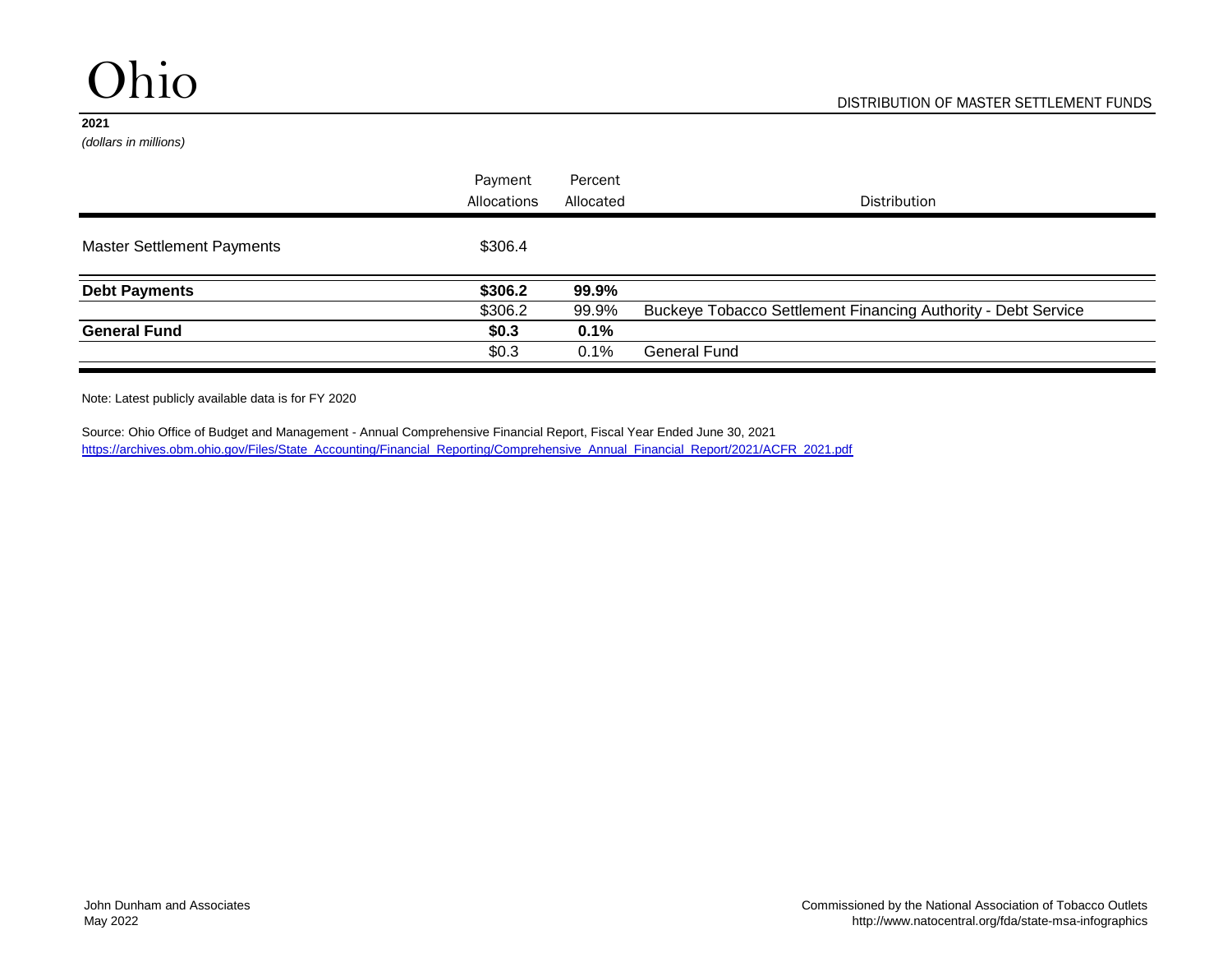# Ohio

DISTRIBUTION OF MASTER SETTLEMENT FUNDS

**2021**

*(dollars in millions)*

| | Payment Allocations | Percent Allocated | Distribution |
|---|---|---|---|
| Master Settlement Payments | $306.4 | | |
| **Debt Payments** | **$306.2** | **99.9%** | |
| | $306.2 | 99.9% | Buckeye Tobacco Settlement Financing Authority - Debt Service |
| **General Fund** | **$0.3** | **0.1%** | |
| | $0.3 | 0.1% | General Fund |

Note: Latest publicly available data is for FY 2020

Source: Ohio Office of Budget and Management - Annual Comprehensive Financial Report, Fiscal Year Ended June 30, 2021
https://archives.obm.ohio.gov/Files/State_Accounting/Financial_Reporting/Comprehensive_Annual_Financial_Report/2021/ACFR_2021.pdf

John Dunham and Associates
May 2022

Commissioned by the National Association of Tobacco Outlets
http://www.natocentral.org/fda/state-msa-infographics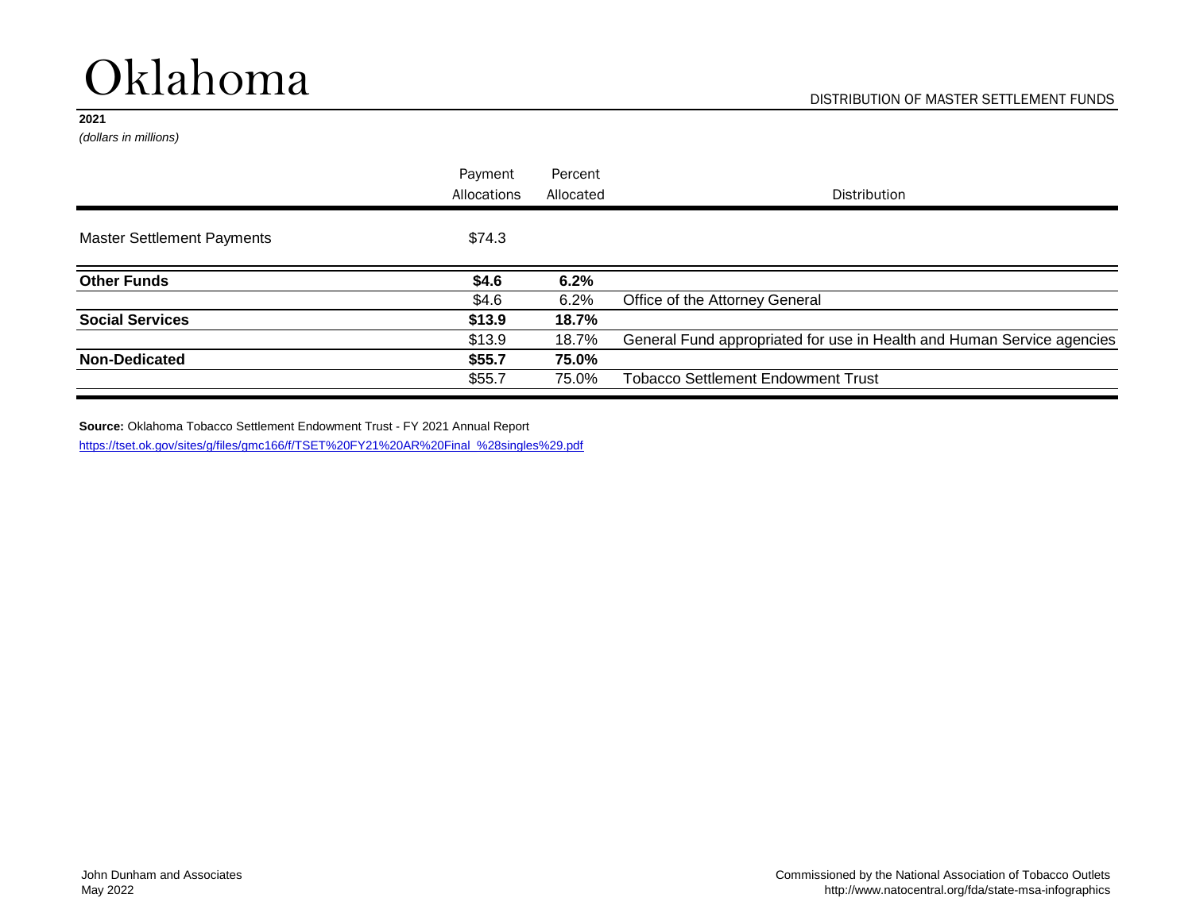# Oklahoma

DISTRIBUTION OF MASTER SETTLEMENT FUNDS

**2021**

*(dollars in millions)*

| | Payment Allocations | Percent Allocated | Distribution |
|---|---|---|---|
| Master Settlement Payments | $74.3 | | |
| **Other Funds** | **$4.6** | **6.2%** | |
| | $4.6 | 6.2% | Office of the Attorney General |
| **Social Services** | **$13.9** | **18.7%** | |
| | $13.9 | 18.7% | General Fund appropriated for use in Health and Human Service agencies |
| **Non-Dedicated** | **$55.7** | **75.0%** | |
| | $55.7 | 75.0% | Tobacco Settlement Endowment Trust |

**Source:** Oklahoma Tobacco Settlement Endowment Trust - FY 2021 Annual Report
https://tset.ok.gov/sites/g/files/gmc166/f/TSET%20FY21%20AR%20Final_%28singles%29.pdf

John Dunham and Associates
May 2022

Commissioned by the National Association of Tobacco Outlets
http://www.natocentral.org/fda/state-msa-infographics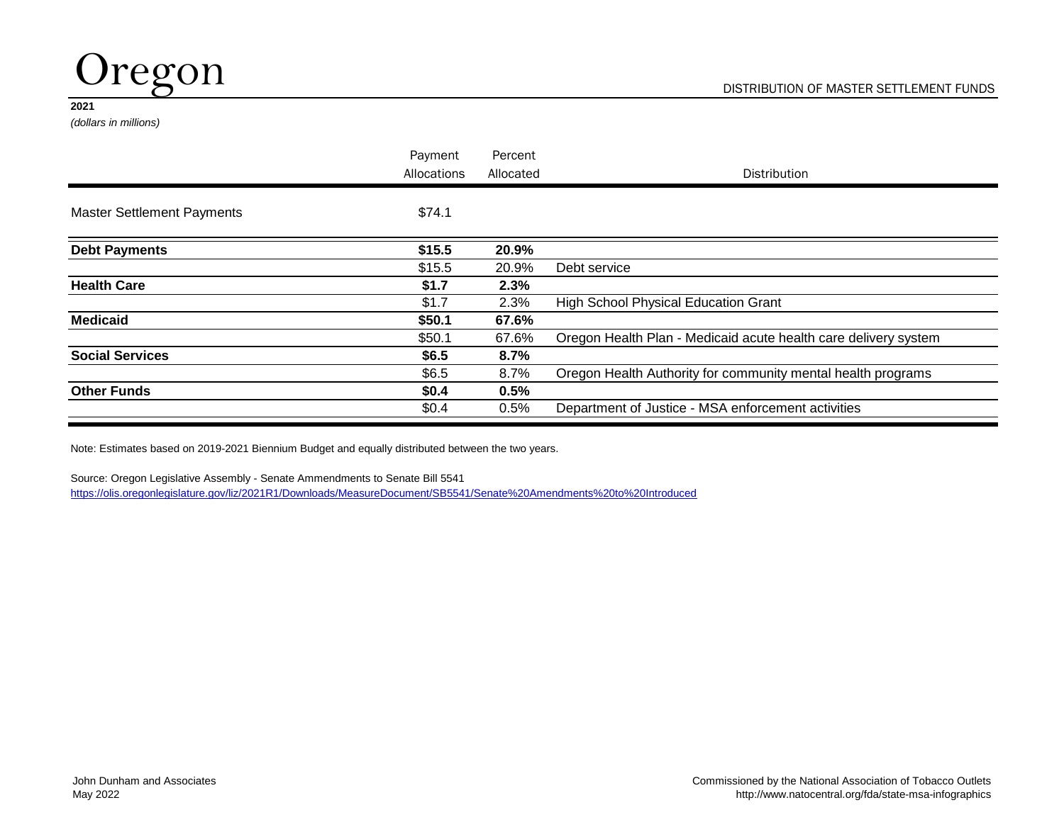# Oregon

DISTRIBUTION OF MASTER SETTLEMENT FUNDS

**2021**

*(dollars in millions)*

| | Payment Allocations | Percent Allocated | Distribution |
|---|---|---|---|
| Master Settlement Payments | $74.1 | | |
| **Debt Payments** | **$15.5** | **20.9%** | |
| | $15.5 | 20.9% | Debt service |
| **Health Care** | **$1.7** | **2.3%** | |
| | $1.7 | 2.3% | High School Physical Education Grant |
| **Medicaid** | **$50.1** | **67.6%** | |
| | $50.1 | 67.6% | Oregon Health Plan - Medicaid acute health care delivery system |
| **Social Services** | **$6.5** | **8.7%** | |
| | $6.5 | 8.7% | Oregon Health Authority for community mental health programs |
| **Other Funds** | **$0.4** | **0.5%** | |
| | $0.4 | 0.5% | Department of Justice - MSA enforcement activities |

Note: Estimates based on 2019-2021 Biennium Budget and equally distributed between the two years.

Source: Oregon Legislative Assembly - Senate Ammendments to Senate Bill 5541
https://olis.oregonlegislature.gov/liz/2021R1/Downloads/MeasureDocument/SB5541/Senate%20Amendments%20to%20Introduced

John Dunham and Associates
May 2022

Commissioned by the National Association of Tobacco Outlets
http://www.natocentral.org/fda/state-msa-infographics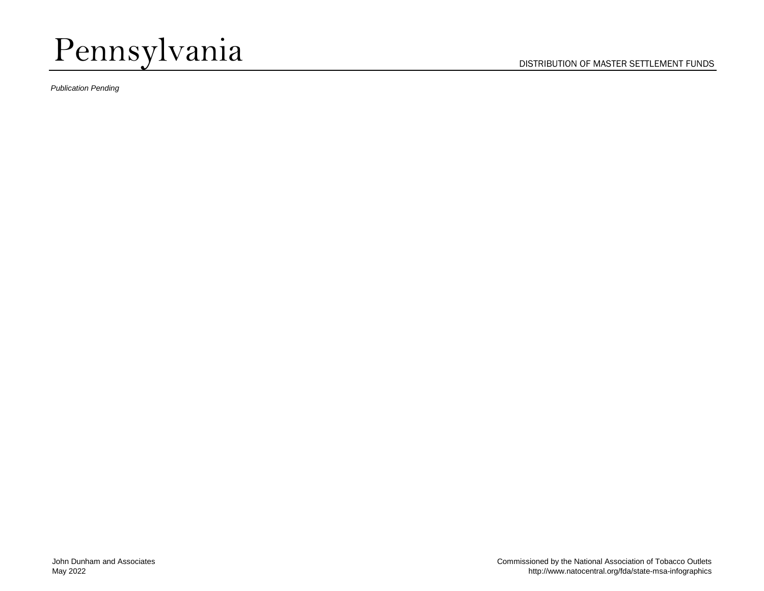# Pennsylvania

DISTRIBUTION OF MASTER SETTLEMENT FUNDS

*Publication Pending*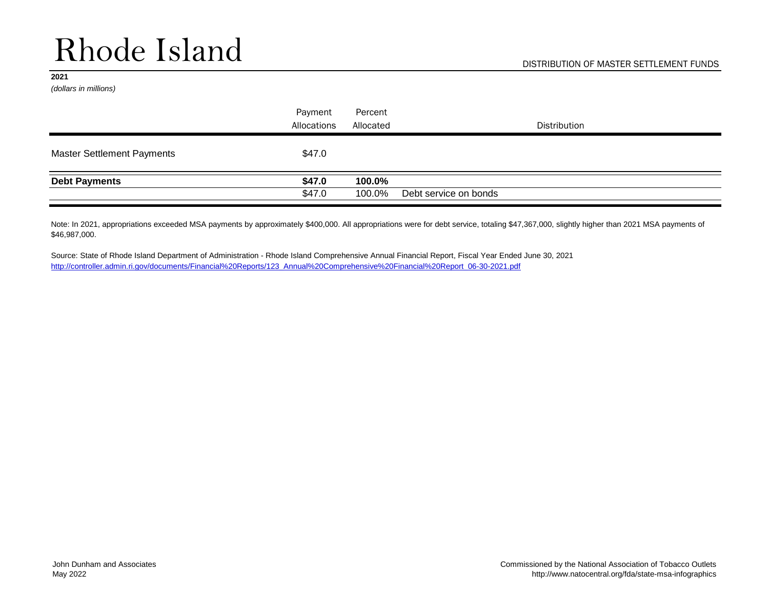# Rhode Island

DISTRIBUTION OF MASTER SETTLEMENT FUNDS

**2021**

*(dollars in millions)*

| | Payment Allocations | Percent Allocated | Distribution |
|---|---|---|---|
| Master Settlement Payments | $47.0 | | |
| **Debt Payments** | **$47.0** | **100.0%** | |
| | $47.0 | 100.0% | Debt service on bonds |

Note: In 2021, appropriations exceeded MSA payments by approximately $400,000. All appropriations were for debt service, totaling $47,367,000, slightly higher than 2021 MSA payments of $46,987,000.

Source: State of Rhode Island Department of Administration - Rhode Island Comprehensive Annual Financial Report, Fiscal Year Ended June 30, 2021
http://controller.admin.ri.gov/documents/Financial%20Reports/123_Annual%20Comprehensive%20Financial%20Report_06-30-2021.pdf

John Dunham and Associates
May 2022

Commissioned by the National Association of Tobacco Outlets
http://www.natocentral.org/fda/state-msa-infographics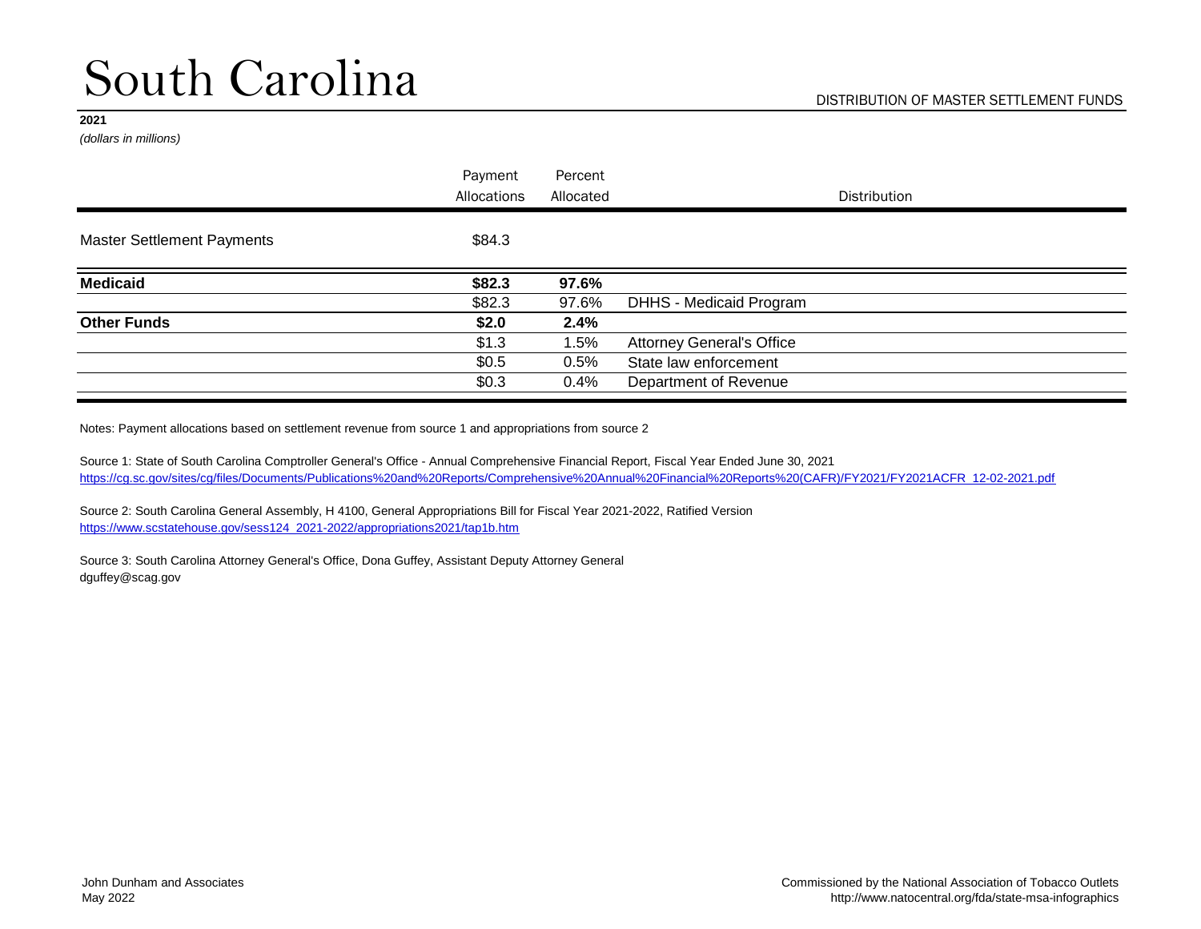# South Carolina

DISTRIBUTION OF MASTER SETTLEMENT FUNDS

**2021**

*(dollars in millions)*

| | Payment Allocations | Percent Allocated | Distribution |
|---|---|---|---|
| Master Settlement Payments | $84.3 | | |
| **Medicaid** | **$82.3** | **97.6%** | |
| | $82.3 | 97.6% | DHHS - Medicaid Program |
| **Other Funds** | **$2.0** | **2.4%** | |
| | $1.3 | 1.5% | Attorney General's Office |
| | $0.5 | 0.5% | State law enforcement |
| | $0.3 | 0.4% | Department of Revenue |

Notes: Payment allocations based on settlement revenue from source 1 and appropriations from source 2

Source 1: State of South Carolina Comptroller General's Office - Annual Comprehensive Financial Report, Fiscal Year Ended June 30, 2021
https://cg.sc.gov/sites/cg/files/Documents/Publications%20and%20Reports/Comprehensive%20Annual%20Financial%20Reports%20(CAFR)/FY2021/FY2021ACFR_12-02-2021.pdf

Source 2: South Carolina General Assembly, H 4100, General Appropriations Bill for Fiscal Year 2021-2022, Ratified Version
https://www.scstatehouse.gov/sess124_2021-2022/appropriations2021/tap1b.htm

Source 3: South Carolina Attorney General's Office, Dona Guffey, Assistant Deputy Attorney General
dguffey@scag.gov

John Dunham and Associates
May 2022

Commissioned by the National Association of Tobacco Outlets
http://www.natocentral.org/fda/state-msa-infographics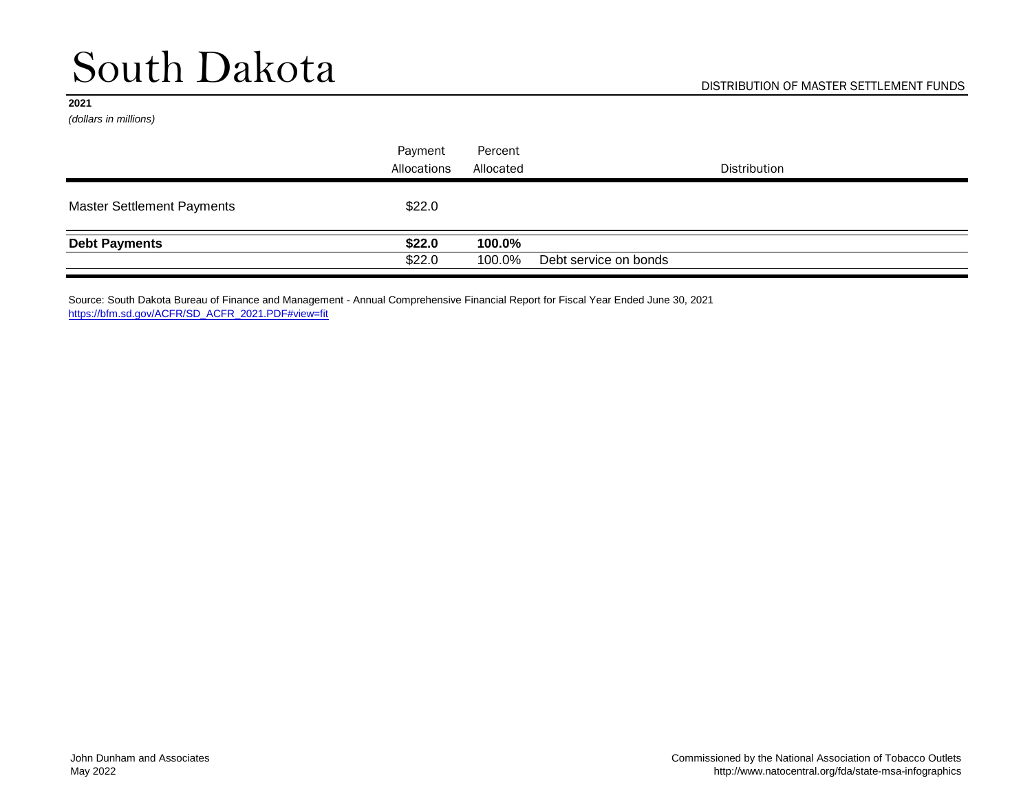# South Dakota

DISTRIBUTION OF MASTER SETTLEMENT FUNDS

**2021**

*(dollars in millions)*

| | Payment Allocations | Percent Allocated | Distribution |
|---|---|---|---|
| Master Settlement Payments | $22.0 | | |
| **Debt Payments** | **$22.0** | **100.0%** | |
| | $22.0 | 100.0% | Debt service on bonds |

Source: South Dakota Bureau of Finance and Management - Annual Comprehensive Financial Report for Fiscal Year Ended June 30, 2021
https://bfm.sd.gov/ACFR/SD_ACFR_2021.PDF#view=fit

John Dunham and Associates
May 2022

Commissioned by the National Association of Tobacco Outlets
http://www.natocentral.org/fda/state-msa-infographics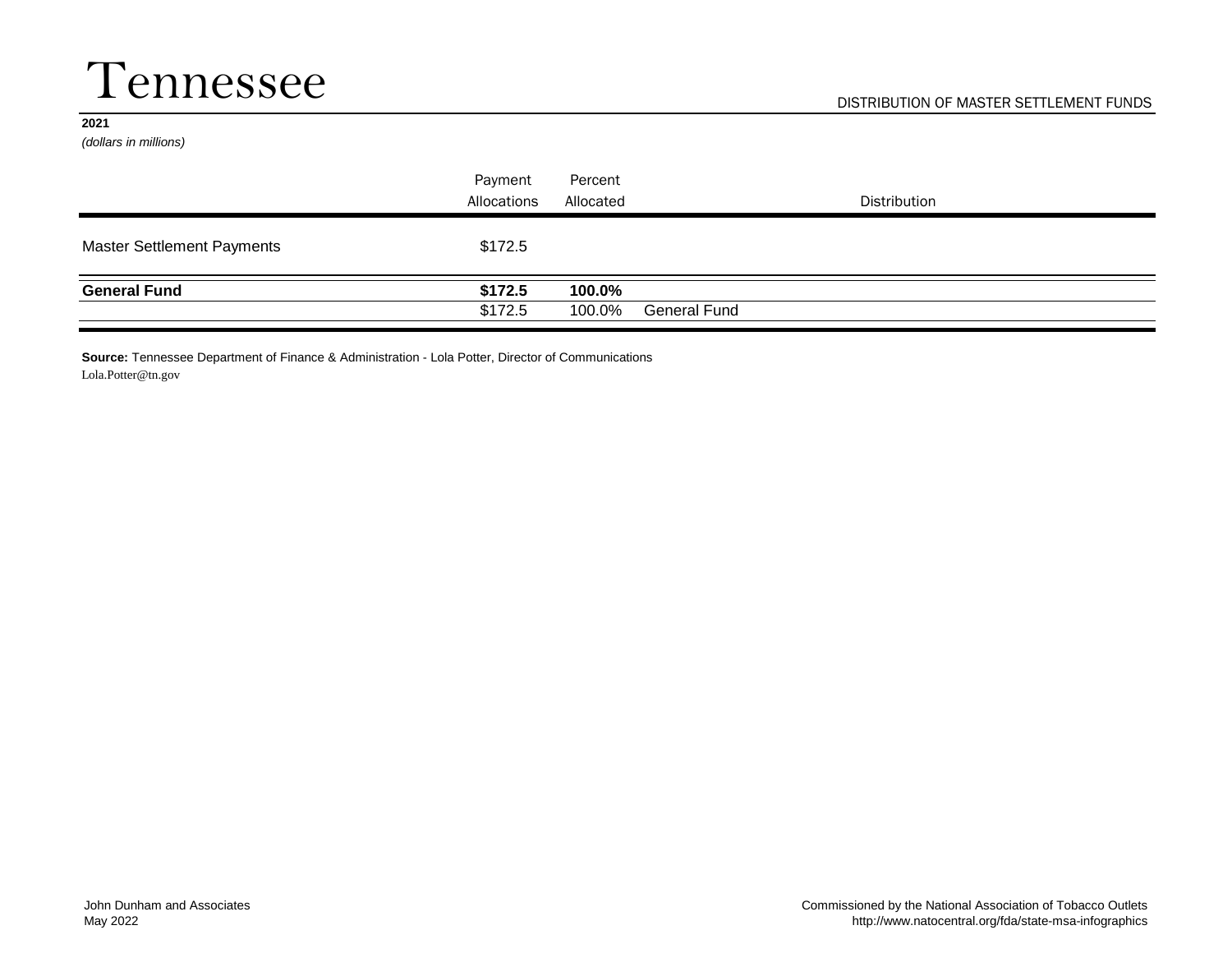# Tennessee

DISTRIBUTION OF MASTER SETTLEMENT FUNDS

**2021**

*(dollars in millions)*

| | Payment Allocations | Percent Allocated | Distribution |
|---|---|---|---|
| Master Settlement Payments | $172.5 | | |
| **General Fund** | **$172.5** | **100.0%** | |
| | $172.5 | 100.0% | General Fund |

**Source:** Tennessee Department of Finance & Administration - Lola Potter, Director of Communications
Lola.Potter@tn.gov

John Dunham and Associates
May 2022

Commissioned by the National Association of Tobacco Outlets
http://www.natocentral.org/fda/state-msa-infographics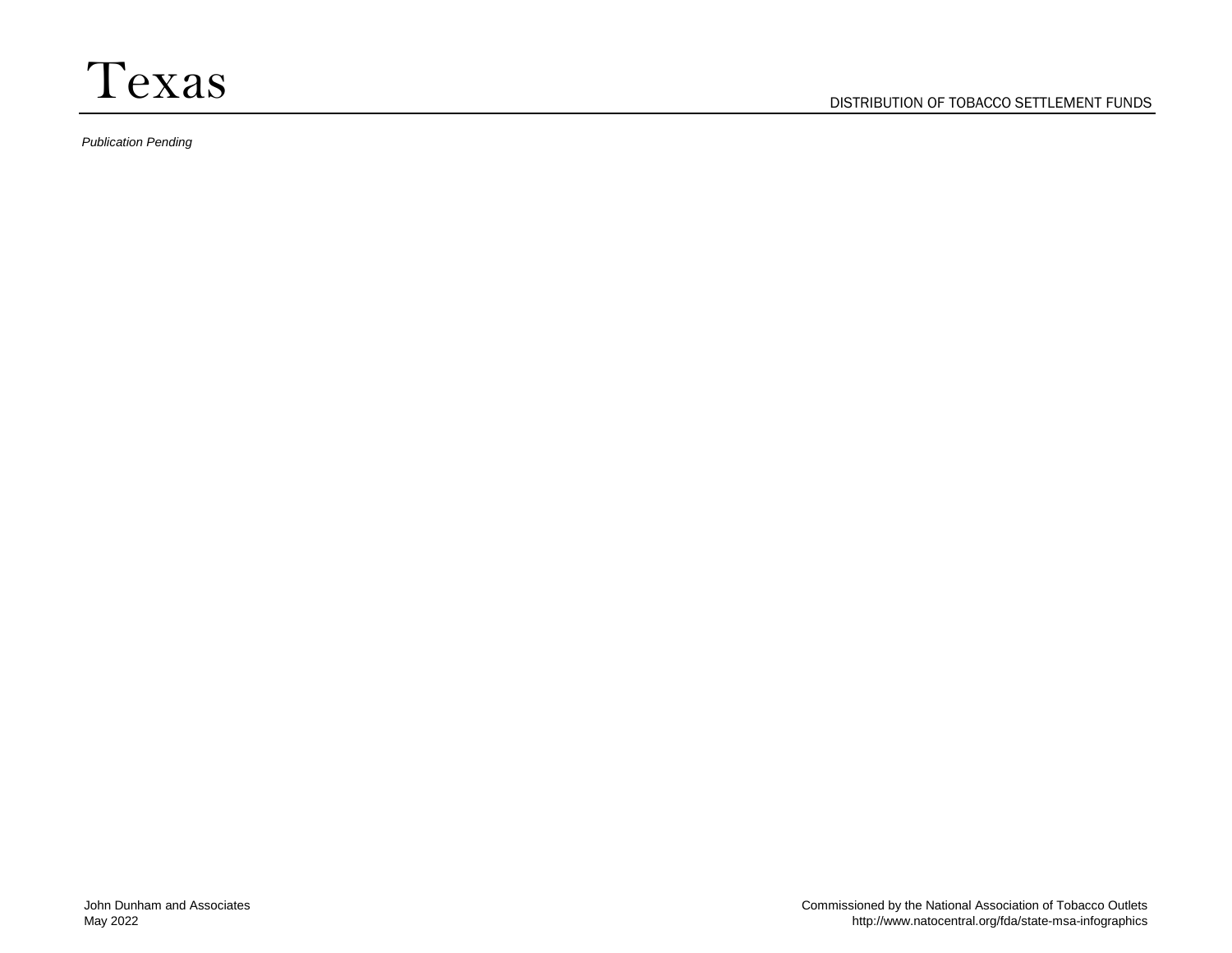# Texas

DISTRIBUTION OF TOBACCO SETTLEMENT FUNDS

*Publication Pending*

John Dunham and Associates
May 2022

Commissioned by the National Association of Tobacco Outlets
http://www.natocentral.org/fda/state-msa-infographics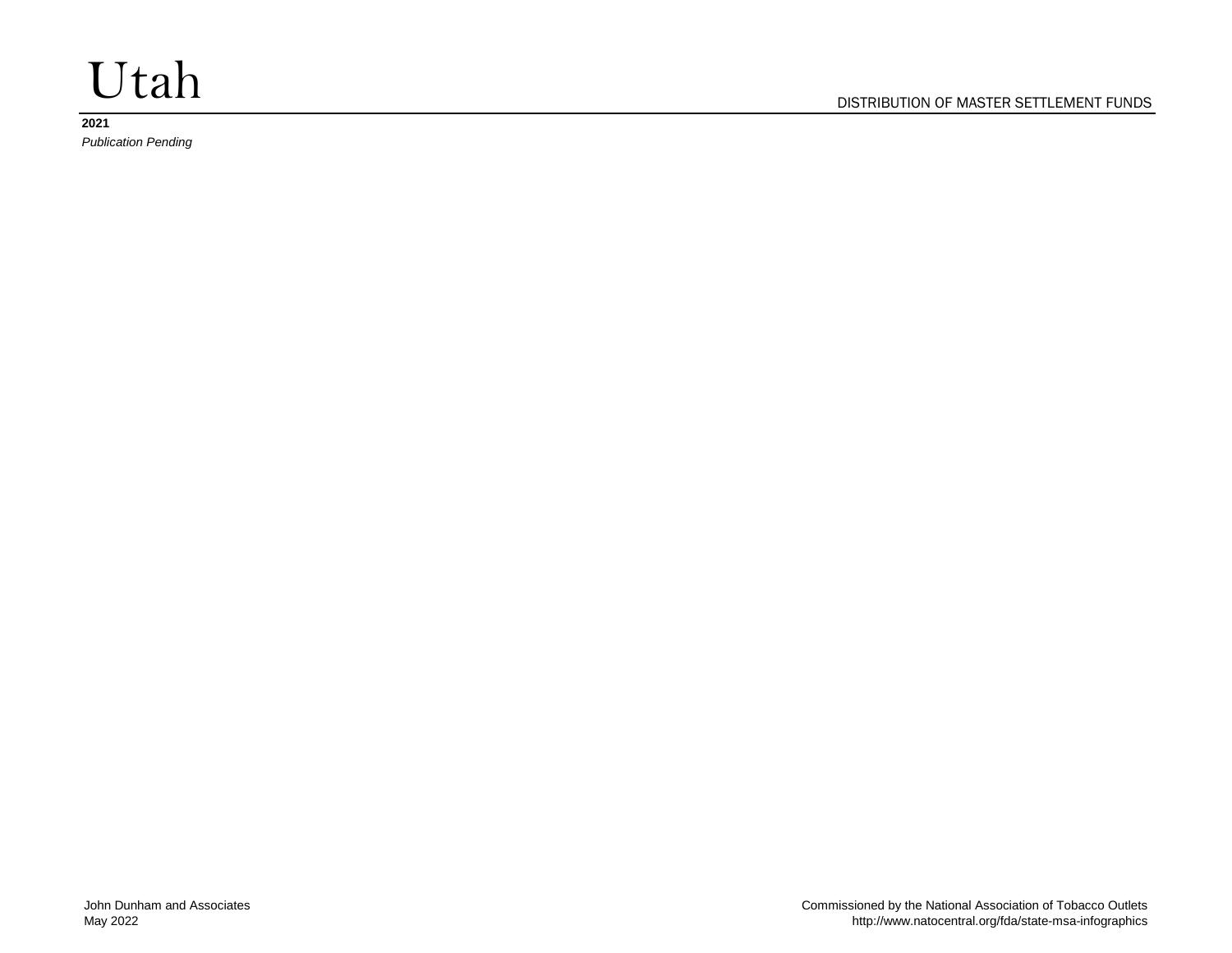# Utah

DISTRIBUTION OF MASTER SETTLEMENT FUNDS

**2021**

*Publication Pending*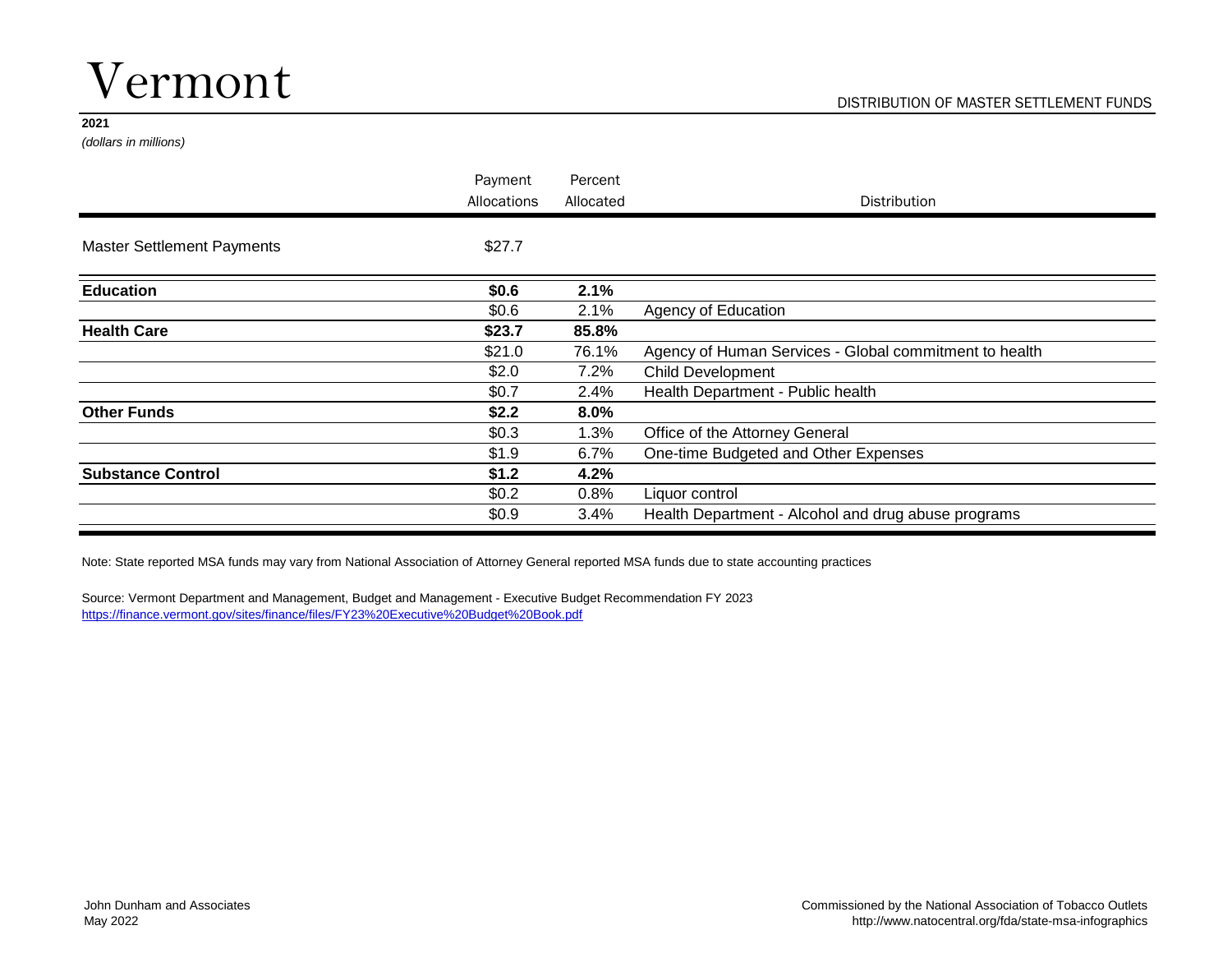# Vermont

DISTRIBUTION OF MASTER SETTLEMENT FUNDS

**2021**

*(dollars in millions)*

| | Payment Allocations | Percent Allocated | Distribution |
|---|---|---|---|
| Master Settlement Payments | $27.7 | | |
| **Education** | **$0.6** | **2.1%** | |
| | $0.6 | 2.1% | Agency of Education |
| **Health Care** | **$23.7** | **85.8%** | |
| | $21.0 | 76.1% | Agency of Human Services - Global commitment to health |
| | $2.0 | 7.2% | Child Development |
| | $0.7 | 2.4% | Health Department - Public health |
| **Other Funds** | **$2.2** | **8.0%** | |
| | $0.3 | 1.3% | Office of the Attorney General |
| | $1.9 | 6.7% | One-time Budgeted and Other Expenses |
| **Substance Control** | **$1.2** | **4.2%** | |
| | $0.2 | 0.8% | Liquor control |
| | $0.9 | 3.4% | Health Department - Alcohol and drug abuse programs |

Note: State reported MSA funds may vary from National Association of Attorney General reported MSA funds due to state accounting practices

Source: Vermont Department and Management, Budget and Management - Executive Budget Recommendation FY 2023
https://finance.vermont.gov/sites/finance/files/FY23%20Executive%20Budget%20Book.pdf

John Dunham and Associates
May 2022

Commissioned by the National Association of Tobacco Outlets
http://www.natocentral.org/fda/state-msa-infographics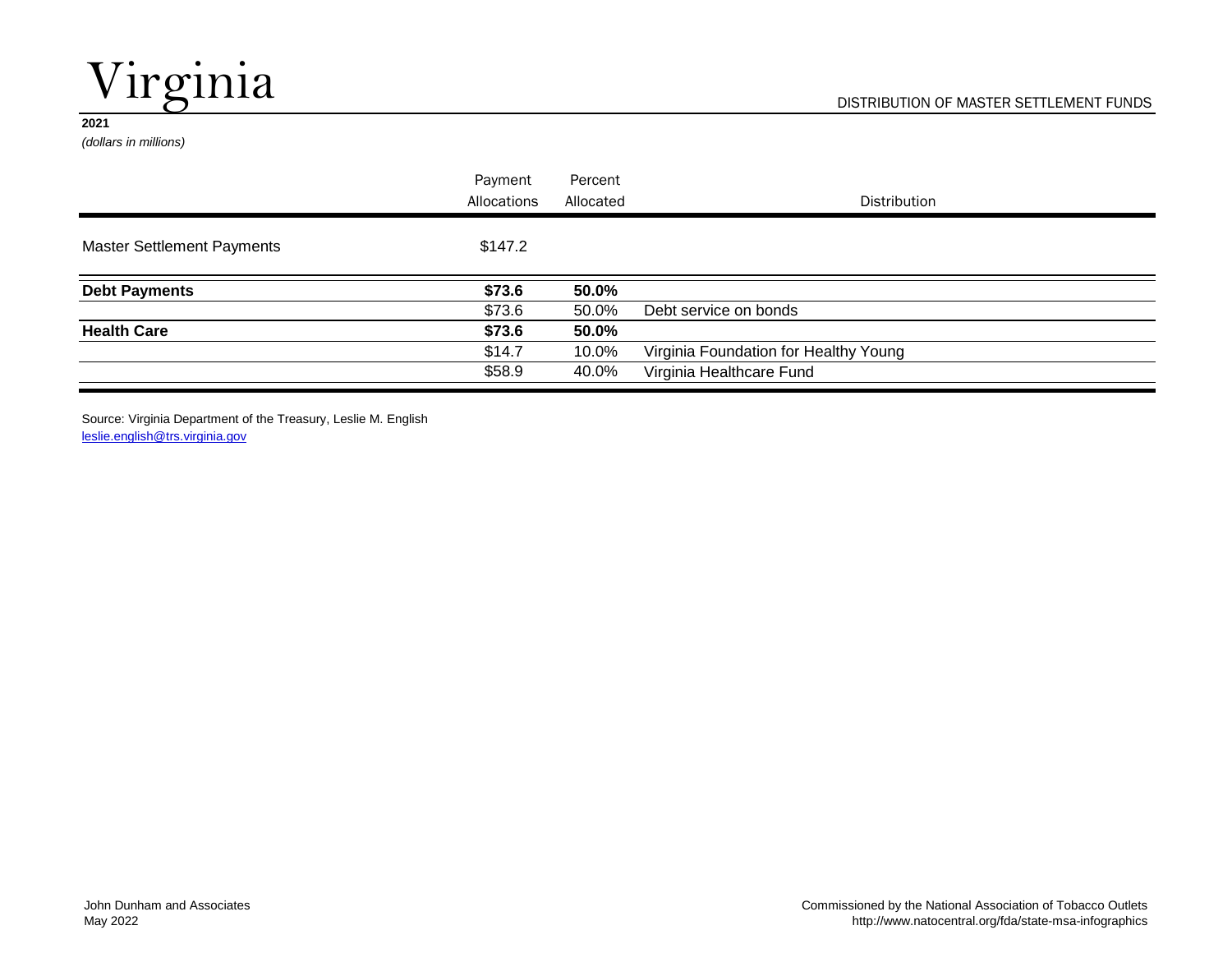# Virginia

DISTRIBUTION OF MASTER SETTLEMENT FUNDS

**2021**

*(dollars in millions)*

| | Payment Allocations | Percent Allocated | Distribution |
|---|---|---|---|
| Master Settlement Payments | $147.2 | | |
| **Debt Payments** | **$73.6** | **50.0%** | |
| | $73.6 | 50.0% | Debt service on bonds |
| **Health Care** | **$73.6** | **50.0%** | |
| | $14.7 | 10.0% | Virginia Foundation for Healthy Young |
| | $58.9 | 40.0% | Virginia Healthcare Fund |

Source: Virginia Department of the Treasury, Leslie M. English
leslie.english@trs.virginia.gov

John Dunham and Associates
May 2022

Commissioned by the National Association of Tobacco Outlets
http://www.natocentral.org/fda/state-msa-infographics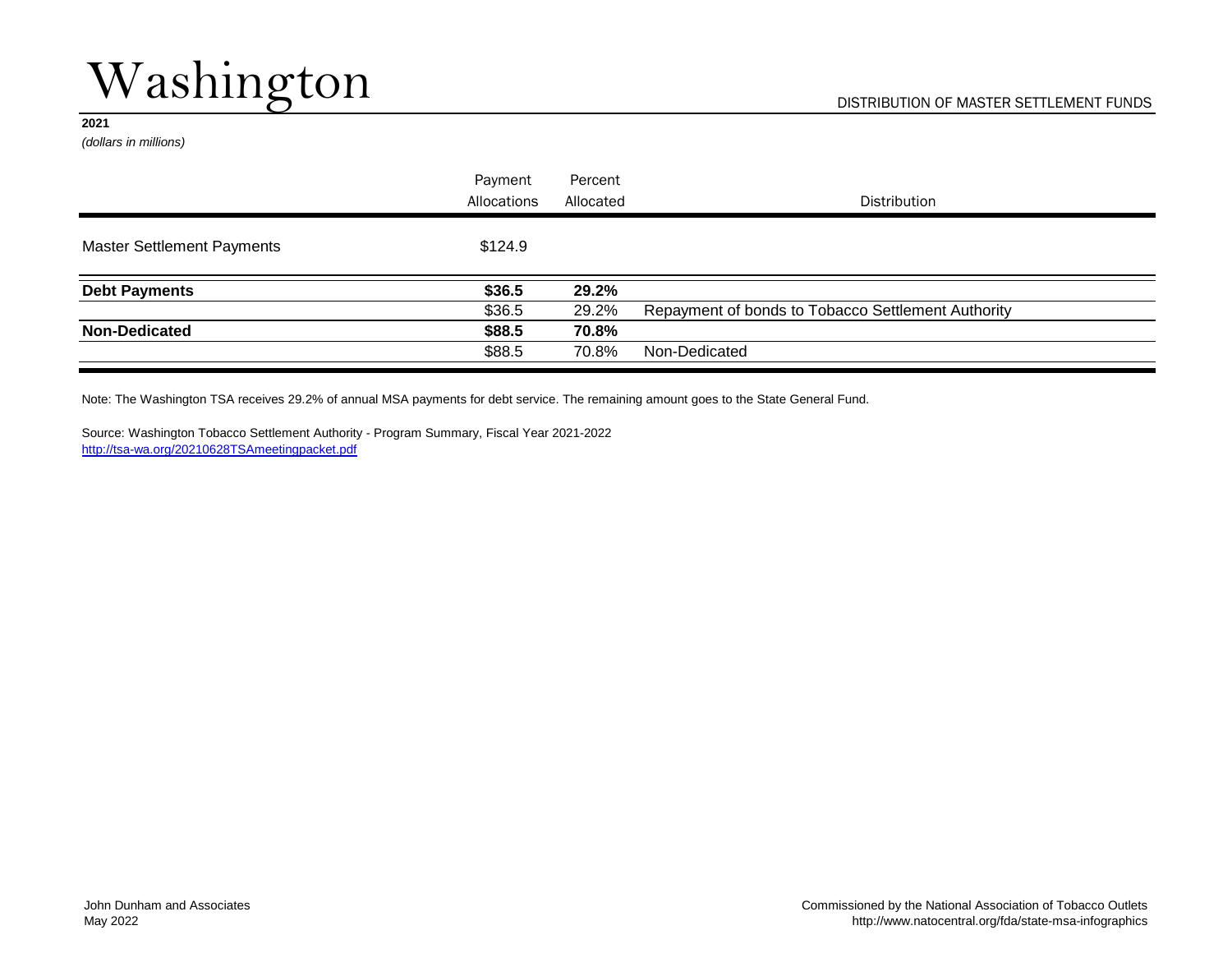# Washington

DISTRIBUTION OF MASTER SETTLEMENT FUNDS

**2021**

*(dollars in millions)*

| | Payment Allocations | Percent Allocated | Distribution |
|---|---|---|---|
| Master Settlement Payments | $124.9 | | |
| **Debt Payments** | **$36.5** | **29.2%** | |
| | $36.5 | 29.2% | Repayment of bonds to Tobacco Settlement Authority |
| **Non-Dedicated** | **$88.5** | **70.8%** | |
| | $88.5 | 70.8% | Non-Dedicated |

Note: The Washington TSA receives 29.2% of annual MSA payments for debt service. The remaining amount goes to the State General Fund.

Source: Washington Tobacco Settlement Authority - Program Summary, Fiscal Year 2021-2022
http://tsa-wa.org/20210628TSAmeetingpacket.pdf

John Dunham and Associates
May 2022

Commissioned by the National Association of Tobacco Outlets
http://www.natocentral.org/fda/state-msa-infographics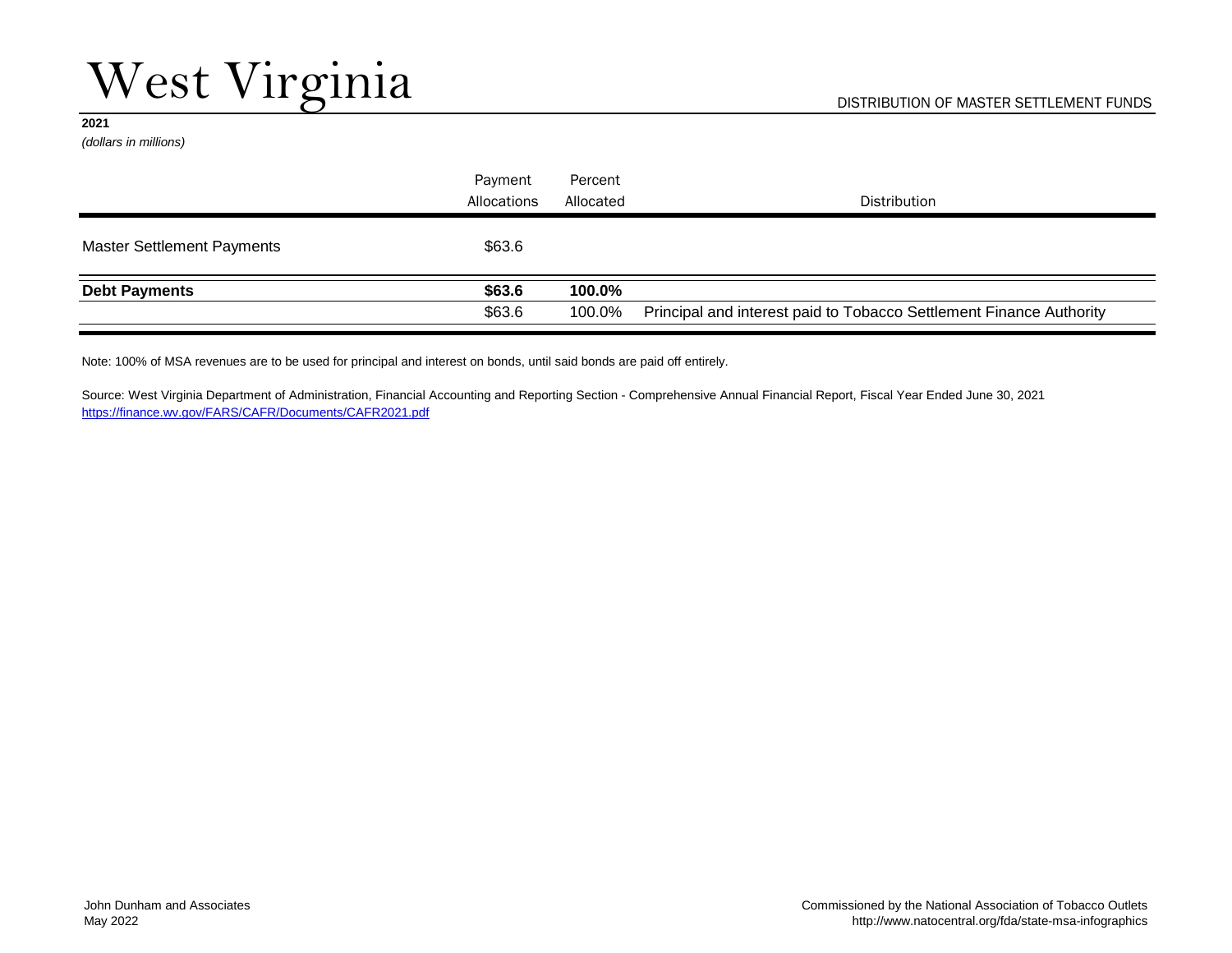# West Virginia

DISTRIBUTION OF MASTER SETTLEMENT FUNDS

**2021**

*(dollars in millions)*

| | Payment Allocations | Percent Allocated | Distribution |
|---|---|---|---|
| Master Settlement Payments | $63.6 | | |
| **Debt Payments** | **$63.6** | **100.0%** | |
| | $63.6 | 100.0% | Principal and interest paid to Tobacco Settlement Finance Authority |

Note: 100% of MSA revenues are to be used for principal and interest on bonds, until said bonds are paid off entirely.

Source: West Virginia Department of Administration, Financial Accounting and Reporting Section - Comprehensive Annual Financial Report, Fiscal Year Ended June 30, 2021
https://finance.wv.gov/FARS/CAFR/Documents/CAFR2021.pdf

John Dunham and Associates
May 2022

Commissioned by the National Association of Tobacco Outlets
http://www.natocentral.org/fda/state-msa-infographics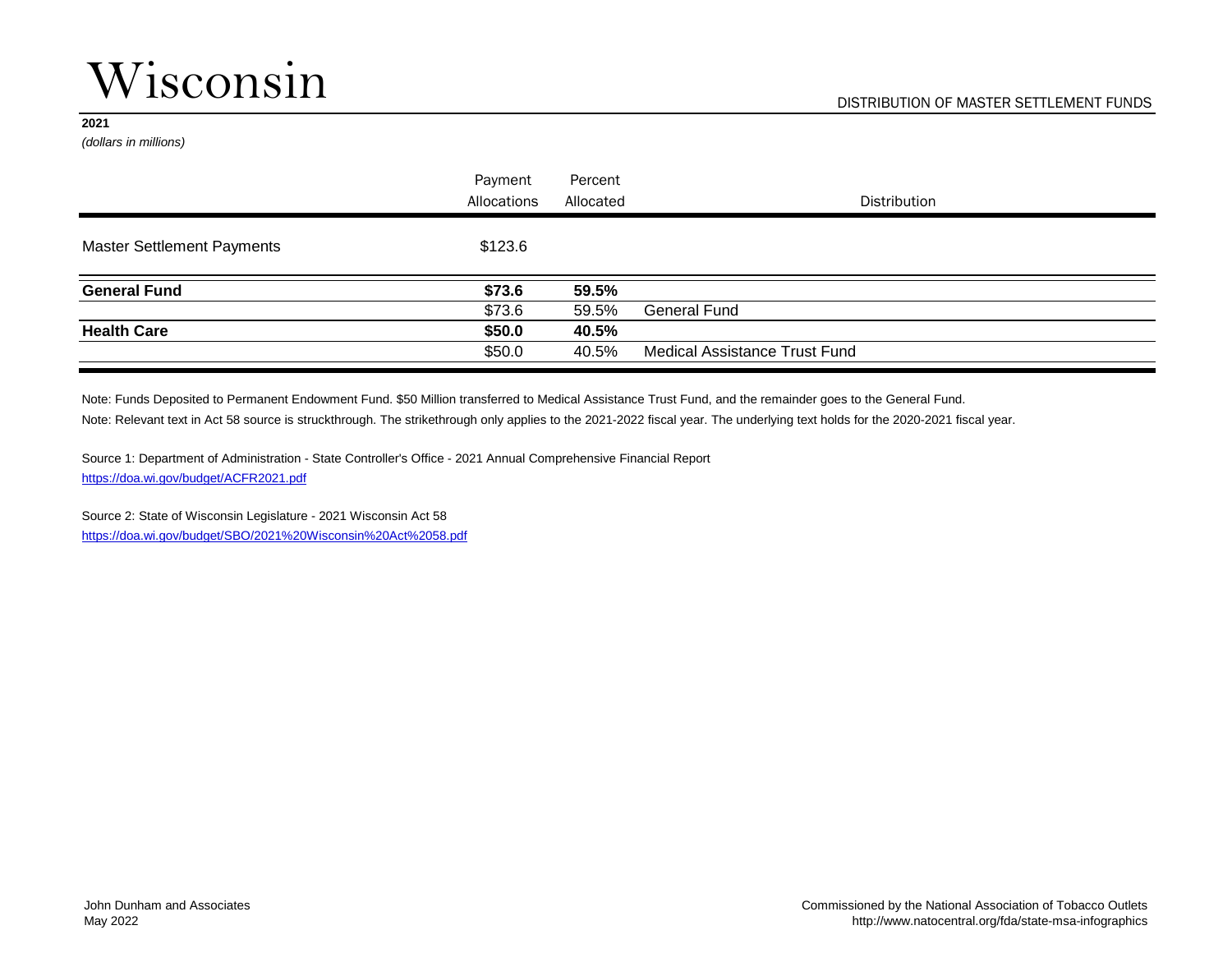# Wisconsin

DISTRIBUTION OF MASTER SETTLEMENT FUNDS

**2021**

*(dollars in millions)*

| | Payment Allocations | Percent Allocated | Distribution |
|---|---|---|---|
| Master Settlement Payments | $123.6 | | |
| **General Fund** | **$73.6** | **59.5%** | |
| | $73.6 | 59.5% | General Fund |
| **Health Care** | **$50.0** | **40.5%** | |
| | $50.0 | 40.5% | Medical Assistance Trust Fund |

Note: Funds Deposited to Permanent Endowment Fund. $50 Million transferred to Medical Assistance Trust Fund, and the remainder goes to the General Fund.

Note: Relevant text in Act 58 source is struckthrough. The strikethrough only applies to the 2021-2022 fiscal year. The underlying text holds for the 2020-2021 fiscal year.

Source 1: Department of Administration - State Controller's Office - 2021 Annual Comprehensive Financial Report
https://doa.wi.gov/budget/ACFR2021.pdf

Source 2: State of Wisconsin Legislature - 2021 Wisconsin Act 58
https://doa.wi.gov/budget/SBO/2021%20Wisconsin%20Act%2058.pdf

John Dunham and Associates
May 2022

Commissioned by the National Association of Tobacco Outlets
http://www.natocentral.org/fda/state-msa-infographics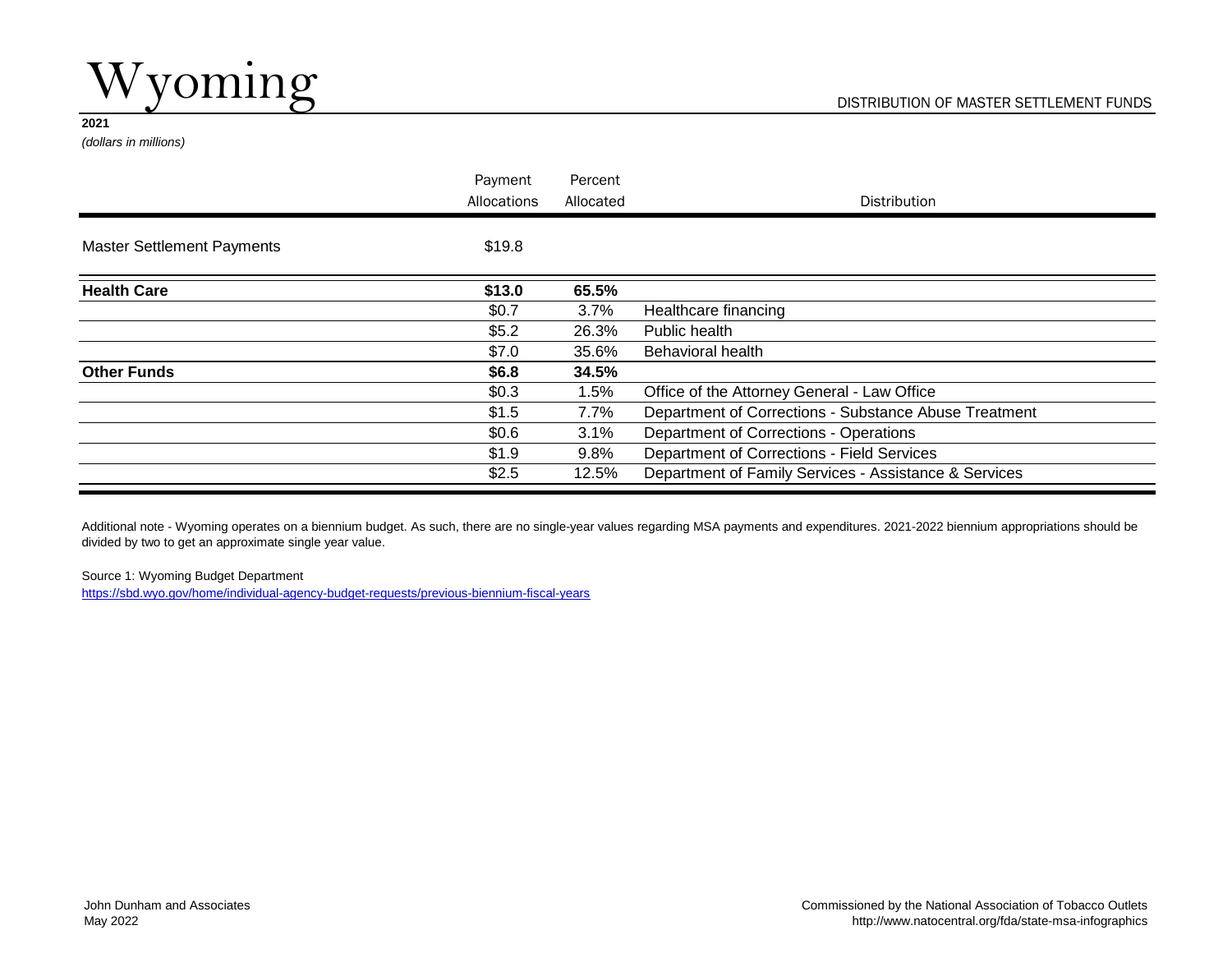# Wyoming

DISTRIBUTION OF MASTER SETTLEMENT FUNDS

**2021**

*(dollars in millions)*

| | Payment Allocations | Percent Allocated | Distribution |
|---|---|---|---|
| Master Settlement Payments | $19.8 | | |
| **Health Care** | **$13.0** | **65.5%** | |
| | $0.7 | 3.7% | Healthcare financing |
| | $5.2 | 26.3% | Public health |
| | $7.0 | 35.6% | Behavioral health |
| **Other Funds** | **$6.8** | **34.5%** | |
| | $0.3 | 1.5% | Office of the Attorney General - Law Office |
| | $1.5 | 7.7% | Department of Corrections - Substance Abuse Treatment |
| | $0.6 | 3.1% | Department of Corrections - Operations |
| | $1.9 | 9.8% | Department of Corrections - Field Services |
| | $2.5 | 12.5% | Department of Family Services - Assistance & Services |

Additional note - Wyoming operates on a biennium budget. As such, there are no single-year values regarding MSA payments and expenditures. 2021-2022 biennium appropriations should be divided by two to get an approximate single year value.

Source 1: Wyoming Budget Department
https://sbd.wyo.gov/home/individual-agency-budget-requests/previous-biennium-fiscal-years

John Dunham and Associates
May 2022

Commissioned by the National Association of Tobacco Outlets
http://www.natocentral.org/fda/state-msa-infographics